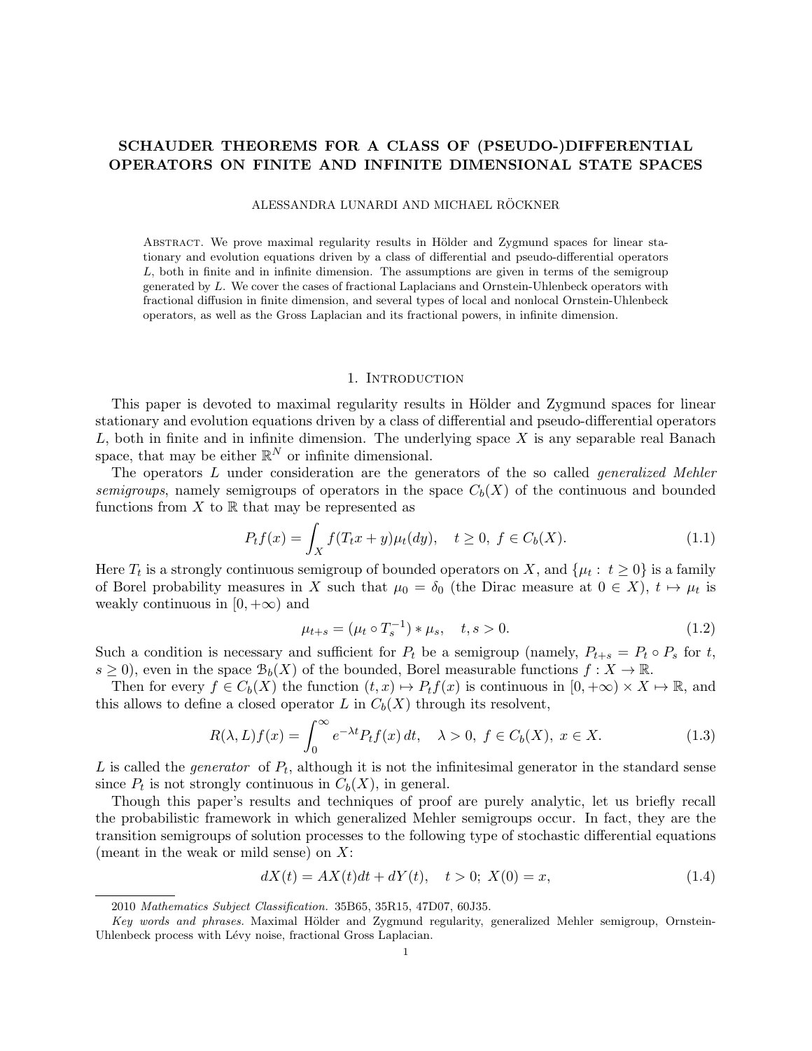# SCHAUDER THEOREMS FOR A CLASS OF (PSEUDO-)DIFFERENTIAL OPERATORS ON FINITE AND INFINITE DIMENSIONAL STATE SPACES

ALESSANDRA LUNARDI AND MICHAEL RÖCKNER

Abstract. We prove maximal regularity results in Hölder and Zygmund spaces for linear stationary and evolution equations driven by a class of differential and pseudo-differential operators $L$, both in finite and in infinite dimension. The assumptions are given in terms of the semigroup generated by $L$. We cover the cases of fractional Laplacians and Ornstein-Uhlenbeck operators with fractional diffusion in finite dimension, and several types of local and nonlocal Ornstein-Uhlenbeck operators, as well as the Gross Laplacian and its fractional powers, in infinite dimension.

## 1. Introduction

This paper is devoted to maximal regularity results in Hölder and Zygmund spaces for linear stationary and evolution equations driven by a class of differential and pseudo-differential operators $L$, both in finite and in infinite dimension. The underlying space $X$ is any separable real Banach space, that may be either $\mathbb{R}^N$ or infinite dimensional.

The operators $L$ under consideration are the generators of the so called *generalized Mehler semigroups*, namely semigroups of operators in the space $C_b(X)$ of the continuous and bounded functions from $X$ to $\mathbb{R}$ that may be represented as

$$P_t f(x) = \int_X f(T_t x + y)\mu_t(dy), \quad t \geq 0, \ f \in C_b(X). \tag{1.1}$$

Here $T_t$ is a strongly continuous semigroup of bounded operators on $X$, and $\{\mu_t : \ t \geq 0\}$ is a family of Borel probability measures in $X$ such that $\mu_0 = \delta_0$ (the Dirac measure at $0 \in X$), $t \mapsto \mu_t$ is weakly continuous in $[0, +\infty)$ and

$$\mu_{t+s} = (\mu_t \circ T_s^{-1}) * \mu_s, \quad t, s > 0. \tag{1.2}$$

Such a condition is necessary and sufficient for $P_t$ be a semigroup (namely, $P_{t+s} = P_t \circ P_s$ for $t$, $s \geq 0$), even in the space $\mathcal{B}_b(X)$ of the bounded, Borel measurable functions $f : X \to \mathbb{R}$.

Then for every $f \in C_b(X)$ the function $(t, x) \mapsto P_t f(x)$ is continuous in $[0, +\infty) \times X \mapsto \mathbb{R}$, and this allows to define a closed operator $L$ in $C_b(X)$ through its resolvent,

$$R(\lambda, L)f(x) = \int_0^\infty e^{-\lambda t} P_t f(x)\, dt, \quad \lambda > 0, \ f \in C_b(X), \ x \in X. \tag{1.3}$$

$L$ is called the *generator* of $P_t$, although it is not the infinitesimal generator in the standard sense since $P_t$ is not strongly continuous in $C_b(X)$, in general.

Though this paper's results and techniques of proof are purely analytic, let us briefly recall the probabilistic framework in which generalized Mehler semigroups occur. In fact, they are the transition semigroups of solution processes to the following type of stochastic differential equations (meant in the weak or mild sense) on $X$:

$$dX(t) = AX(t)dt + dY(t), \quad t > 0; \ X(0) = x, \tag{1.4}$$

---

2010 *Mathematics Subject Classification.* 35B65, 35R15, 47D07, 60J35.

*Key words and phrases.* Maximal Hölder and Zygmund regularity, generalized Mehler semigroup, Ornstein-Uhlenbeck process with Lévy noise, fractional Gross Laplacian.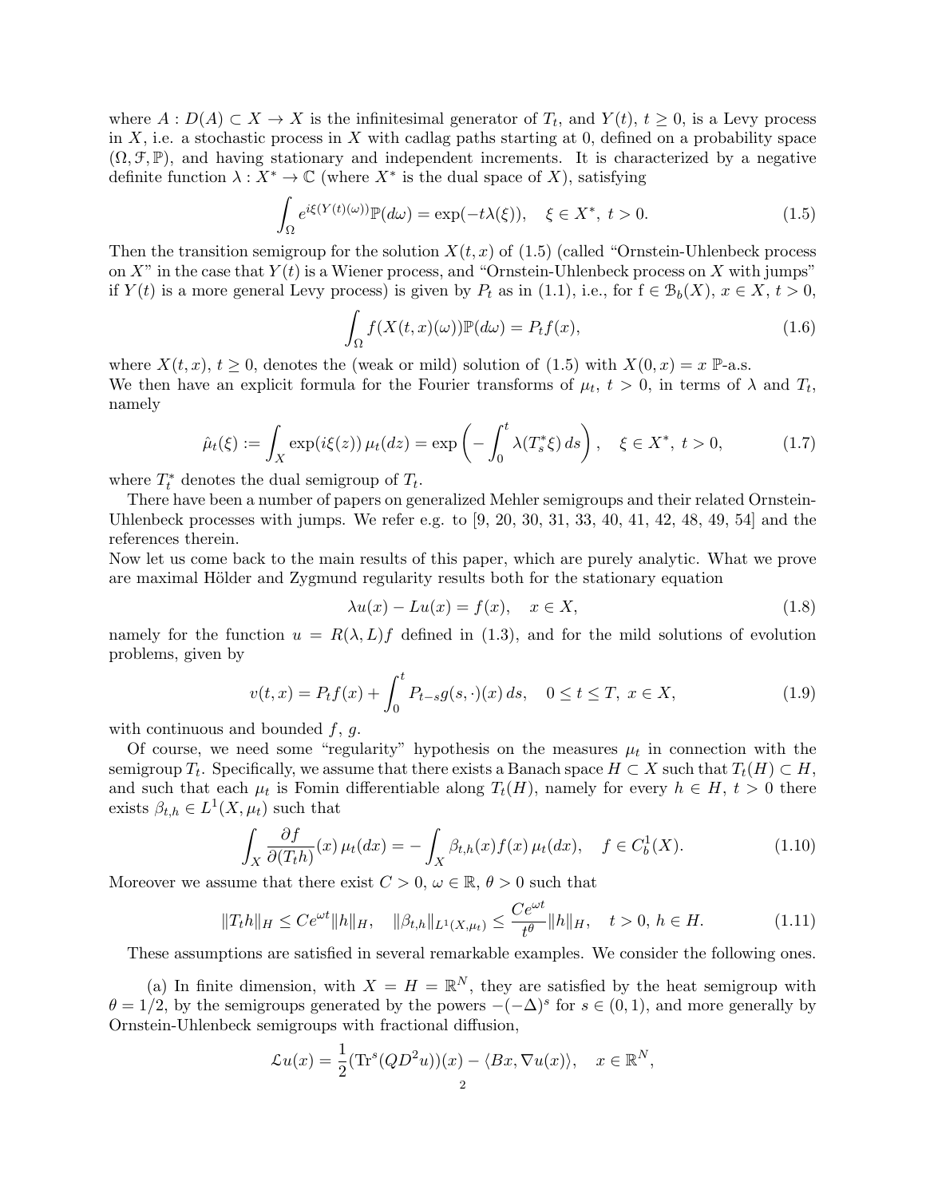where $A : D(A) \subset X \to X$ is the infinitesimal generator of $T_t$, and $Y(t)$, $t \geq 0$, is a Levy process in $X$, i.e. a stochastic process in $X$ with cadlag paths starting at 0, defined on a probability space $(\Omega, \mathcal{F}, \mathbb{P})$, and having stationary and independent increments. It is characterized by a negative definite function $\lambda : X^* \to \mathbb{C}$ (where $X^*$ is the dual space of $X$), satisfying

$$\int_\Omega e^{i\xi(Y(t)(\omega))} \mathbb{P}(d\omega) = \exp(-t\lambda(\xi)), \quad \xi \in X^*, \ t > 0. \tag{1.5}$$

Then the transition semigroup for the solution $X(t,x)$ of (1.5) (called "Ornstein-Uhlenbeck process on $X$" in the case that $Y(t)$ is a Wiener process, and "Ornstein-Uhlenbeck process on $X$ with jumps" if $Y(t)$ is a more general Levy process) is given by $P_t$ as in (1.1), i.e., for $f \in \mathcal{B}_b(X)$, $x \in X$, $t > 0$,

$$\int_\Omega f(X(t,x)(\omega)) \mathbb{P}(d\omega) = P_t f(x), \tag{1.6}$$

where $X(t,x)$, $t \geq 0$, denotes the (weak or mild) solution of (1.5) with $X(0,x) = x$ $\mathbb{P}$-a.s.
We then have an explicit formula for the Fourier transforms of $\mu_t$, $t > 0$, in terms of $\lambda$ and $T_t$, namely

$$\hat{\mu}_t(\xi) := \int_X \exp(i\xi(z))\, \mu_t(dz) = \exp\left( - \int_0^t \lambda(T_s^* \xi)\, ds \right), \quad \xi \in X^*, \ t > 0, \tag{1.7}$$

where $T_t^*$ denotes the dual semigroup of $T_t$.

There have been a number of papers on generalized Mehler semigroups and their related Ornstein-Uhlenbeck processes with jumps. We refer e.g. to [9, 20, 30, 31, 33, 40, 41, 42, 48, 49, 54] and the references therein.
Now let us come back to the main results of this paper, which are purely analytic. What we prove are maximal Hölder and Zygmund regularity results both for the stationary equation

$$\lambda u(x) - Lu(x) = f(x), \quad x \in X, \tag{1.8}$$

namely for the function $u = R(\lambda, L)f$ defined in (1.3), and for the mild solutions of evolution problems, given by

$$v(t,x) = P_t f(x) + \int_0^t P_{t-s} g(s, \cdot)(x)\, ds, \quad 0 \leq t \leq T, \ x \in X, \tag{1.9}$$

with continuous and bounded $f$, $g$.

Of course, we need some "regularity" hypothesis on the measures $\mu_t$ in connection with the semigroup $T_t$. Specifically, we assume that there exists a Banach space $H \subset X$ such that $T_t(H) \subset H$, and such that each $\mu_t$ is Fomin differentiable along $T_t(H)$, namely for every $h \in H$, $t > 0$ there exists $\beta_{t,h} \in L^1(X, \mu_t)$ such that

$$\int_X \frac{\partial f}{\partial(T_t h)}(x)\, \mu_t(dx) = - \int_X \beta_{t,h}(x) f(x)\, \mu_t(dx), \quad f \in C^1_b(X). \tag{1.10}$$

Moreover we assume that there exist $C > 0$, $\omega \in \mathbb{R}$, $\theta > 0$ such that

$$\|T_t h\|_H \leq C e^{\omega t} \|h\|_H, \quad \|\beta_{t,h}\|_{L^1(X,\mu_t)} \leq \frac{C e^{\omega t}}{t^\theta} \|h\|_H, \quad t > 0, \ h \in H. \tag{1.11}$$

These assumptions are satisfied in several remarkable examples. We consider the following ones.

(a) In finite dimension, with $X = H = \mathbb{R}^N$, they are satisfied by the heat semigroup with $\theta = 1/2$, by the semigroups generated by the powers $-(-\Delta)^s$ for $s \in (0,1)$, and more generally by Ornstein-Uhlenbeck semigroups with fractional diffusion,

$$\mathcal{L}u(x) = \frac{1}{2}(\mathrm{Tr}^s(QD^2u))(x) - \langle Bx, \nabla u(x) \rangle, \quad x \in \mathbb{R}^N,$$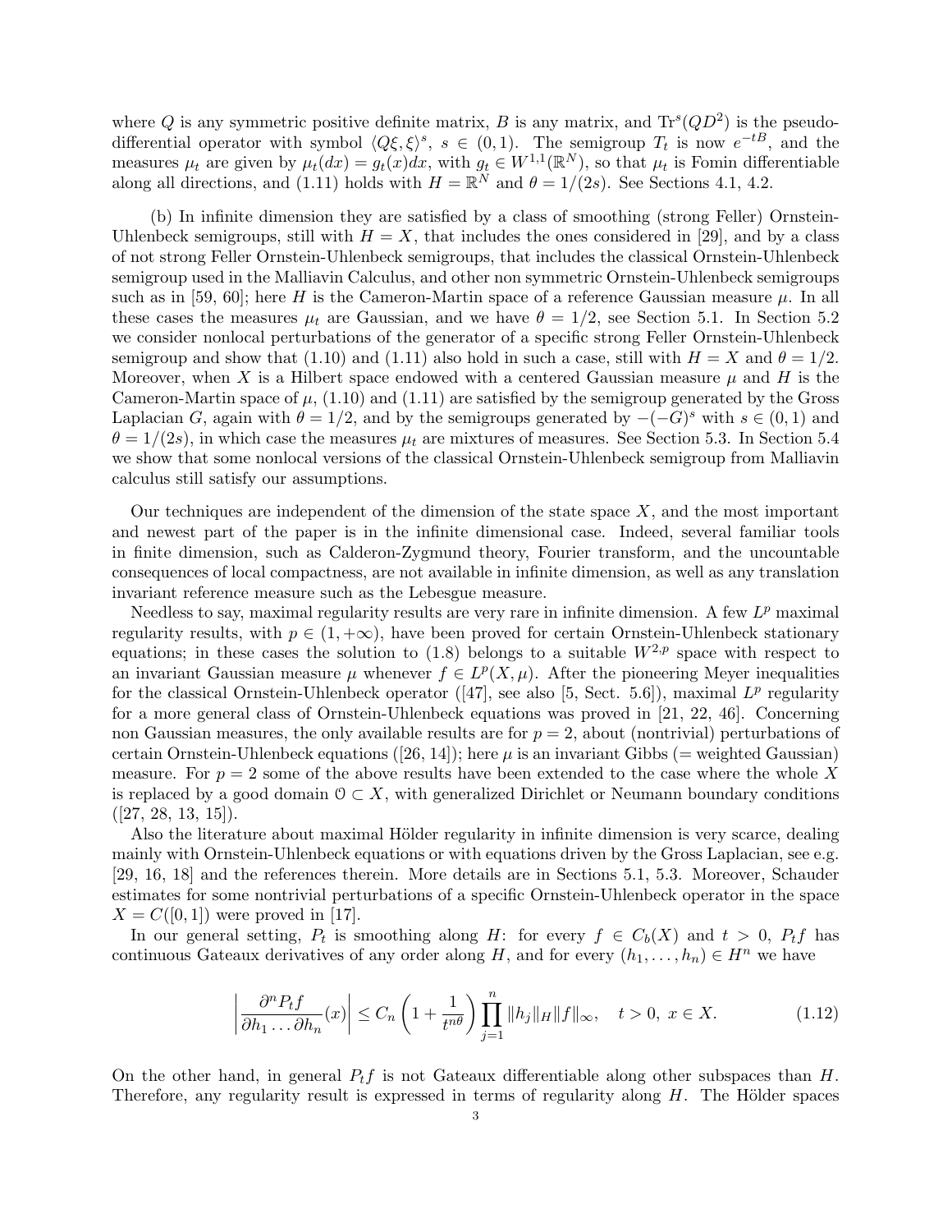where $Q$ is any symmetric positive definite matrix, $B$ is any matrix, and $\mathrm{Tr}^s(QD^2)$ is the pseudo-differential operator with symbol $\langle Q\xi, \xi\rangle^s$, $s \in (0,1)$. The semigroup $T_t$ is now $e^{-tB}$, and the measures $\mu_t$ are given by $\mu_t(dx) = g_t(x)dx$, with $g_t \in W^{1,1}(\mathbb{R}^N)$, so that $\mu_t$ is Fomin differentiable along all directions, and (1.11) holds with $H = \mathbb{R}^N$ and $\theta = 1/(2s)$. See Sections 4.1, 4.2.

(b) In infinite dimension they are satisfied by a class of smoothing (strong Feller) Ornstein-Uhlenbeck semigroups, still with $H = X$, that includes the ones considered in [29], and by a class of not strong Feller Ornstein-Uhlenbeck semigroups, that includes the classical Ornstein-Uhlenbeck semigroup used in the Malliavin Calculus, and other non symmetric Ornstein-Uhlenbeck semigroups such as in [59, 60]; here $H$ is the Cameron-Martin space of a reference Gaussian measure $\mu$. In all these cases the measures $\mu_t$ are Gaussian, and we have $\theta = 1/2$, see Section 5.1. In Section 5.2 we consider nonlocal perturbations of the generator of a specific strong Feller Ornstein-Uhlenbeck semigroup and show that (1.10) and (1.11) also hold in such a case, still with $H = X$ and $\theta = 1/2$. Moreover, when $X$ is a Hilbert space endowed with a centered Gaussian measure $\mu$ and $H$ is the Cameron-Martin space of $\mu$, (1.10) and (1.11) are satisfied by the semigroup generated by the Gross Laplacian $G$, again with $\theta = 1/2$, and by the semigroups generated by $-(-G)^s$ with $s \in (0,1)$ and $\theta = 1/(2s)$, in which case the measures $\mu_t$ are mixtures of measures. See Section 5.3. In Section 5.4 we show that some nonlocal versions of the classical Ornstein-Uhlenbeck semigroup from Malliavin calculus still satisfy our assumptions.

Our techniques are independent of the dimension of the state space $X$, and the most important and newest part of the paper is in the infinite dimensional case. Indeed, several familiar tools in finite dimension, such as Calderon-Zygmund theory, Fourier transform, and the uncountable consequences of local compactness, are not available in infinite dimension, as well as any translation invariant reference measure such as the Lebesgue measure.

Needless to say, maximal regularity results are very rare in infinite dimension. A few $L^p$ maximal regularity results, with $p \in (1, +\infty)$, have been proved for certain Ornstein-Uhlenbeck stationary equations; in these cases the solution to (1.8) belongs to a suitable $W^{2,p}$ space with respect to an invariant Gaussian measure $\mu$ whenever $f \in L^p(X, \mu)$. After the pioneering Meyer inequalities for the classical Ornstein-Uhlenbeck operator ([47], see also [5, Sect. 5.6]), maximal $L^p$ regularity for a more general class of Ornstein-Uhlenbeck equations was proved in [21, 22, 46]. Concerning non Gaussian measures, the only available results are for $p = 2$, about (nontrivial) perturbations of certain Ornstein-Uhlenbeck equations ([26, 14]); here $\mu$ is an invariant Gibbs (= weighted Gaussian) measure. For $p = 2$ some of the above results have been extended to the case where the whole $X$ is replaced by a good domain $\mathcal{O} \subset X$, with generalized Dirichlet or Neumann boundary conditions ([27, 28, 13, 15]).

Also the literature about maximal Hölder regularity in infinite dimension is very scarce, dealing mainly with Ornstein-Uhlenbeck equations or with equations driven by the Gross Laplacian, see e.g. [29, 16, 18] and the references therein. More details are in Sections 5.1, 5.3. Moreover, Schauder estimates for some nontrivial perturbations of a specific Ornstein-Uhlenbeck operator in the space $X = C([0,1])$ were proved in [17].

In our general setting, $P_t$ is smoothing along $H$: for every $f \in C_b(X)$ and $t > 0$, $P_t f$ has continuous Gateaux derivatives of any order along $H$, and for every $(h_1, \dots, h_n) \in H^n$ we have

$$\left| \frac{\partial^n P_t f}{\partial h_1 \dots \partial h_n}(x) \right| \leq C_n \left( 1 + \frac{1}{t^{n\theta}} \right) \prod_{j=1}^{n} \|h_j\|_H \|f\|_\infty, \quad t > 0,\ x \in X. \tag{1.12}$$

On the other hand, in general $P_t f$ is not Gateaux differentiable along other subspaces than $H$. Therefore, any regularity result is expressed in terms of regularity along $H$. The Hölder spaces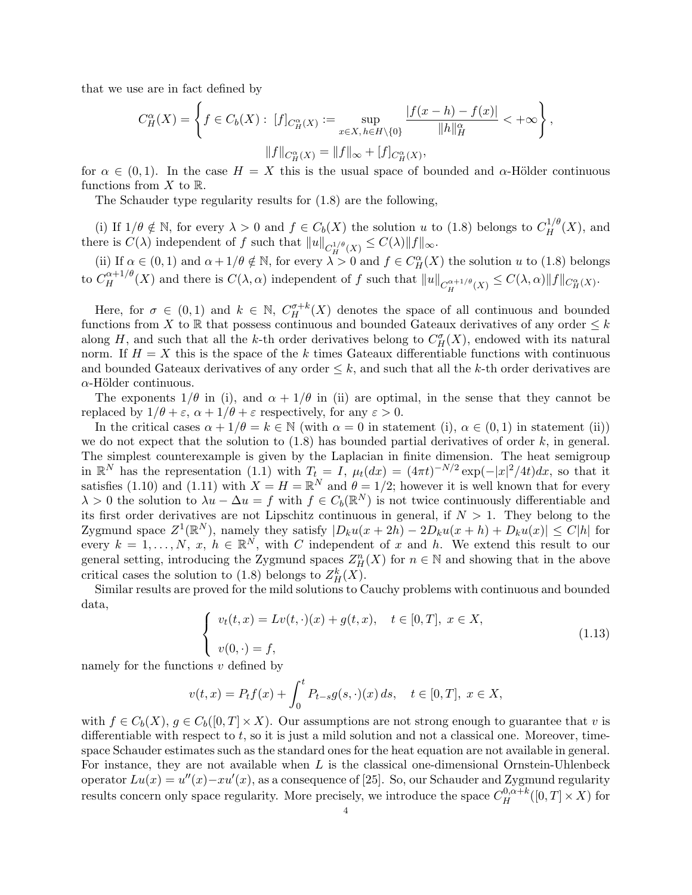that we use are in fact defined by

$$C^\alpha_H(X) = \left\{ f \in C_b(X) : \; [f]_{C^\alpha_H(X)} := \sup_{x \in X,\, h \in H\setminus\{0\}} \frac{|f(x-h) - f(x)|}{\|h\|_H^\alpha} < +\infty \right\},$$

$$\|f\|_{C^\alpha_H(X)} = \|f\|_\infty + [f]_{C^\alpha_H(X)},$$

for $\alpha \in (0,1)$. In the case $H = X$ this is the usual space of bounded and $\alpha$-Hölder continuous functions from $X$ to $\mathbb{R}$.

The Schauder type regularity results for (1.8) are the following,

(i) If $1/\theta \notin \mathbb{N}$, for every $\lambda > 0$ and $f \in C_b(X)$ the solution $u$ to (1.8) belongs to $C^{1/\theta}_H(X)$, and there is $C(\lambda)$ independent of $f$ such that $\|u\|_{C^{1/\theta}_H(X)} \leq C(\lambda)\|f\|_\infty$.

(ii) If $\alpha \in (0,1)$ and $\alpha + 1/\theta \notin \mathbb{N}$, for every $\lambda > 0$ and $f \in C^\alpha_H(X)$ the solution $u$ to (1.8) belongs to $C^{\alpha+1/\theta}_H(X)$ and there is $C(\lambda, \alpha)$ independent of $f$ such that $\|u\|_{C^{\alpha+1/\theta}_H(X)} \leq C(\lambda,\alpha)\|f\|_{C^\alpha_H(X)}$.

Here, for $\sigma \in (0,1)$ and $k \in \mathbb{N}$, $C^{\sigma+k}_H(X)$ denotes the space of all continuous and bounded functions from $X$ to $\mathbb{R}$ that possess continuous and bounded Gateaux derivatives of any order $\leq k$ along $H$, and such that all the $k$-th order derivatives belong to $C^\sigma_H(X)$, endowed with its natural norm. If $H = X$ this is the space of the $k$ times Gateaux differentiable functions with continuous and bounded Gateaux derivatives of any order $\leq k$, and such that all the $k$-th order derivatives are $\alpha$-Hölder continuous.

The exponents $1/\theta$ in (i), and $\alpha + 1/\theta$ in (ii) are optimal, in the sense that they cannot be replaced by $1/\theta + \varepsilon$, $\alpha + 1/\theta + \varepsilon$ respectively, for any $\varepsilon > 0$.

In the critical cases $\alpha + 1/\theta = k \in \mathbb{N}$ (with $\alpha = 0$ in statement (i), $\alpha \in (0,1)$ in statement (ii)) we do not expect that the solution to (1.8) has bounded partial derivatives of order $k$, in general. The simplest counterexample is given by the Laplacian in finite dimension. The heat semigroup in $\mathbb{R}^N$ has the representation (1.1) with $T_t = I$, $\mu_t(dx) = (4\pi t)^{-N/2}\exp(-|x|^2/4t)dx$, so that it satisfies (1.10) and (1.11) with $X = H = \mathbb{R}^N$ and $\theta = 1/2$; however it is well known that for every $\lambda > 0$ the solution to $\lambda u - \Delta u = f$ with $f \in C_b(\mathbb{R}^N)$ is not twice continuously differentiable and its first order derivatives are not Lipschitz continuous in general, if $N > 1$. They belong to the Zygmund space $Z^1(\mathbb{R}^N)$, namely they satisfy $|D_k u(x+2h) - 2D_k u(x+h) + D_k u(x)| \leq C|h|$ for every $k = 1, \ldots, N$, $x$, $h \in \mathbb{R}^N$, with $C$ independent of $x$ and $h$. We extend this result to our general setting, introducing the Zygmund spaces $Z^n_H(X)$ for $n \in \mathbb{N}$ and showing that in the above critical cases the solution to (1.8) belongs to $Z^k_H(X)$.

Similar results are proved for the mild solutions to Cauchy problems with continuous and bounded data,

$$\begin{cases} v_t(t,x) = Lv(t,\cdot)(x) + g(t,x), \quad t \in [0,T],\; x \in X, \\ \\ v(0,\cdot) = f, \end{cases} \tag{1.13}$$

namely for the functions $v$ defined by

$$v(t,x) = P_t f(x) + \int_0^t P_{t-s} g(s,\cdot)(x)\, ds, \quad t \in [0,T],\; x \in X,$$

with $f \in C_b(X)$, $g \in C_b([0,T] \times X)$. Our assumptions are not strong enough to guarantee that $v$ is differentiable with respect to $t$, so it is just a mild solution and not a classical one. Moreover, time-space Schauder estimates such as the standard ones for the heat equation are not available in general. For instance, they are not available when $L$ is the classical one-dimensional Ornstein-Uhlenbeck operator $Lu(x) = u''(x) - xu'(x)$, as a consequence of [25]. So, our Schauder and Zygmund regularity results concern only space regularity. More precisely, we introduce the space $C^{0,\alpha+k}_H([0,T] \times X)$ for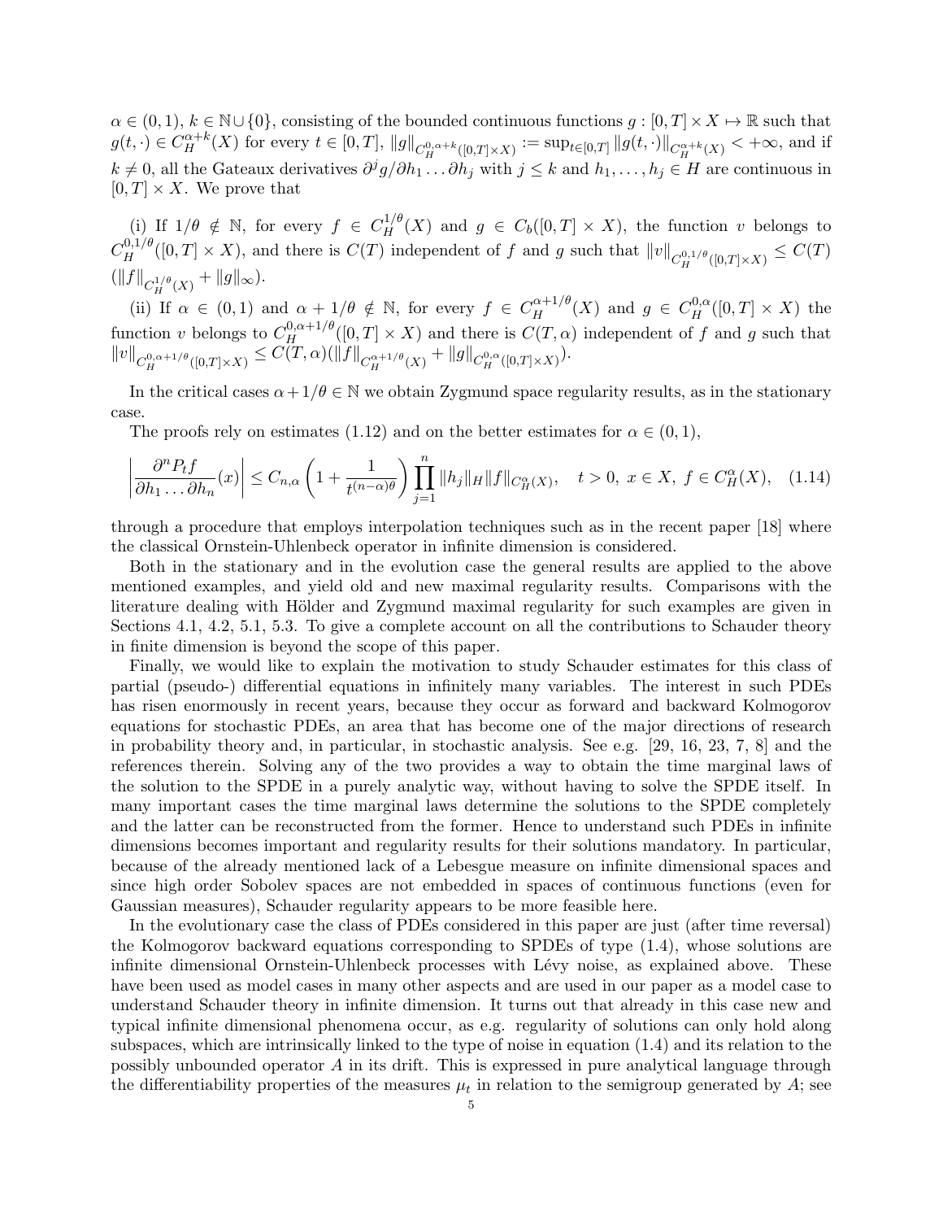$\alpha \in (0,1)$, $k \in \mathbb{N} \cup \{0\}$, consisting of the bounded continuous functions $g : [0,T] \times X \mapsto \mathbb{R}$ such that $g(t,\cdot) \in C^{\alpha+k}_H(X)$ for every $t \in [0,T]$, $\|g\|_{C^{0,\alpha+k}_H([0,T]\times X)} := \sup_{t\in[0,T]} \|g(t,\cdot)\|_{C^{\alpha+k}_H(X)} < +\infty$, and if $k \neq 0$, all the Gateaux derivatives $\partial^j g/\partial h_1 \ldots \partial h_j$ with $j \leq k$ and $h_1, \ldots, h_j \in H$ are continuous in $[0,T] \times X$. We prove that

(i) If $1/\theta \notin \mathbb{N}$, for every $f \in C^{1/\theta}_H(X)$ and $g \in C_b([0,T] \times X)$, the function $v$ belongs to $C^{0,1/\theta}_H([0,T] \times X)$, and there is $C(T)$ independent of $f$ and $g$ such that $\|v\|_{C^{0,1/\theta}_H([0,T]\times X)} \leq C(T)$ $(\|f\|_{C^{1/\theta}_H(X)} + \|g\|_\infty)$.

(ii) If $\alpha \in (0,1)$ and $\alpha + 1/\theta \notin \mathbb{N}$, for every $f \in C^{\alpha+1/\theta}_H(X)$ and $g \in C^{0,\alpha}_H([0,T] \times X)$ the function $v$ belongs to $C^{0,\alpha+1/\theta}_H([0,T] \times X)$ and there is $C(T,\alpha)$ independent of $f$ and $g$ such that $\|v\|_{C^{0,\alpha+1/\theta}_H([0,T]\times X)} \leq C(T,\alpha)(\|f\|_{C^{\alpha+1/\theta}_H(X)} + \|g\|_{C^{0,\alpha}_H([0,T]\times X)})$.

In the critical cases $\alpha + 1/\theta \in \mathbb{N}$ we obtain Zygmund space regularity results, as in the stationary case.

The proofs rely on estimates (1.12) and on the better estimates for $\alpha \in (0,1)$,

$$\left| \frac{\partial^n P_t f}{\partial h_1 \ldots \partial h_n}(x) \right| \leq C_{n,\alpha} \left( 1 + \frac{1}{t^{(n-\alpha)\theta}} \right) \prod_{j=1}^n \|h_j\|_H \|f\|_{C^\alpha_H(X)}, \quad t > 0,\ x \in X,\ f \in C^\alpha_H(X), \quad (1.14)$$

through a procedure that employs interpolation techniques such as in the recent paper [18] where the classical Ornstein-Uhlenbeck operator in infinite dimension is considered.

Both in the stationary and in the evolution case the general results are applied to the above mentioned examples, and yield old and new maximal regularity results. Comparisons with the literature dealing with Hölder and Zygmund maximal regularity for such examples are given in Sections 4.1, 4.2, 5.1, 5.3. To give a complete account on all the contributions to Schauder theory in finite dimension is beyond the scope of this paper.

Finally, we would like to explain the motivation to study Schauder estimates for this class of partial (pseudo-) differential equations in infinitely many variables. The interest in such PDEs has risen enormously in recent years, because they occur as forward and backward Kolmogorov equations for stochastic PDEs, an area that has become one of the major directions of research in probability theory and, in particular, in stochastic analysis. See e.g. [29, 16, 23, 7, 8] and the references therein. Solving any of the two provides a way to obtain the time marginal laws of the solution to the SPDE in a purely analytic way, without having to solve the SPDE itself. In many important cases the time marginal laws determine the solutions to the SPDE completely and the latter can be reconstructed from the former. Hence to understand such PDEs in infinite dimensions becomes important and regularity results for their solutions mandatory. In particular, because of the already mentioned lack of a Lebesgue measure on infinite dimensional spaces and since high order Sobolev spaces are not embedded in spaces of continuous functions (even for Gaussian measures), Schauder regularity appears to be more feasible here.

In the evolutionary case the class of PDEs considered in this paper are just (after time reversal) the Kolmogorov backward equations corresponding to SPDEs of type (1.4), whose solutions are infinite dimensional Ornstein-Uhlenbeck processes with Lévy noise, as explained above. These have been used as model cases in many other aspects and are used in our paper as a model case to understand Schauder theory in infinite dimension. It turns out that already in this case new and typical infinite dimensional phenomena occur, as e.g. regularity of solutions can only hold along subspaces, which are intrinsically linked to the type of noise in equation (1.4) and its relation to the possibly unbounded operator $A$ in its drift. This is expressed in pure analytical language through the differentiability properties of the measures $\mu_t$ in relation to the semigroup generated by $A$; see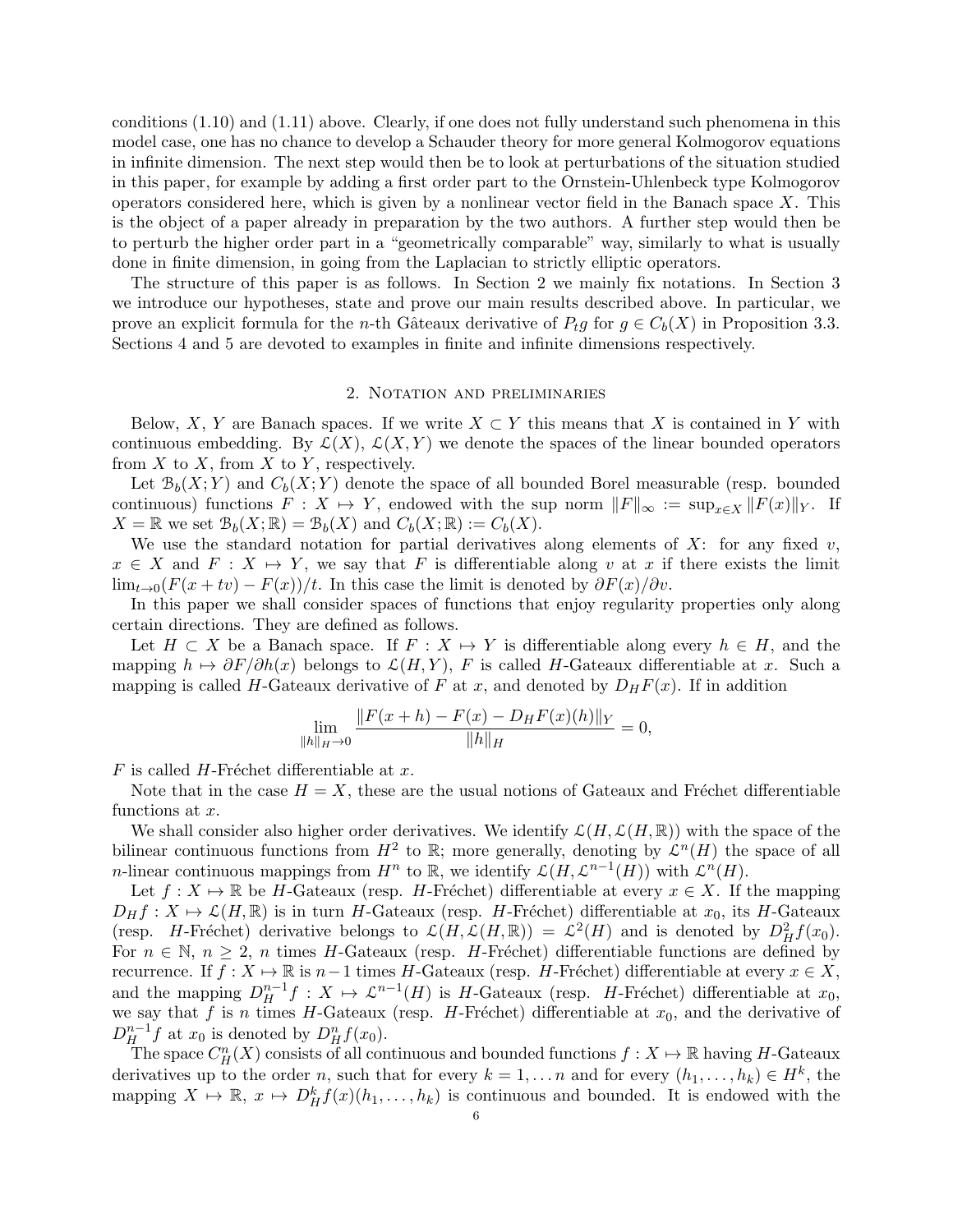conditions (1.10) and (1.11) above. Clearly, if one does not fully understand such phenomena in this model case, one has no chance to develop a Schauder theory for more general Kolmogorov equations in infinite dimension. The next step would then be to look at perturbations of the situation studied in this paper, for example by adding a first order part to the Ornstein-Uhlenbeck type Kolmogorov operators considered here, which is given by a nonlinear vector field in the Banach space $X$. This is the object of a paper already in preparation by the two authors. A further step would then be to perturb the higher order part in a "geometrically comparable" way, similarly to what is usually done in finite dimension, in going from the Laplacian to strictly elliptic operators.

The structure of this paper is as follows. In Section 2 we mainly fix notations. In Section 3 we introduce our hypotheses, state and prove our main results described above. In particular, we prove an explicit formula for the $n$-th Gâteaux derivative of $P_t g$ for $g \in C_b(X)$ in Proposition 3.3. Sections 4 and 5 are devoted to examples in finite and infinite dimensions respectively.

## 2. Notation and preliminaries

Below, $X$, $Y$ are Banach spaces. If we write $X \subset Y$ this means that $X$ is contained in $Y$ with continuous embedding. By $\mathcal{L}(X)$, $\mathcal{L}(X, Y)$ we denote the spaces of the linear bounded operators from $X$ to $X$, from $X$ to $Y$, respectively.

Let $\mathcal{B}_b(X;Y)$ and $C_b(X;Y)$ denote the space of all bounded Borel measurable (resp. bounded continuous) functions $F : X \mapsto Y$, endowed with the sup norm $\|F\|_\infty := \sup_{x\in X} \|F(x)\|_Y$. If $X = \mathbb{R}$ we set $\mathcal{B}_b(X;\mathbb{R}) = \mathcal{B}_b(X)$ and $C_b(X;\mathbb{R}) := C_b(X)$.

We use the standard notation for partial derivatives along elements of $X$: for any fixed $v$, $x \in X$ and $F : X \mapsto Y$, we say that $F$ is differentiable along $v$ at $x$ if there exists the limit $\lim_{t\to 0}(F(x + tv) - F(x))/t$. In this case the limit is denoted by $\partial F(x)/\partial v$.

In this paper we shall consider spaces of functions that enjoy regularity properties only along certain directions. They are defined as follows.

Let $H \subset X$ be a Banach space. If $F : X \mapsto Y$ is differentiable along every $h \in H$, and the mapping $h \mapsto \partial F/\partial h(x)$ belongs to $\mathcal{L}(H, Y)$, $F$ is called $H$-Gateaux differentiable at $x$. Such a mapping is called $H$-Gateaux derivative of $F$ at $x$, and denoted by $D_H F(x)$. If in addition

$$\lim_{\|h\|_H\to 0} \frac{\|F(x + h) - F(x) - D_H F(x)(h)\|_Y}{\|h\|_H} = 0,$$

$F$ is called $H$-Fréchet differentiable at $x$.

Note that in the case $H = X$, these are the usual notions of Gateaux and Fréchet differentiable functions at $x$.

We shall consider also higher order derivatives. We identify $\mathcal{L}(H, \mathcal{L}(H, \mathbb{R}))$ with the space of the bilinear continuous functions from $H^2$ to $\mathbb{R}$; more generally, denoting by $\mathcal{L}^n(H)$ the space of all $n$-linear continuous mappings from $H^n$ to $\mathbb{R}$, we identify $\mathcal{L}(H, \mathcal{L}^{n-1}(H))$ with $\mathcal{L}^n(H)$.

Let $f : X \mapsto \mathbb{R}$ be $H$-Gateaux (resp. $H$-Fréchet) differentiable at every $x \in X$. If the mapping $D_H f : X \mapsto \mathcal{L}(H, \mathbb{R})$ is in turn $H$-Gateaux (resp. $H$-Fréchet) differentiable at $x_0$, its $H$-Gateaux (resp. $H$-Fréchet) derivative belongs to $\mathcal{L}(H, \mathcal{L}(H, \mathbb{R})) = \mathcal{L}^2(H)$ and is denoted by $D^2_H f(x_0)$. For $n \in \mathbb{N}$, $n \geq 2$, $n$ times $H$-Gateaux (resp. $H$-Fréchet) differentiable functions are defined by recurrence. If $f : X \mapsto \mathbb{R}$ is $n-1$ times $H$-Gateaux (resp. $H$-Fréchet) differentiable at every $x \in X$, and the mapping $D^{n-1}_H f : X \mapsto \mathcal{L}^{n-1}(H)$ is $H$-Gateaux (resp. $H$-Fréchet) differentiable at $x_0$, we say that $f$ is $n$ times $H$-Gateaux (resp. $H$-Fréchet) differentiable at $x_0$, and the derivative of $D^{n-1}_H f$ at $x_0$ is denoted by $D^n_H f(x_0)$.

The space $C^n_H(X)$ consists of all continuous and bounded functions $f : X \mapsto \mathbb{R}$ having $H$-Gateaux derivatives up to the order $n$, such that for every $k = 1, \dots n$ and for every $(h_1, \dots, h_k) \in H^k$, the mapping $X \mapsto \mathbb{R}$, $x \mapsto D^k_H f(x)(h_1, \dots, h_k)$ is continuous and bounded. It is endowed with the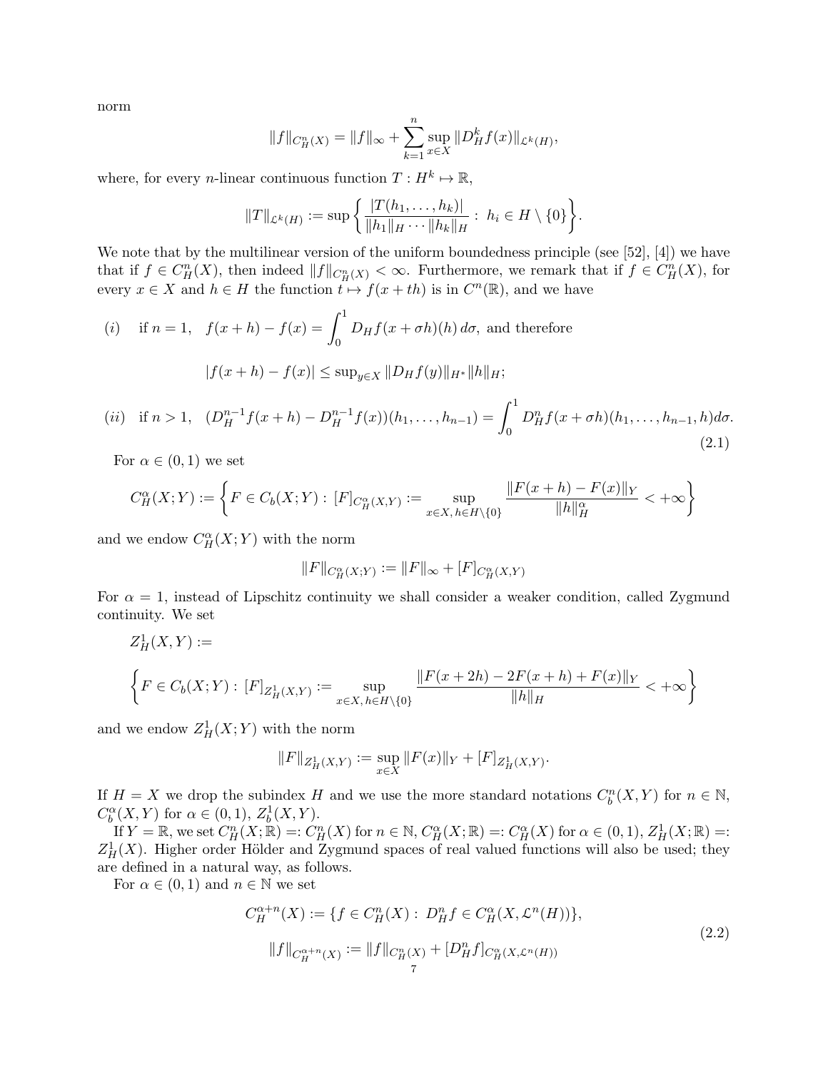norm

$$\|f\|_{C^n_H(X)} = \|f\|_\infty + \sum_{k=1}^{n} \sup_{x\in X} \|D^k_H f(x)\|_{\mathcal{L}^k(H)},$$

where, for every $n$-linear continuous function $T : H^k \mapsto \mathbb{R}$,

$$\|T\|_{\mathcal{L}^k(H)} := \sup\left\{ \frac{|T(h_1,\ldots,h_k)|}{\|h_1\|_H\cdots\|h_k\|_H} : \ h_i \in H\setminus\{0\}\right\}.$$

We note that by the multilinear version of the uniform boundedness principle (see [52], [4]) we have that if $f \in C^n_H(X)$, then indeed $\|f\|_{C^n_H(X)} < \infty$. Furthermore, we remark that if $f \in C^n_H(X)$, for every $x \in X$ and $h \in H$ the function $t \mapsto f(x + th)$ is in $C^n(\mathbb{R})$, and we have

$$(i) \quad \text{if } n = 1, \quad f(x+h) - f(x) = \int_0^1 D_H f(x+\sigma h)(h)\, d\sigma, \text{ and therefore}$$

$$|f(x+h) - f(x)| \le \sup\nolimits_{y\in X} \|D_H f(y)\|_{H^*}\|h\|_H;$$

$$(ii) \quad \text{if } n > 1, \quad (D^{n-1}_H f(x+h) - D^{n-1}_H f(x))(h_1,\ldots,h_{n-1}) = \int_0^1 D^n_H f(x+\sigma h)(h_1,\ldots,h_{n-1},h)d\sigma. \tag{2.1}$$

For $\alpha \in (0,1)$ we set

$$C^\alpha_H(X;Y) := \left\{ F \in C_b(X;Y) : \ [F]_{C^\alpha_H(X,Y)} := \sup_{x\in X,\, h\in H\setminus\{0\}} \frac{\|F(x+h) - F(x)\|_Y}{\|h\|^\alpha_H} < +\infty \right\}$$

and we endow $C^\alpha_H(X;Y)$ with the norm

$$\|F\|_{C^\alpha_H(X;Y)} := \|F\|_\infty + [F]_{C^\alpha_H(X,Y)}$$

For $\alpha = 1$, instead of Lipschitz continuity we shall consider a weaker condition, called Zygmund continuity. We set

$$Z^1_H(X,Y) :=$$

$$\left\{ F \in C_b(X;Y) : \ [F]_{Z^1_H(X,Y)} := \sup_{x\in X,\, h\in H\setminus\{0\}} \frac{\|F(x+2h) - 2F(x+h) + F(x)\|_Y}{\|h\|_H} < +\infty \right\}$$

and we endow $Z^1_H(X;Y)$ with the norm

$$\|F\|_{Z^1_H(X,Y)} := \sup_{x\in X} \|F(x)\|_Y + [F]_{Z^1_H(X,Y)}.$$

If $H = X$ we drop the subindex $H$ and we use the more standard notations $C^n_b(X,Y)$ for $n \in \mathbb{N}$, $C^\alpha_b(X,Y)$ for $\alpha \in (0,1)$, $Z^1_b(X,Y)$.

If $Y = \mathbb{R}$, we set $C^n_H(X;\mathbb{R}) =: C^n_H(X)$ for $n \in \mathbb{N}$, $C^\alpha_H(X;\mathbb{R}) =: C^\alpha_H(X)$ for $\alpha \in (0,1)$, $Z^1_H(X;\mathbb{R}) =: Z^1_H(X)$. Higher order Hölder and Zygmund spaces of real valued functions will also be used; they are defined in a natural way, as follows.

For $\alpha \in (0,1)$ and $n \in \mathbb{N}$ we set

$$\begin{aligned} C^{\alpha+n}_H(X) &:= \{f \in C^n_H(X) : \ D^n_H f \in C^\alpha_H(X, \mathcal{L}^n(H))\}, \\ \|f\|_{C^{\alpha+n}_H(X)} &:= \|f\|_{C^n_H(X)} + [D^n_H f]_{C^\alpha_H(X,\mathcal{L}^n(H))} \end{aligned} \tag{2.2}$$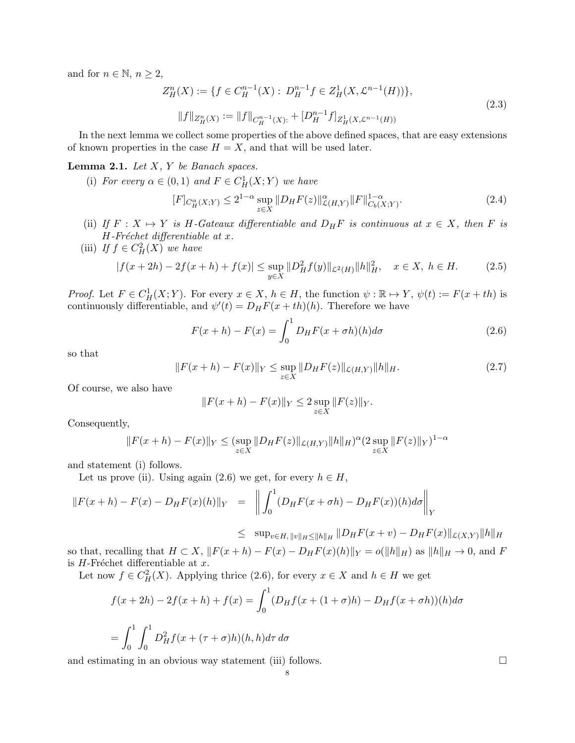and for $n \in \mathbb{N}$, $n \geq 2$,

$$
\begin{aligned}
&Z^n_H(X) := \{f \in C^{n-1}_H(X) : \; D^{n-1}_H f \in Z^1_H(X, \mathcal{L}^{n-1}(H))\}, \\
&\|f\|_{Z^n_H(X)} := \|f\|_{C^{n-1}_H(X):} + [D^{n-1}_H f]_{Z^1_H(X,\mathcal{L}^{n-1}(H))}
\end{aligned}
\tag{2.3}
$$

In the next lemma we collect some properties of the above defined spaces, that are easy extensions of known properties in the case $H = X$, and that will be used later.

**Lemma 2.1.** *Let $X$, $Y$ be Banach spaces.*

(i) *For every $\alpha \in (0, 1)$ and $F \in C^1_H(X; Y)$ we have*

$$
[F]_{C^\alpha_H(X;Y)} \leq 2^{1-\alpha} \sup_{z \in X} \|D_H F(z)\|^\alpha_{\mathcal{L}(H,Y)} \|F\|^{1-\alpha}_{C_b(X;Y)}. \tag{2.4}
$$

(ii) *If $F : X \mapsto Y$ is $H$-Gateaux differentiable and $D_H F$ is continuous at $x \in X$, then $F$ is $H$-Fréchet differentiable at $x$.*

(iii) *If $f \in C^2_H(X)$ we have*

$$
|f(x + 2h) - 2f(x + h) + f(x)| \leq \sup_{y \in X} \|D^2_H f(y)\|_{\mathcal{L}^2(H)} \|h\|^2_H, \quad x \in X, \; h \in H. \tag{2.5}
$$

*Proof.* Let $F \in C^1_H(X; Y)$. For every $x \in X$, $h \in H$, the function $\psi : \mathbb{R} \mapsto Y$, $\psi(t) := F(x + th)$ is continuously differentiable, and $\psi'(t) = D_H F(x + th)(h)$. Therefore we have

$$
F(x + h) - F(x) = \int_0^1 D_H F(x + \sigma h)(h) d\sigma \tag{2.6}
$$

so that

$$
\|F(x + h) - F(x)\|_Y \leq \sup_{z \in X} \|D_H F(z)\|_{\mathcal{L}(H,Y)} \|h\|_H. \tag{2.7}
$$

Of course, we also have

$$
\|F(x + h) - F(x)\|_Y \leq 2 \sup_{z \in X} \|F(z)\|_Y.
$$

Consequently,

$$
\|F(x + h) - F(x)\|_Y \leq (\sup_{z \in X} \|D_H F(z)\|_{\mathcal{L}(H,Y)} \|h\|_H)^\alpha (2 \sup_{z \in X} \|F(z)\|_Y)^{1-\alpha}
$$

and statement (i) follows.

Let us prove (ii). Using again (2.6) we get, for every $h \in H$,

$$
\begin{aligned}
\|F(x + h) - F(x) - D_H F(x)(h)\|_Y &= \left\| \int_0^1 (D_H F(x + \sigma h) - D_H F(x))(h) d\sigma \right\|_Y \\
&\leq \sup\nolimits_{v \in H, \, \|v\|_H \leq \|h\|_H} \|D_H F(x + v) - D_H F(x)\|_{\mathcal{L}(X,Y)} \|h\|_H
\end{aligned}
$$

so that, recalling that $H \subset X$, $\|F(x + h) - F(x) - D_H F(x)(h)\|_Y = o(\|h\|_H)$ as $\|h\|_H \to 0$, and $F$ is $H$-Fréchet differentiable at $x$.

Let now $f \in C^2_H(X)$. Applying thrice (2.6), for every $x \in X$ and $h \in H$ we get

$$
f(x + 2h) - 2f(x + h) + f(x) = \int_0^1 (D_H f(x + (1 + \sigma)h) - D_H f(x + \sigma h))(h) d\sigma
$$

$$
= \int_0^1 \int_0^1 D^2_H f(x + (\tau + \sigma)h)(h, h) d\tau \, d\sigma
$$

and estimating in an obvious way statement (iii) follows. □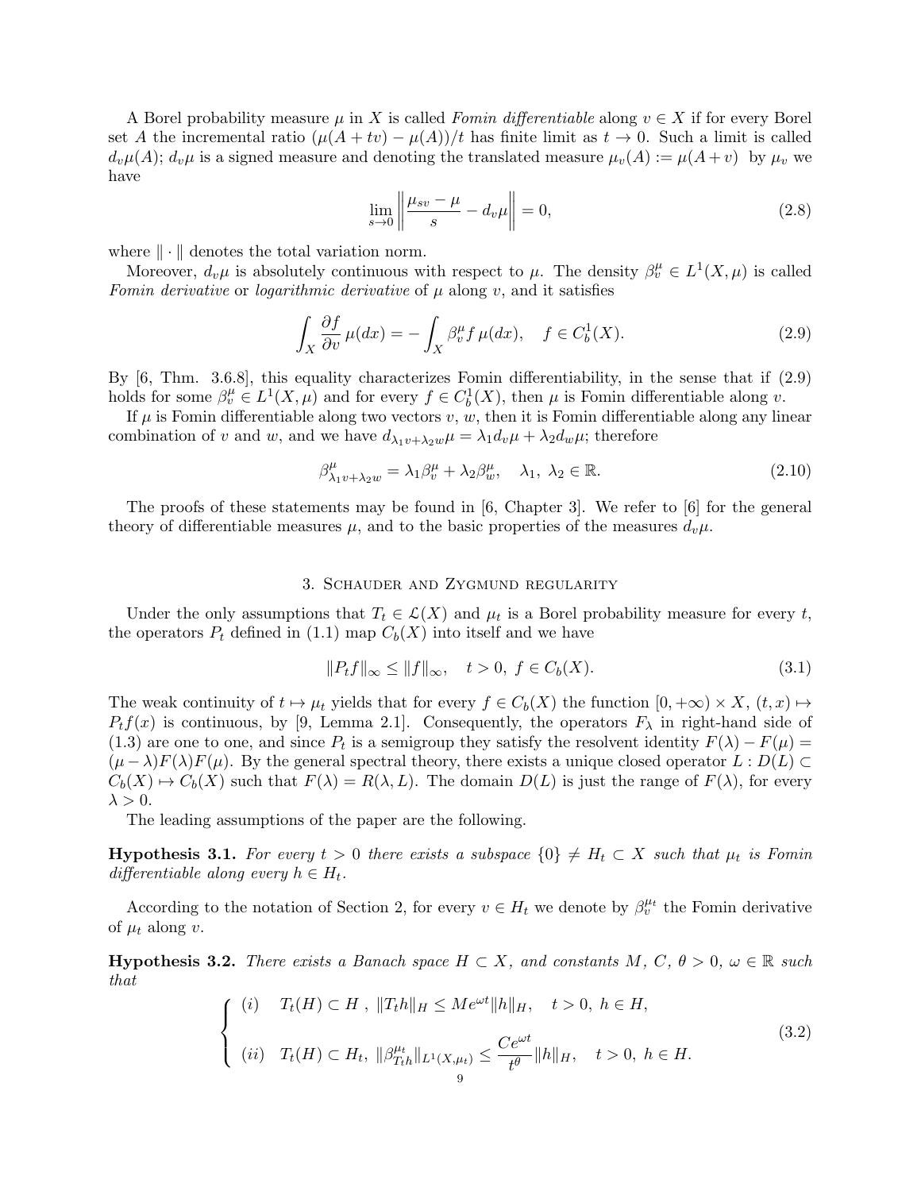A Borel probability measure $\mu$ in $X$ is called *Fomin differentiable* along $v \in X$ if for every Borel set $A$ the incremental ratio $(\mu(A + tv) - \mu(A))/t$ has finite limit as $t \to 0$. Such a limit is called $d_v\mu(A)$; $d_v\mu$ is a signed measure and denoting the translated measure $\mu_v(A) := \mu(A + v)$ by $\mu_v$ we have

$$\lim_{s\to 0} \left\| \frac{\mu_{sv} - \mu}{s} - d_v\mu \right\| = 0, \tag{2.8}$$

where $\| \cdot \|$ denotes the total variation norm.

Moreover, $d_v\mu$ is absolutely continuous with respect to $\mu$. The density $\beta_v^\mu \in L^1(X, \mu)$ is called *Fomin derivative* or *logarithmic derivative* of $\mu$ along $v$, and it satisfies

$$\int_X \frac{\partial f}{\partial v}\, \mu(dx) = -\int_X \beta_v^\mu f\, \mu(dx), \quad f \in C_b^1(X). \tag{2.9}$$

By [6, Thm. 3.6.8], this equality characterizes Fomin differentiability, in the sense that if (2.9) holds for some $\beta_v^\mu \in L^1(X, \mu)$ and for every $f \in C_b^1(X)$, then $\mu$ is Fomin differentiable along $v$.

If $\mu$ is Fomin differentiable along two vectors $v$, $w$, then it is Fomin differentiable along any linear combination of $v$ and $w$, and we have $d_{\lambda_1 v + \lambda_2 w}\mu = \lambda_1 d_v\mu + \lambda_2 d_w\mu$; therefore

$$\beta^\mu_{\lambda_1 v + \lambda_2 w} = \lambda_1 \beta^\mu_v + \lambda_2 \beta^\mu_w, \quad \lambda_1,\ \lambda_2 \in \mathbb{R}. \tag{2.10}$$

The proofs of these statements may be found in [6, Chapter 3]. We refer to [6] for the general theory of differentiable measures $\mu$, and to the basic properties of the measures $d_v\mu$.

## 3. Schauder and Zygmund regularity

Under the only assumptions that $T_t \in \mathcal{L}(X)$ and $\mu_t$ is a Borel probability measure for every $t$, the operators $P_t$ defined in (1.1) map $C_b(X)$ into itself and we have

$$\|P_t f\|_\infty \le \|f\|_\infty, \quad t > 0,\ f \in C_b(X). \tag{3.1}$$

The weak continuity of $t \mapsto \mu_t$ yields that for every $f \in C_b(X)$ the function $[0, +\infty) \times X$, $(t, x) \mapsto P_t f(x)$ is continuous, by [9, Lemma 2.1]. Consequently, the operators $F_\lambda$ in right-hand side of (1.3) are one to one, and since $P_t$ is a semigroup they satisfy the resolvent identity $F(\lambda) - F(\mu) = (\mu - \lambda)F(\lambda)F(\mu)$. By the general spectral theory, there exists a unique closed operator $L : D(L) \subset C_b(X) \mapsto C_b(X)$ such that $F(\lambda) = R(\lambda, L)$. The domain $D(L)$ is just the range of $F(\lambda)$, for every $\lambda > 0$.

The leading assumptions of the paper are the following.

**Hypothesis 3.1.** *For every $t > 0$ there exists a subspace $\{0\} \ne H_t \subset X$ such that $\mu_t$ is Fomin differentiable along every $h \in H_t$.*

According to the notation of Section 2, for every $v \in H_t$ we denote by $\beta_v^{\mu_t}$ the Fomin derivative of $\mu_t$ along $v$.

**Hypothesis 3.2.** *There exists a Banach space $H \subset X$, and constants $M$, $C$, $\theta > 0$, $\omega \in \mathbb{R}$ such that*

$$\begin{cases} (i) \quad T_t(H) \subset H\ ,\ \|T_t h\|_H \le M e^{\omega t}\|h\|_H, \quad t > 0,\ h \in H, \\[2mm] (ii) \quad T_t(H) \subset H_t,\ \|\beta^{\mu_t}_{T_t h}\|_{L^1(X,\mu_t)} \le \dfrac{C e^{\omega t}}{t^\theta}\|h\|_H, \quad t > 0,\ h \in H. \end{cases} \tag{3.2}$$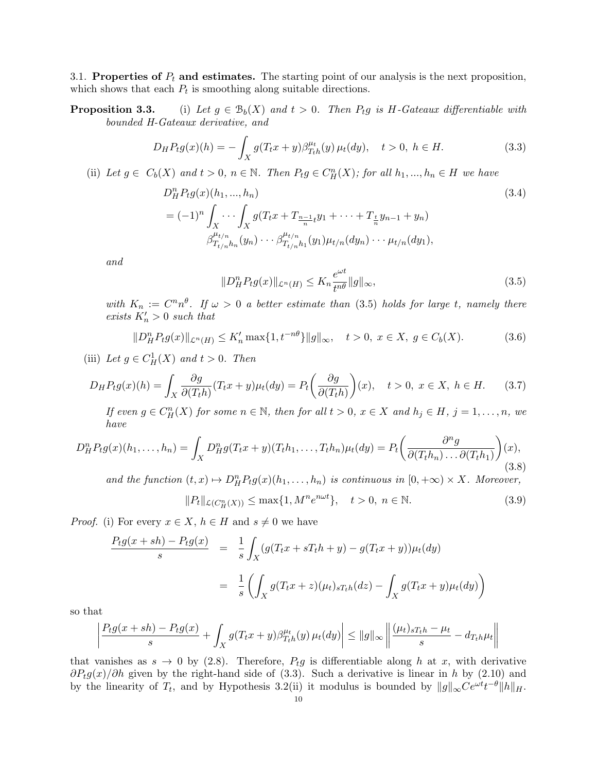3.1. **Properties of $P_t$ and estimates.** The starting point of our analysis is the next proposition, which shows that each $P_t$ is smoothing along suitable directions.

**Proposition 3.3.** (i) *Let $g \in \mathcal{B}_b(X)$ and $t > 0$. Then $P_t g$ is $H$-Gateaux differentiable with bounded $H$-Gateaux derivative, and*

$$D_H P_t g(x)(h) = -\int_X g(T_t x + y)\beta^{\mu_t}_{T_t h}(y)\,\mu_t(dy), \quad t > 0,\ h \in H. \tag{3.3}$$

(ii) *Let $g \in C_b(X)$ and $t > 0$, $n \in \mathbb{N}$. Then $P_t g \in C^n_H(X)$; for all $h_1, ..., h_n \in H$ we have*

$$\begin{aligned} &D^n_H P_t g(x)(h_1, ..., h_n) \\ &= (-1)^n \int_X \cdots \int_X g(T_t x + T_{\frac{n-1}{n}t} y_1 + \cdots + T_{\frac{t}{n}} y_{n-1} + y_n) \\ &\quad \beta^{\mu_{t/n}}_{T_{t/n} h_n}(y_n) \cdots \beta^{\mu_{t/n}}_{T_{t/n} h_1}(y_1)\mu_{t/n}(dy_n) \cdots \mu_{t/n}(dy_1), \end{aligned} \tag{3.4}$$

*and*

$$\|D^n_H P_t g(x)\|_{\mathcal{L}^n(H)} \le K_n \frac{e^{\omega t}}{t^{n\theta}} \|g\|_\infty, \tag{3.5}$$

*with $K_n := C^n n^\theta$. If $\omega > 0$ a better estimate than (3.5) holds for large $t$, namely there exists $K'_n > 0$ such that*

$$\|D^n_H P_t g(x)\|_{\mathcal{L}^n(H)} \le K'_n \max\{1, t^{-n\theta}\}\|g\|_\infty, \quad t > 0,\ x \in X,\ g \in C_b(X). \tag{3.6}$$

(iii) *Let $g \in C^1_H(X)$ and $t > 0$. Then*

$$D_H P_t g(x)(h) = \int_X \frac{\partial g}{\partial(T_t h)}(T_t x + y)\mu_t(dy) = P_t\bigg(\frac{\partial g}{\partial(T_t h)}\bigg)(x), \quad t > 0,\ x \in X,\ h \in H. \tag{3.7}$$

*If even $g \in C^n_H(X)$ for some $n \in \mathbb{N}$, then for all $t > 0$, $x \in X$ and $h_j \in H$, $j = 1, \dots, n$, we have*

$$D^n_H P_t g(x)(h_1, \dots, h_n) = \int_X D^n_H g(T_t x + y)(T_t h_1, \dots, T_t h_n)\mu_t(dy) = P_t\bigg(\frac{\partial^n g}{\partial(T_t h_n)\dots\partial(T_t h_1)}\bigg)(x), \tag{3.8}$$

*and the function $(t, x) \mapsto D^n_H P_t g(x)(h_1, \dots, h_n)$ is continuous in $[0, +\infty) \times X$. Moreover,*

$$\|P_t\|_{\mathcal{L}(C^n_H(X))} \le \max\{1, M^n e^{n\omega t}\}, \quad t > 0,\ n \in \mathbb{N}. \tag{3.9}$$

*Proof.* (i) For every $x \in X$, $h \in H$ and $s \neq 0$ we have

$$\begin{aligned} \frac{P_t g(x + sh) - P_t g(x)}{s} &= \frac{1}{s}\int_X (g(T_t x + sT_t h + y) - g(T_t x + y))\mu_t(dy) \\ &= \frac{1}{s}\bigg(\int_X g(T_t x + z)(\mu_t)_{sT_t h}(dz) - \int_X g(T_t x + y)\mu_t(dy)\bigg) \end{aligned}$$

so that

$$\bigg|\frac{P_t g(x + sh) - P_t g(x)}{s} + \int_X g(T_t x + y)\beta^{\mu_t}_{T_t h}(y)\,\mu_t(dy)\bigg| \le \|g\|_\infty \bigg\|\frac{(\mu_t)_{sT_t h} - \mu_t}{s} - d_{T_t h}\mu_t\bigg\|$$

that vanishes as $s \to 0$ by (2.8). Therefore, $P_t g$ is differentiable along $h$ at $x$, with derivative $\partial P_t g(x)/\partial h$ given by the right-hand side of (3.3). Such a derivative is linear in $h$ by (2.10) and by the linearity of $T_t$, and by Hypothesis 3.2(ii) it modulus is bounded by $\|g\|_\infty C e^{\omega t} t^{-\theta}\|h\|_H$.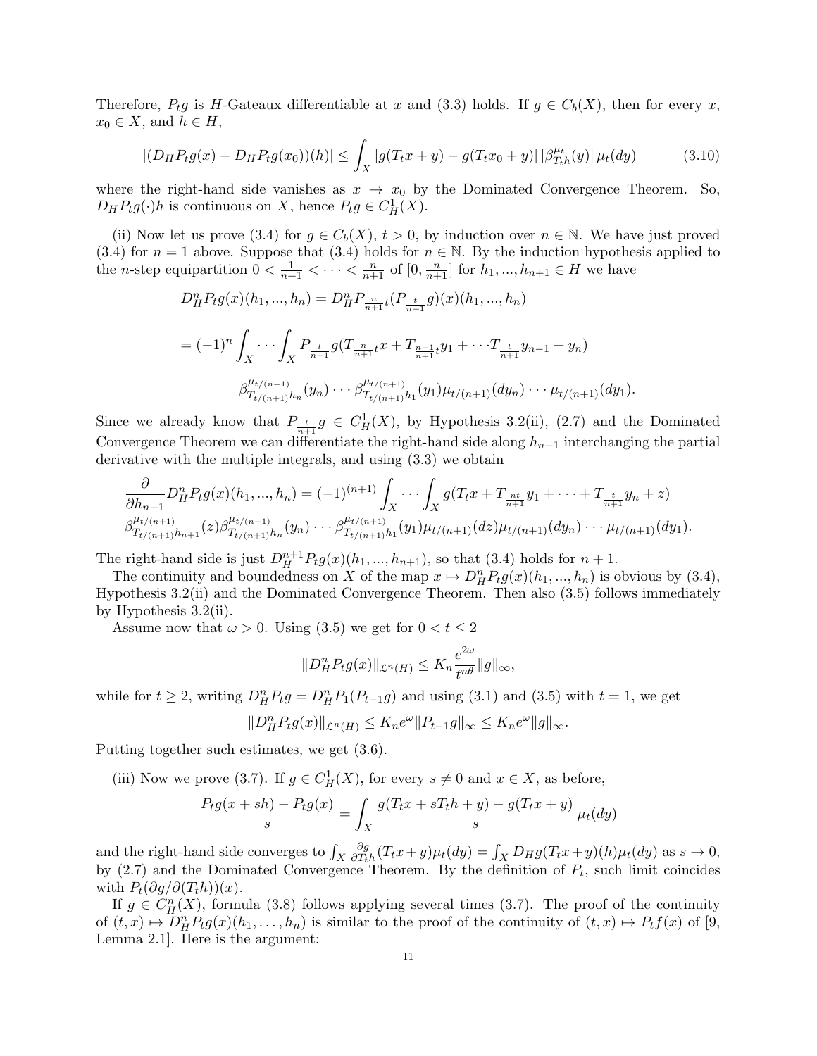Therefore, $P_t g$ is $H$-Gateaux differentiable at $x$ and (3.3) holds. If $g \in C_b(X)$, then for every $x$, $x_0 \in X$, and $h \in H$,

$$|(D_H P_t g(x) - D_H P_t g(x_0))(h)| \le \int_X |g(T_t x + y) - g(T_t x_0 + y)|\, |\beta^{\mu_t}_{T_t h}(y)|\, \mu_t(dy) \tag{3.10}$$

where the right-hand side vanishes as $x \to x_0$ by the Dominated Convergence Theorem. So, $D_H P_t g(\cdot)h$ is continuous on $X$, hence $P_t g \in C^1_H(X)$.

(ii) Now let us prove (3.4) for $g \in C_b(X)$, $t > 0$, by induction over $n \in \mathbb{N}$. We have just proved (3.4) for $n = 1$ above. Suppose that (3.4) holds for $n \in \mathbb{N}$. By the induction hypothesis applied to the $n$-step equipartition $0 < \frac{1}{n+1} < \cdots < \frac{n}{n+1}$ of $[0, \frac{n}{n+1}]$ for $h_1, ..., h_{n+1} \in H$ we have

$$D^n_H P_t g(x)(h_1, ..., h_n) = D^n_H P_{\frac{n}{n+1}t}(P_{\frac{t}{n+1}} g)(x)(h_1, ..., h_n)$$

$$= (-1)^n \int_X \cdots \int_X P_{\frac{t}{n+1}} g(T_{\frac{n}{n+1}t} x + T_{\frac{n-1}{n+1}t} y_1 + \cdots T_{\frac{t}{n+1}} y_{n-1} + y_n)$$

$$\beta^{\mu_{t/(n+1)}}_{T_{t/(n+1)} h_n}(y_n) \cdots \beta^{\mu_{t/(n+1)}}_{T_{t/(n+1)} h_1}(y_1) \mu_{t/(n+1)}(dy_n) \cdots \mu_{t/(n+1)}(dy_1).$$

Since we already know that $P_{\frac{t}{n+1}} g \in C^1_H(X)$, by Hypothesis 3.2(ii), (2.7) and the Dominated Convergence Theorem we can differentiate the right-hand side along $h_{n+1}$ interchanging the partial derivative with the multiple integrals, and using (3.3) we obtain

$$\frac{\partial}{\partial h_{n+1}} D^n_H P_t g(x)(h_1, ..., h_n) = (-1)^{(n+1)} \int_X \cdots \int_X g(T_t x + T_{\frac{nt}{n+1}} y_1 + \cdots + T_{\frac{t}{n+1}} y_n + z)$$
$$\beta^{\mu_{t/(n+1)}}_{T_{t/(n+1)} h_{n+1}}(z) \beta^{\mu_{t/(n+1)}}_{T_{t/(n+1)} h_n}(y_n) \cdots \beta^{\mu_{t/(n+1)}}_{T_{t/(n+1)} h_1}(y_1) \mu_{t/(n+1)}(dz) \mu_{t/(n+1)}(dy_n) \cdots \mu_{t/(n+1)}(dy_1).$$

The right-hand side is just $D^{n+1}_H P_t g(x)(h_1, ..., h_{n+1})$, so that (3.4) holds for $n + 1$.

The continuity and boundedness on $X$ of the map $x \mapsto D^n_H P_t g(x)(h_1, ..., h_n)$ is obvious by (3.4), Hypothesis 3.2(ii) and the Dominated Convergence Theorem. Then also (3.5) follows immediately by Hypothesis 3.2(ii).

Assume now that $\omega > 0$. Using (3.5) we get for $0 < t \le 2$

$$\|D^n_H P_t g(x)\|_{\mathcal{L}^n(H)} \le K_n \frac{e^{2\omega}}{t^{n\theta}} \|g\|_\infty,$$

while for $t \ge 2$, writing $D^n_H P_t g = D^n_H P_1(P_{t-1} g)$ and using (3.1) and (3.5) with $t = 1$, we get

$$\|D^n_H P_t g(x)\|_{\mathcal{L}^n(H)} \le K_n e^{\omega} \|P_{t-1} g\|_\infty \le K_n e^{\omega} \|g\|_\infty.$$

Putting together such estimates, we get (3.6).

(iii) Now we prove (3.7). If $g \in C^1_H(X)$, for every $s \neq 0$ and $x \in X$, as before,

$$\frac{P_t g(x + sh) - P_t g(x)}{s} = \int_X \frac{g(T_t x + sT_t h + y) - g(T_t x + y)}{s}\, \mu_t(dy)$$

and the right-hand side converges to $\int_X \frac{\partial g}{\partial T_t h}(T_t x + y) \mu_t(dy) = \int_X D_H g(T_t x + y)(h) \mu_t(dy)$ as $s \to 0$, by (2.7) and the Dominated Convergence Theorem. By the definition of $P_t$, such limit coincides with $P_t(\partial g / \partial(T_t h))(x)$.

If $g \in C^n_H(X)$, formula (3.8) follows applying several times (3.7). The proof of the continuity of $(t, x) \mapsto D^n_H P_t g(x)(h_1, \ldots, h_n)$ is similar to the proof of the continuity of $(t, x) \mapsto P_t f(x)$ of [9, Lemma 2.1]. Here is the argument: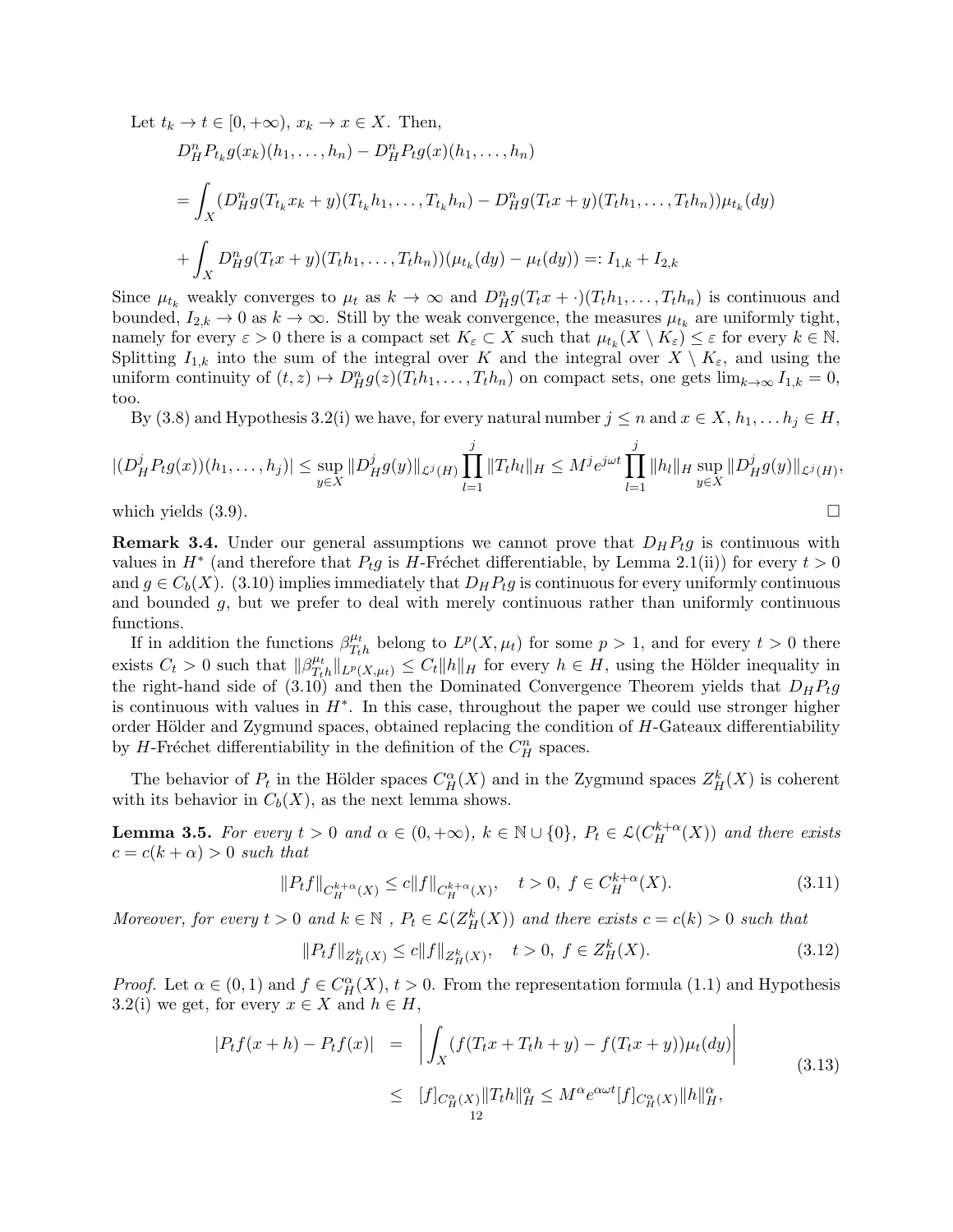Let $t_k \to t \in [0,+\infty)$, $x_k \to x \in X$. Then,

$$
\begin{aligned}
&D^n_H P_{t_k} g(x_k)(h_1,\dots,h_n) - D^n_H P_t g(x)(h_1,\dots,h_n)\\
&= \int_X (D^n_H g(T_{t_k}x_k + y)(T_{t_k}h_1,\dots,T_{t_k}h_n) - D^n_H g(T_t x + y)(T_t h_1,\dots,T_t h_n))\mu_{t_k}(dy)\\
&+ \int_X D^n_H g(T_t x + y)(T_t h_1,\dots,T_t h_n))(\mu_{t_k}(dy) - \mu_t(dy)) =: I_{1,k} + I_{2,k}
\end{aligned}
$$

Since $\mu_{t_k}$ weakly converges to $\mu_t$ as $k \to \infty$ and $D^n_H g(T_t x + \cdot)(T_t h_1,\dots,T_t h_n)$ is continuous and bounded, $I_{2,k} \to 0$ as $k \to \infty$. Still by the weak convergence, the measures $\mu_{t_k}$ are uniformly tight, namely for every $\varepsilon > 0$ there is a compact set $K_\varepsilon \subset X$ such that $\mu_{t_k}(X \setminus K_\varepsilon) \le \varepsilon$ for every $k \in \mathbb{N}$. Splitting $I_{1,k}$ into the sum of the integral over $K$ and the integral over $X \setminus K_\varepsilon$, and using the uniform continuity of $(t,z) \mapsto D^n_H g(z)(T_t h_1,\dots,T_t h_n)$ on compact sets, one gets $\lim_{k\to\infty} I_{1,k} = 0$, too.

By (3.8) and Hypothesis 3.2(i) we have, for every natural number $j \le n$ and $x \in X$, $h_1,\dots h_j \in H$,

$$
|(D^j_H P_t g(x))(h_1,\dots,h_j)| \le \sup_{y\in X} \|D^j_H g(y)\|_{\mathcal{L}^j(H)} \prod_{l=1}^j \|T_t h_l\|_H \le M^j e^{j\omega t} \prod_{l=1}^j \|h_l\|_H \sup_{y\in X} \|D^j_H g(y)\|_{\mathcal{L}^j(H)},
$$

which yields (3.9). $\square$

**Remark 3.4.** Under our general assumptions we cannot prove that $D_H P_t g$ is continuous with values in $H^*$ (and therefore that $P_t g$ is $H$-Fréchet differentiable, by Lemma 2.1(ii)) for every $t > 0$ and $g \in C_b(X)$. (3.10) implies immediately that $D_H P_t g$ is continuous for every uniformly continuous and bounded $g$, but we prefer to deal with merely continuous rather than uniformly continuous functions.

If in addition the functions $\beta^{\mu_t}_{T_t h}$ belong to $L^p(X,\mu_t)$ for some $p > 1$, and for every $t > 0$ there exists $C_t > 0$ such that $\|\beta^{\mu_t}_{T_t h}\|_{L^p(X,\mu_t)} \le C_t \|h\|_H$ for every $h \in H$, using the Hölder inequality in the right-hand side of (3.10) and then the Dominated Convergence Theorem yields that $D_H P_t g$ is continuous with values in $H^*$. In this case, throughout the paper we could use stronger higher order Hölder and Zygmund spaces, obtained replacing the condition of $H$-Gateaux differentiability by $H$-Fréchet differentiability in the definition of the $C^n_H$ spaces.

The behavior of $P_t$ in the Hölder spaces $C^\alpha_H(X)$ and in the Zygmund spaces $Z^k_H(X)$ is coherent with its behavior in $C_b(X)$, as the next lemma shows.

**Lemma 3.5.** *For every $t > 0$ and $\alpha \in (0,+\infty)$, $k \in \mathbb{N} \cup \{0\}$, $P_t \in \mathcal{L}(C^{k+\alpha}_H(X))$ and there exists $c = c(k+\alpha) > 0$ such that*

$$
\|P_t f\|_{C^{k+\alpha}_H(X)} \le c\|f\|_{C^{k+\alpha}_H(X)}, \quad t > 0,\ f \in C^{k+\alpha}_H(X). \tag{3.11}
$$

*Moreover, for every $t > 0$ and $k \in \mathbb{N}$ , $P_t \in \mathcal{L}(Z^k_H(X))$ and there exists $c = c(k) > 0$ such that*

$$
\|P_t f\|_{Z^k_H(X)} \le c\|f\|_{Z^k_H(X)}, \quad t > 0,\ f \in Z^k_H(X). \tag{3.12}
$$

*Proof.* Let $\alpha \in (0,1)$ and $f \in C^\alpha_H(X)$, $t > 0$. From the representation formula (1.1) and Hypothesis 3.2(i) we get, for every $x \in X$ and $h \in H$,

$$
\begin{aligned}
|P_t f(x+h) - P_t f(x)| &= \left| \int_X (f(T_t x + T_t h + y) - f(T_t x + y))\mu_t(dy) \right| \\
&\le [f]_{C^\alpha_H(X)} \|T_t h\|^\alpha_H \le M^\alpha e^{\alpha\omega t}[f]_{C^\alpha_H(X)} \|h\|^\alpha_H,
\end{aligned} \tag{3.13}
$$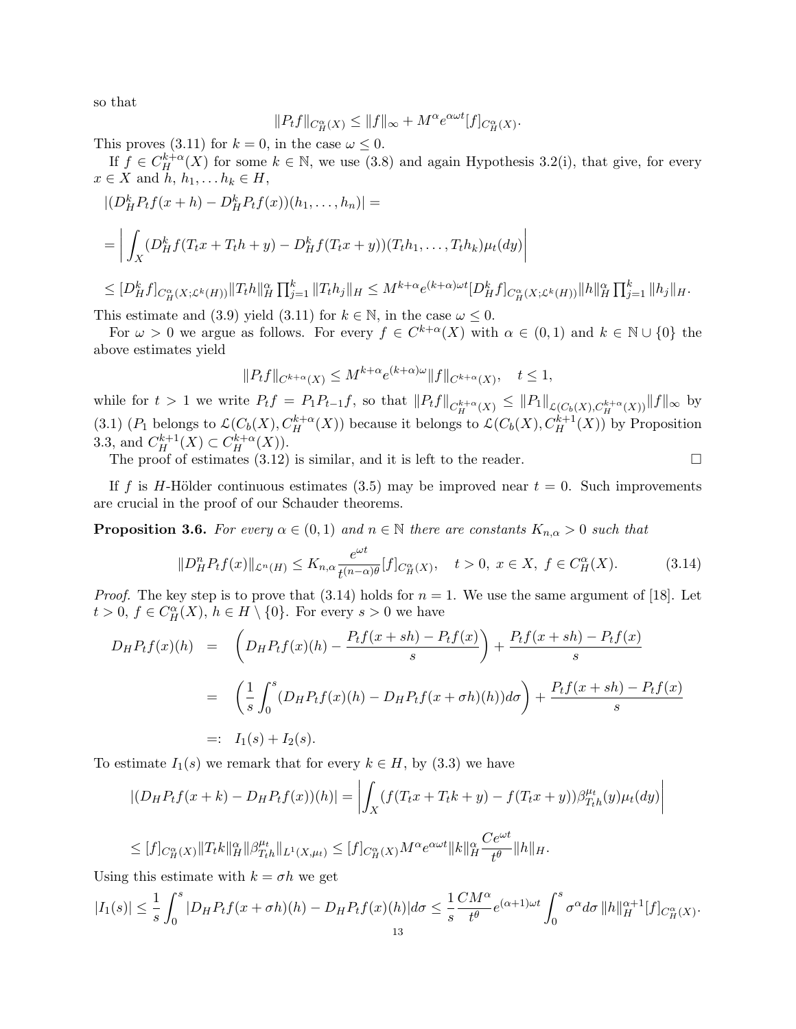so that

$$\|P_t f\|_{C^\alpha_H(X)} \leq \|f\|_\infty + M^\alpha e^{\alpha\omega t}[f]_{C^\alpha_H(X)}.$$

This proves (3.11) for $k = 0$, in the case $\omega \leq 0$.

If $f \in C^{k+\alpha}_H(X)$ for some $k \in \mathbb{N}$, we use (3.8) and again Hypothesis 3.2(i), that give, for every $x \in X$ and $h$, $h_1, \dots h_k \in H$,

$$|(D^k_H P_t f(x+h) - D^k_H P_t f(x))(h_1, \dots, h_n)| =$$

$$= \left| \int_X (D^k_H f(T_t x + T_t h + y) - D^k_H f(T_t x + y))(T_t h_1, \dots, T_t h_k)\mu_t(dy) \right|$$

$$\leq [D^k_H f]_{C^\alpha_H(X;\mathcal{L}^k(H))} \|T_t h\|^\alpha_H \prod_{j=1}^k \|T_t h_j\|_H \leq M^{k+\alpha} e^{(k+\alpha)\omega t} [D^k_H f]_{C^\alpha_H(X;\mathcal{L}^k(H))} \|h\|^\alpha_H \prod_{j=1}^k \|h_j\|_H.$$

This estimate and (3.9) yield (3.11) for $k \in \mathbb{N}$, in the case $\omega \leq 0$.

For $\omega > 0$ we argue as follows. For every $f \in C^{k+\alpha}(X)$ with $\alpha \in (0,1)$ and $k \in \mathbb{N} \cup \{0\}$ the above estimates yield

$$\|P_t f\|_{C^{k+\alpha}(X)} \leq M^{k+\alpha} e^{(k+\alpha)\omega} \|f\|_{C^{k+\alpha}(X)}, \quad t \leq 1,$$

while for $t > 1$ we write $P_t f = P_1 P_{t-1} f$, so that $\|P_t f\|_{C^{k+\alpha}_H(X)} \leq \|P_1\|_{\mathcal{L}(C_b(X), C^{k+\alpha}_H(X))} \|f\|_\infty$ by (3.1) ($P_1$ belongs to $\mathcal{L}(C_b(X), C^{k+\alpha}_H(X))$ because it belongs to $\mathcal{L}(C_b(X), C^{k+1}_H(X))$ by Proposition 3.3, and $C^{k+1}_H(X) \subset C^{k+\alpha}_H(X)$).

The proof of estimates (3.12) is similar, and it is left to the reader. $\square$

If $f$ is $H$-Hölder continuous estimates (3.5) may be improved near $t = 0$. Such improvements are crucial in the proof of our Schauder theorems.

**Proposition 3.6.** *For every $\alpha \in (0,1)$ and $n \in \mathbb{N}$ there are constants $K_{n,\alpha} > 0$ such that*

$$\|D^n_H P_t f(x)\|_{\mathcal{L}^n(H)} \leq K_{n,\alpha} \frac{e^{\omega t}}{t^{(n-\alpha)\theta}} [f]_{C^\alpha_H(X)}, \quad t > 0,\ x \in X,\ f \in C^\alpha_H(X). \tag{3.14}$$

*Proof.* The key step is to prove that (3.14) holds for $n = 1$. We use the same argument of [18]. Let $t > 0$, $f \in C^\alpha_H(X)$, $h \in H \setminus \{0\}$. For every $s > 0$ we have

$$\begin{aligned}
D_H P_t f(x)(h) &= \left( D_H P_t f(x)(h) - \frac{P_t f(x+sh) - P_t f(x)}{s} \right) + \frac{P_t f(x+sh) - P_t f(x)}{s} \\
&= \left( \frac{1}{s} \int_0^s (D_H P_t f(x)(h) - D_H P_t f(x+\sigma h)(h)) d\sigma \right) + \frac{P_t f(x+sh) - P_t f(x)}{s} \\
&=: I_1(s) + I_2(s).
\end{aligned}$$

To estimate $I_1(s)$ we remark that for every $k \in H$, by (3.3) we have

$$|(D_H P_t f(x+k) - D_H P_t f(x))(h)| = \left| \int_X (f(T_t x + T_t k + y) - f(T_t x + y)) \beta^{\mu_t}_{T_t h}(y) \mu_t(dy) \right|$$

$$\leq [f]_{C^\alpha_H(X)} \|T_t k\|^\alpha_H \|\beta^{\mu_t}_{T_t h}\|_{L^1(X,\mu_t)} \leq [f]_{C^\alpha_H(X)} M^\alpha e^{\alpha\omega t} \|k\|^\alpha_H \frac{C e^{\omega t}}{t^\theta} \|h\|_H.$$

Using this estimate with $k = \sigma h$ we get

$$|I_1(s)| \leq \frac{1}{s} \int_0^s |D_H P_t f(x+\sigma h)(h) - D_H P_t f(x)(h)| d\sigma \leq \frac{1}{s} \frac{C M^\alpha}{t^\theta} e^{(\alpha+1)\omega t} \int_0^s \sigma^\alpha d\sigma \, \|h\|^{\alpha+1}_H [f]_{C^\alpha_H(X)}.$$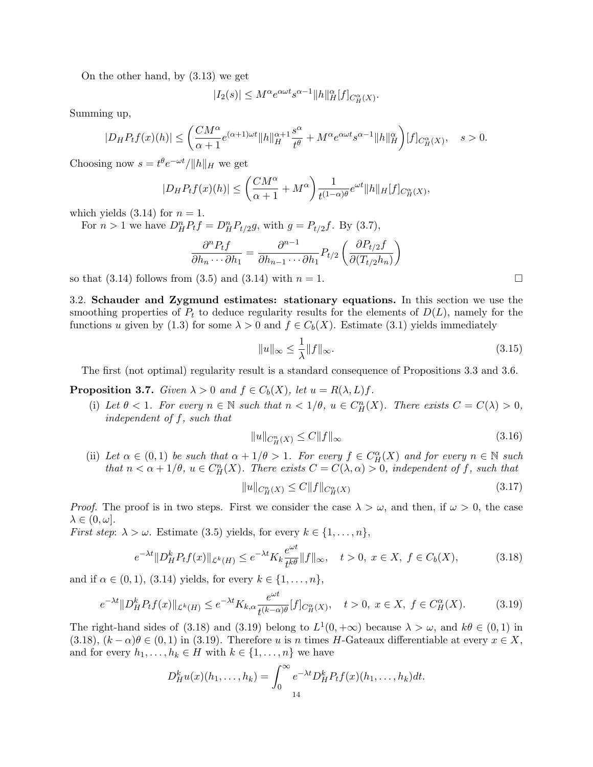On the other hand, by (3.13) we get

$$|I_2(s)| \leq M^\alpha e^{\alpha\omega t} s^{\alpha-1} \|h\|_H^\alpha [f]_{C_H^\alpha(X)}.$$

Summing up,

$$|D_H P_t f(x)(h)| \leq \left( \frac{CM^\alpha}{\alpha+1} e^{(\alpha+1)\omega t} \|h\|_H^{\alpha+1} \frac{s^\alpha}{t^\theta} + M^\alpha e^{\alpha\omega t} s^{\alpha-1} \|h\|_H^\alpha \right) [f]_{C_H^\alpha(X)}, \quad s>0.$$

Choosing now $s = t^\theta e^{-\omega t}/\|h\|_H$ we get

$$|D_H P_t f(x)(h)| \leq \left( \frac{CM^\alpha}{\alpha+1} + M^\alpha \right) \frac{1}{t^{(1-\alpha)\theta}} e^{\omega t} \|h\|_H [f]_{C_H^\alpha(X)},$$

which yields (3.14) for $n = 1$.

For $n > 1$ we have $D_H^n P_t f = D_H^n P_{t/2} g$, with $g = P_{t/2} f$. By (3.7),

$$\frac{\partial^n P_t f}{\partial h_n \cdots \partial h_1} = \frac{\partial^{n-1}}{\partial h_{n-1} \cdots \partial h_1} P_{t/2} \left( \frac{\partial P_{t/2} f}{\partial (T_{t/2} h_n)} \right)$$

so that (3.14) follows from (3.5) and (3.14) with $n = 1$. □

3.2. **Schauder and Zygmund estimates: stationary equations.** In this section we use the smoothing properties of $P_t$ to deduce regularity results for the elements of $D(L)$, namely for the functions $u$ given by (1.3) for some $\lambda > 0$ and $f \in C_b(X)$. Estimate (3.1) yields immediately

$$\|u\|_\infty \leq \frac{1}{\lambda} \|f\|_\infty. \tag{3.15}$$

The first (not optimal) regularity result is a standard consequence of Propositions 3.3 and 3.6.

**Proposition 3.7.** *Given $\lambda > 0$ and $f \in C_b(X)$, let $u = R(\lambda, L) f$.*

(i) *Let $\theta < 1$. For every $n \in \mathbb{N}$ such that $n < 1/\theta$, $u \in C_H^n(X)$. There exists $C = C(\lambda) > 0$, independent of $f$, such that*

$$\|u\|_{C_H^n(X)} \leq C \|f\|_\infty \tag{3.16}$$

(ii) *Let $\alpha \in (0,1)$ be such that $\alpha + 1/\theta > 1$. For every $f \in C_H^\alpha(X)$ and for every $n \in \mathbb{N}$ such that $n < \alpha + 1/\theta$, $u \in C_H^n(X)$. There exists $C = C(\lambda, \alpha) > 0$, independent of $f$, such that*

$$\|u\|_{C_H^n(X)} \leq C \|f\|_{C_H^\alpha(X)} \tag{3.17}$$

*Proof.* The proof is in two steps. First we consider the case $\lambda > \omega$, and then, if $\omega > 0$, the case $\lambda \in (0, \omega]$.

*First step*: $\lambda > \omega$. Estimate (3.5) yields, for every $k \in \{1, \ldots, n\}$,

$$e^{-\lambda t} \|D_H^k P_t f(x)\|_{\mathcal{L}^k(H)} \leq e^{-\lambda t} K_k \frac{e^{\omega t}}{t^{k\theta}} \|f\|_\infty, \quad t > 0,\ x \in X,\ f \in C_b(X), \tag{3.18}$$

and if $\alpha \in (0,1)$, (3.14) yields, for every $k \in \{1, \ldots, n\}$,

$$e^{-\lambda t} \|D_H^k P_t f(x)\|_{\mathcal{L}^k(H)} \leq e^{-\lambda t} K_{k,\alpha} \frac{e^{\omega t}}{t^{(k-\alpha)\theta}} [f]_{C_H^\alpha(X)}, \quad t > 0,\ x \in X,\ f \in C_H^\alpha(X). \tag{3.19}$$

The right-hand sides of (3.18) and (3.19) belong to $L^1(0, +\infty)$ because $\lambda > \omega$, and $k\theta \in (0,1)$ in (3.18), $(k-\alpha)\theta \in (0,1)$ in (3.19). Therefore $u$ is $n$ times $H$-Gateaux differentiable at every $x \in X$, and for every $h_1, \ldots, h_k \in H$ with $k \in \{1, \ldots, n\}$ we have

$$D_H^k u(x)(h_1, \ldots, h_k) = \int_0^\infty e^{-\lambda t} D_H^k P_t f(x)(h_1, \ldots, h_k) dt.$$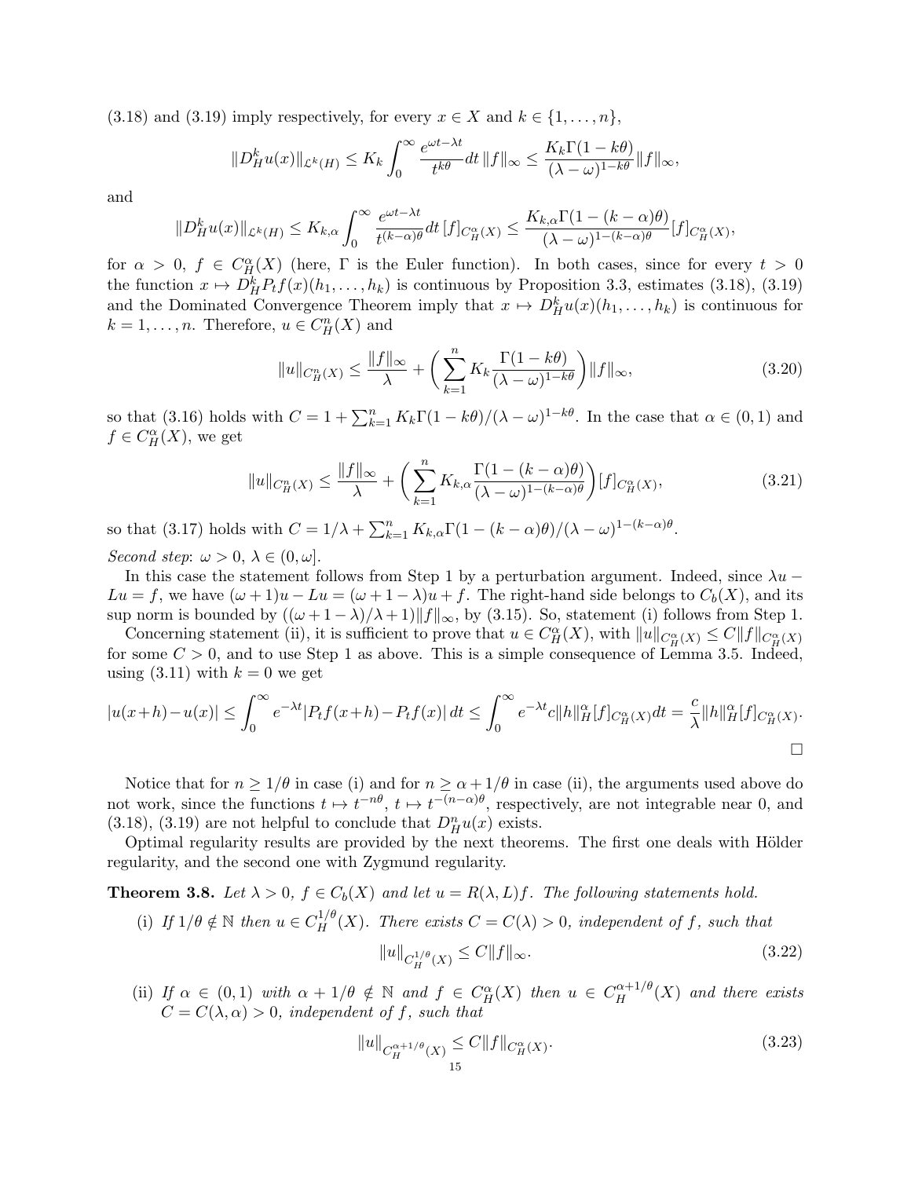(3.18) and (3.19) imply respectively, for every $x \in X$ and $k \in \{1, \dots, n\}$,

$$\|D_H^k u(x)\|_{\mathcal{L}^k(H)} \le K_k \int_0^\infty \frac{e^{\omega t - \lambda t}}{t^{k\theta}} dt \, \|f\|_\infty \le \frac{K_k \Gamma(1-k\theta)}{(\lambda - \omega)^{1-k\theta}} \|f\|_\infty,$$

and

$$\|D_H^k u(x)\|_{\mathcal{L}^k(H)} \le K_{k,\alpha} \int_0^\infty \frac{e^{\omega t - \lambda t}}{t^{(k-\alpha)\theta}} dt \, [f]_{C_H^\alpha(X)} \le \frac{K_{k,\alpha} \Gamma(1-(k-\alpha)\theta)}{(\lambda - \omega)^{1-(k-\alpha)\theta}} [f]_{C_H^\alpha(X)},$$

for $\alpha > 0$, $f \in C_H^\alpha(X)$ (here, $\Gamma$ is the Euler function). In both cases, since for every $t > 0$ the function $x \mapsto D_H^k P_t f(x)(h_1, \dots, h_k)$ is continuous by Proposition 3.3, estimates (3.18), (3.19) and the Dominated Convergence Theorem imply that $x \mapsto D_H^k u(x)(h_1, \dots, h_k)$ is continuous for $k = 1, \dots, n$. Therefore, $u \in C_H^n(X)$ and

$$\|u\|_{C_H^n(X)} \le \frac{\|f\|_\infty}{\lambda} + \bigg( \sum_{k=1}^n K_k \frac{\Gamma(1-k\theta)}{(\lambda-\omega)^{1-k\theta}} \bigg) \|f\|_\infty, \tag{3.20}$$

so that (3.16) holds with $C = 1 + \sum_{k=1}^n K_k \Gamma(1-k\theta)/(\lambda-\omega)^{1-k\theta}$. In the case that $\alpha \in (0,1)$ and $f \in C_H^\alpha(X)$, we get

$$\|u\|_{C_H^n(X)} \le \frac{\|f\|_\infty}{\lambda} + \bigg( \sum_{k=1}^n K_{k,\alpha} \frac{\Gamma(1-(k-\alpha)\theta)}{(\lambda-\omega)^{1-(k-\alpha)\theta}} \bigg) [f]_{C_H^\alpha(X)}, \tag{3.21}$$

so that (3.17) holds with $C = 1/\lambda + \sum_{k=1}^n K_{k,\alpha} \Gamma(1-(k-\alpha)\theta)/(\lambda-\omega)^{1-(k-\alpha)\theta}$.

*Second step*: $\omega > 0$, $\lambda \in (0, \omega]$.

In this case the statement follows from Step 1 by a perturbation argument. Indeed, since $\lambda u - Lu = f$, we have $(\omega+1)u - Lu = (\omega + 1 - \lambda)u + f$. The right-hand side belongs to $C_b(X)$, and its sup norm is bounded by $((\omega+1-\lambda)/\lambda + 1)\|f\|_\infty$, by (3.15). So, statement (i) follows from Step 1.

Concerning statement (ii), it is sufficient to prove that $u \in C_H^\alpha(X)$, with $\|u\|_{C_H^\alpha(X)} \le C\|f\|_{C_H^\alpha(X)}$ for some $C > 0$, and to use Step 1 as above. This is a simple consequence of Lemma 3.5. Indeed, using (3.11) with $k = 0$ we get

$$|u(x+h) - u(x)| \le \int_0^\infty e^{-\lambda t} |P_t f(x+h) - P_t f(x)| \, dt \le \int_0^\infty e^{-\lambda t} c \|h\|_H^\alpha [f]_{C_H^\alpha(X)} dt = \frac{c}{\lambda} \|h\|_H^\alpha [f]_{C_H^\alpha(X)}.$$

□

Notice that for $n \ge 1/\theta$ in case (i) and for $n \ge \alpha + 1/\theta$ in case (ii), the arguments used above do not work, since the functions $t \mapsto t^{-n\theta}$, $t \mapsto t^{-(n-\alpha)\theta}$, respectively, are not integrable near 0, and (3.18), (3.19) are not helpful to conclude that $D_H^n u(x)$ exists.

Optimal regularity results are provided by the next theorems. The first one deals with Hölder regularity, and the second one with Zygmund regularity.

**Theorem 3.8.** *Let $\lambda > 0$, $f \in C_b(X)$ and let $u = R(\lambda, L)f$. The following statements hold.*

(i) *If $1/\theta \notin \mathbb{N}$ then $u \in C_H^{1/\theta}(X)$. There exists $C = C(\lambda) > 0$, independent of $f$, such that*

$$\|u\|_{C_H^{1/\theta}(X)} \le C\|f\|_\infty. \tag{3.22}$$

(ii) *If $\alpha \in (0,1)$ with $\alpha + 1/\theta \notin \mathbb{N}$ and $f \in C_H^\alpha(X)$ then $u \in C_H^{\alpha+1/\theta}(X)$ and there exists $C = C(\lambda, \alpha) > 0$, independent of $f$, such that*

$$\|u\|_{C_H^{\alpha+1/\theta}(X)} \le C\|f\|_{C_H^\alpha(X)}. \tag{3.23}$$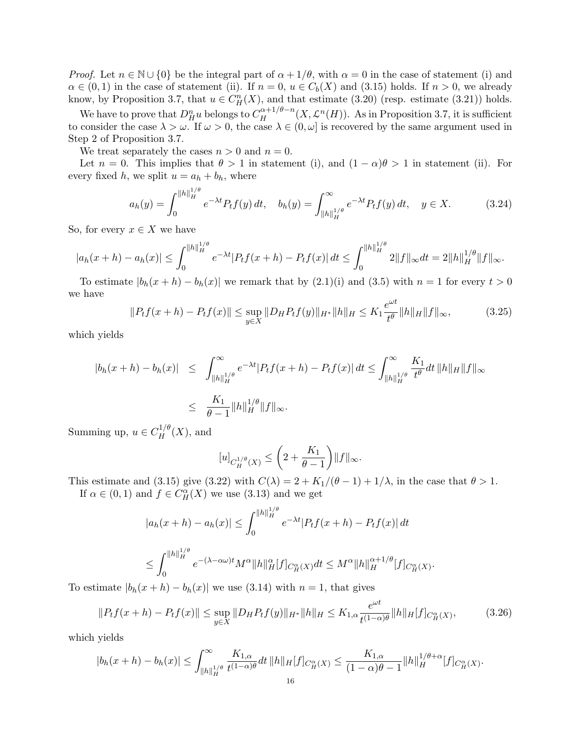*Proof.* Let $n \in \mathbb{N} \cup \{0\}$ be the integral part of $\alpha + 1/\theta$, with $\alpha = 0$ in the case of statement (i) and $\alpha \in (0,1)$ in the case of statement (ii). If $n = 0$, $u \in C_b(X)$ and (3.15) holds. If $n > 0$, we already know, by Proposition 3.7, that $u \in C^n_H(X)$, and that estimate (3.20) (resp. estimate (3.21)) holds.

We have to prove that $D^n_H u$ belongs to $C^{\alpha+1/\theta-n}_H(X, \mathcal{L}^n(H))$. As in Proposition 3.7, it is sufficient to consider the case $\lambda > \omega$. If $\omega > 0$, the case $\lambda \in (0, \omega]$ is recovered by the same argument used in Step 2 of Proposition 3.7.

We treat separately the cases $n > 0$ and $n = 0$.

Let $n = 0$. This implies that $\theta > 1$ in statement (i), and $(1-\alpha)\theta > 1$ in statement (ii). For every fixed $h$, we split $u = a_h + b_h$, where

$$a_h(y) = \int_0^{\|h\|_H^{1/\theta}} e^{-\lambda t} P_t f(y)\, dt, \quad b_h(y) = \int_{\|h\|_H^{1/\theta}}^\infty e^{-\lambda t} P_t f(y)\, dt, \quad y \in X. \tag{3.24}$$

So, for every $x \in X$ we have

$$|a_h(x+h) - a_h(x)| \le \int_0^{\|h\|_H^{1/\theta}} e^{-\lambda t} |P_t f(x+h) - P_t f(x)|\, dt \le \int_0^{\|h\|_H^{1/\theta}} 2\|f\|_\infty dt = 2\|h\|_H^{1/\theta} \|f\|_\infty.$$

To estimate $|b_h(x+h) - b_h(x)|$ we remark that by (2.1)(i) and (3.5) with $n = 1$ for every $t > 0$ we have

$$\|P_t f(x+h) - P_t f(x)\| \le \sup_{y \in X} \|D_H P_t f(y)\|_{H^*} \|h\|_H \le K_1 \frac{e^{\omega t}}{t^\theta} \|h\|_H \|f\|_\infty, \tag{3.25}$$

which yields

$$\begin{aligned}
|b_h(x+h) - b_h(x)| &\le \int_{\|h\|_H^{1/\theta}}^\infty e^{-\lambda t} |P_t f(x+h) - P_t f(x)|\, dt \le \int_{\|h\|_H^{1/\theta}}^\infty \frac{K_1}{t^\theta} dt\, \|h\|_H \|f\|_\infty \\
&\le \frac{K_1}{\theta - 1} \|h\|_H^{1/\theta} \|f\|_\infty.
\end{aligned}$$

Summing up, $u \in C^{1/\theta}_H(X)$, and

$$[u]_{C^{1/\theta}_H(X)} \le \left(2 + \frac{K_1}{\theta - 1}\right) \|f\|_\infty.$$

This estimate and (3.15) give (3.22) with $C(\lambda) = 2 + K_1/(\theta - 1) + 1/\lambda$, in the case that $\theta > 1$.

If $\alpha \in (0,1)$ and $f \in C^\alpha_H(X)$ we use (3.13) and we get

$$|a_h(x+h) - a_h(x)| \le \int_0^{\|h\|_H^{1/\theta}} e^{-\lambda t} |P_t f(x+h) - P_t f(x)|\, dt$$

$$\le \int_0^{\|h\|_H^{1/\theta}} e^{-(\lambda - \alpha\omega)t} M^\alpha \|h\|_H^\alpha [f]_{C^\alpha_H(X)} dt \le M^\alpha \|h\|_H^{\alpha + 1/\theta} [f]_{C^\alpha_H(X)}.$$

To estimate $|b_h(x+h) - b_h(x)|$ we use (3.14) with $n = 1$, that gives

$$\|P_t f(x+h) - P_t f(x)\| \le \sup_{y \in X} \|D_H P_t f(y)\|_{H^*} \|h\|_H \le K_{1,\alpha} \frac{e^{\omega t}}{t^{(1-\alpha)\theta}} \|h\|_H [f]_{C^\alpha_H(X)}, \tag{3.26}$$

which yields

$$|b_h(x+h) - b_h(x)| \le \int_{\|h\|_H^{1/\theta}}^\infty \frac{K_{1,\alpha}}{t^{(1-\alpha)\theta}} dt\, \|h\|_H [f]_{C^\alpha_H(X)} \le \frac{K_{1,\alpha}}{(1-\alpha)\theta - 1} \|h\|_H^{1/\theta + \alpha} [f]_{C^\alpha_H(X)}.$$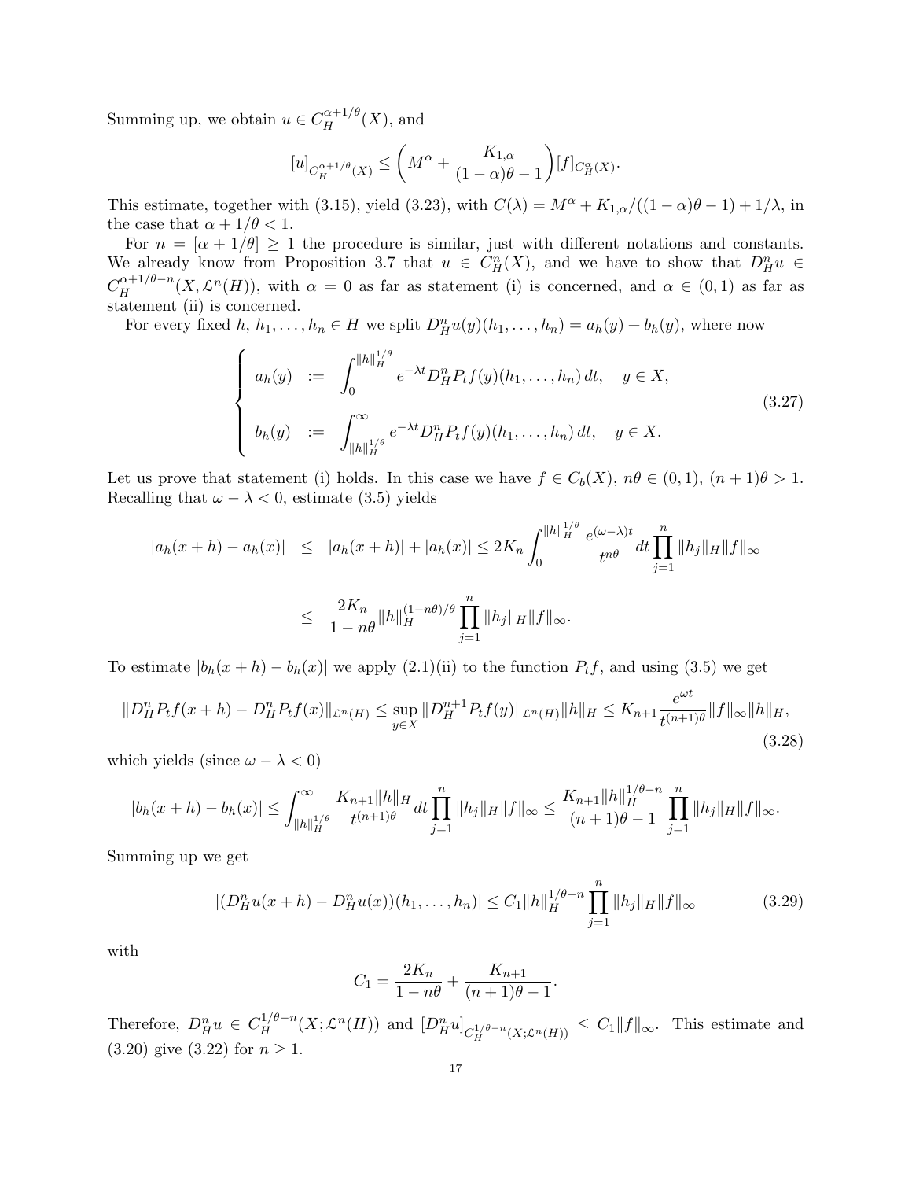Summing up, we obtain $u \in C_H^{\alpha+1/\theta}(X)$, and

$$[u]_{C_H^{\alpha+1/\theta}(X)} \le \left( M^\alpha + \frac{K_{1,\alpha}}{(1-\alpha)\theta - 1} \right) [f]_{C_H^\alpha(X)}.$$

This estimate, together with (3.15), yield (3.23), with $C(\lambda) = M^\alpha + K_{1,\alpha}/((1-\alpha)\theta - 1) + 1/\lambda$, in the case that $\alpha + 1/\theta < 1$.

For $n = [\alpha + 1/\theta] \ge 1$ the procedure is similar, just with different notations and constants. We already know from Proposition 3.7 that $u \in C_H^n(X)$, and we have to show that $D_H^n u \in C_H^{\alpha+1/\theta-n}(X, \mathcal{L}^n(H))$, with $\alpha = 0$ as far as statement (i) is concerned, and $\alpha \in (0,1)$ as far as statement (ii) is concerned.

For every fixed $h$, $h_1, \ldots, h_n \in H$ we split $D_H^n u(y)(h_1, \ldots, h_n) = a_h(y) + b_h(y)$, where now

$$\begin{cases} a_h(y) & := \displaystyle\int_0^{\|h\|_H^{1/\theta}} e^{-\lambda t} D_H^n P_t f(y)(h_1, \ldots, h_n)\, dt, \quad y \in X, \\[2ex] b_h(y) & := \displaystyle\int_{\|h\|_H^{1/\theta}}^\infty e^{-\lambda t} D_H^n P_t f(y)(h_1, \ldots, h_n)\, dt, \quad y \in X. \end{cases} \tag{3.27}$$

Let us prove that statement (i) holds. In this case we have $f \in C_b(X)$, $n\theta \in (0,1)$, $(n+1)\theta > 1$. Recalling that $\omega - \lambda < 0$, estimate (3.5) yields

$$\begin{aligned} |a_h(x+h) - a_h(x)| &\le |a_h(x+h)| + |a_h(x)| \le 2K_n \int_0^{\|h\|_H^{1/\theta}} \frac{e^{(\omega-\lambda)t}}{t^{n\theta}} dt \prod_{j=1}^n \|h_j\|_H \|f\|_\infty \\ &\le \frac{2K_n}{1-n\theta} \|h\|_H^{(1-n\theta)/\theta} \prod_{j=1}^n \|h_j\|_H \|f\|_\infty. \end{aligned}$$

To estimate $|b_h(x+h) - b_h(x)|$ we apply (2.1)(ii) to the function $P_t f$, and using (3.5) we get

$$\|D_H^n P_t f(x+h) - D_H^n P_t f(x)\|_{\mathcal{L}^n(H)} \le \sup_{y \in X} \|D_H^{n+1} P_t f(y)\|_{\mathcal{L}^n(H)} \|h\|_H \le K_{n+1} \frac{e^{\omega t}}{t^{(n+1)\theta}} \|f\|_\infty \|h\|_H, \tag{3.28}$$

which yields (since $\omega - \lambda < 0$)

$$|b_h(x+h) - b_h(x)| \le \int_{\|h\|_H^{1/\theta}}^\infty \frac{K_{n+1}\|h\|_H}{t^{(n+1)\theta}} dt \prod_{j=1}^n \|h_j\|_H \|f\|_\infty \le \frac{K_{n+1}\|h\|_H^{1/\theta - n}}{(n+1)\theta - 1} \prod_{j=1}^n \|h_j\|_H \|f\|_\infty.$$

Summing up we get

$$|(D_H^n u(x+h) - D_H^n u(x))(h_1, \ldots, h_n)| \le C_1 \|h\|_H^{1/\theta - n} \prod_{j=1}^n \|h_j\|_H \|f\|_\infty \tag{3.29}$$

with

$$C_1 = \frac{2K_n}{1-n\theta} + \frac{K_{n+1}}{(n+1)\theta - 1}.$$

Therefore, $D_H^n u \in C_H^{1/\theta-n}(X; \mathcal{L}^n(H))$ and $[D_H^n u]_{C_H^{1/\theta-n}(X;\mathcal{L}^n(H))} \le C_1 \|f\|_\infty$. This estimate and (3.20) give (3.22) for $n \ge 1$.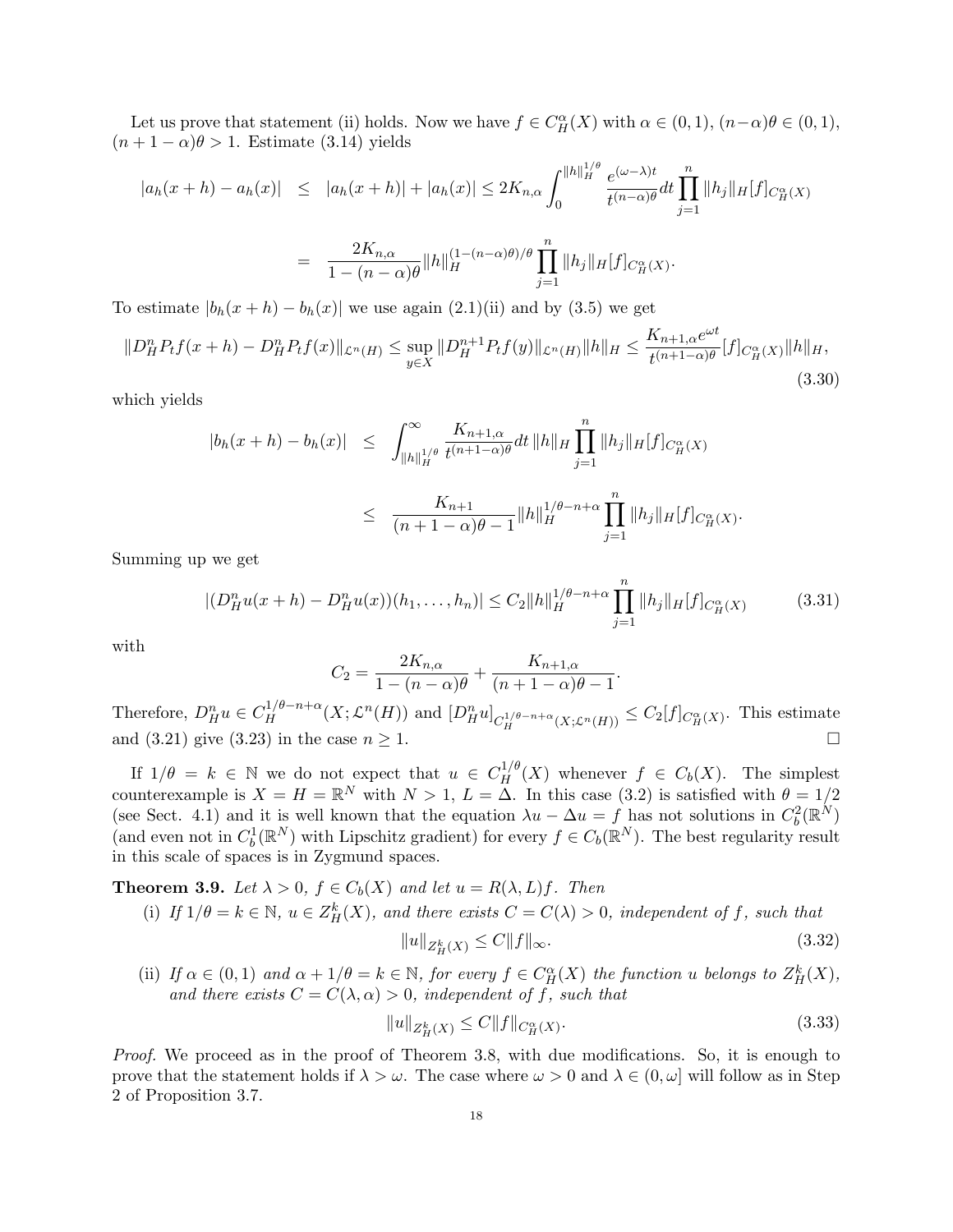Let us prove that statement (ii) holds. Now we have $f \in C^\alpha_H(X)$ with $\alpha \in (0,1)$, $(n-\alpha)\theta \in (0,1)$, $(n+1-\alpha)\theta > 1$. Estimate (3.14) yields

$$
\begin{aligned}
|a_h(x+h) - a_h(x)| &\leq |a_h(x+h)| + |a_h(x)| \leq 2K_{n,\alpha} \int_0^{\|h\|_H^{1/\theta}} \frac{e^{(\omega-\lambda)t}}{t^{(n-\alpha)\theta}} dt \prod_{j=1}^n \|h_j\|_H [f]_{C^\alpha_H(X)} \\
&= \frac{2K_{n,\alpha}}{1-(n-\alpha)\theta} \|h\|_H^{(1-(n-\alpha)\theta)/\theta} \prod_{j=1}^n \|h_j\|_H [f]_{C^\alpha_H(X)}.
\end{aligned}
$$

To estimate $|b_h(x+h) - b_h(x)|$ we use again (2.1)(ii) and by (3.5) we get

$$
\|D^n_H P_t f(x+h) - D^n_H P_t f(x)\|_{\mathcal{L}^n(H)} \leq \sup_{y \in X} \|D^{n+1}_H P_t f(y)\|_{\mathcal{L}^n(H)} \|h\|_H \leq \frac{K_{n+1,\alpha} e^{\omega t}}{t^{(n+1-\alpha)\theta}} [f]_{C^\alpha_H(X)} \|h\|_H, \tag{3.30}
$$

which yields

$$
\begin{aligned}
|b_h(x+h) - b_h(x)| &\leq \int_{\|h\|_H^{1/\theta}}^\infty \frac{K_{n+1,\alpha}}{t^{(n+1-\alpha)\theta}} dt \, \|h\|_H \prod_{j=1}^n \|h_j\|_H [f]_{C^\alpha_H(X)} \\
&\leq \frac{K_{n+1}}{(n+1-\alpha)\theta - 1} \|h\|_H^{1/\theta - n + \alpha} \prod_{j=1}^n \|h_j\|_H [f]_{C^\alpha_H(X)}.
\end{aligned}
$$

Summing up we get

$$
|(D^n_H u(x+h) - D^n_H u(x))(h_1, \ldots, h_n)| \leq C_2 \|h\|_H^{1/\theta - n + \alpha} \prod_{j=1}^n \|h_j\|_H [f]_{C^\alpha_H(X)} \tag{3.31}
$$

with

$$
C_2 = \frac{2K_{n,\alpha}}{1-(n-\alpha)\theta} + \frac{K_{n+1,\alpha}}{(n+1-\alpha)\theta - 1}.
$$

Therefore, $D^n_H u \in C_H^{1/\theta - n + \alpha}(X; \mathcal{L}^n(H))$ and $[D^n_H u]_{C_H^{1/\theta - n+\alpha}(X;\mathcal{L}^n(H))} \leq C_2 [f]_{C^\alpha_H(X)}$. This estimate and (3.21) give (3.23) in the case $n \geq 1$. $\square$

If $1/\theta = k \in \mathbb{N}$ we do not expect that $u \in C^{1/\theta}_H(X)$ whenever $f \in C_b(X)$. The simplest counterexample is $X = H = \mathbb{R}^N$ with $N > 1$, $L = \Delta$. In this case (3.2) is satisfied with $\theta = 1/2$ (see Sect. 4.1) and it is well known that the equation $\lambda u - \Delta u = f$ has not solutions in $C^2_b(\mathbb{R}^N)$ (and even not in $C^1_b(\mathbb{R}^N)$ with Lipschitz gradient) for every $f \in C_b(\mathbb{R}^N)$. The best regularity result in this scale of spaces is in Zygmund spaces.

**Theorem 3.9.** *Let $\lambda > 0$, $f \in C_b(X)$ and let $u = R(\lambda, L)f$. Then*

(i) *If $1/\theta = k \in \mathbb{N}$, $u \in Z^k_H(X)$, and there exists $C = C(\lambda) > 0$, independent of $f$, such that*

$$
\|u\|_{Z^k_H(X)} \leq C \|f\|_\infty. \tag{3.32}
$$

(ii) *If $\alpha \in (0,1)$ and $\alpha + 1/\theta = k \in \mathbb{N}$, for every $f \in C^\alpha_H(X)$ the function $u$ belongs to $Z^k_H(X)$, and there exists $C = C(\lambda, \alpha) > 0$, independent of $f$, such that*

$$
\|u\|_{Z^k_H(X)} \leq C \|f\|_{C^\alpha_H(X)}. \tag{3.33}
$$

*Proof.* We proceed as in the proof of Theorem 3.8, with due modifications. So, it is enough to prove that the statement holds if $\lambda > \omega$. The case where $\omega > 0$ and $\lambda \in (0, \omega]$ will follow as in Step 2 of Proposition 3.7.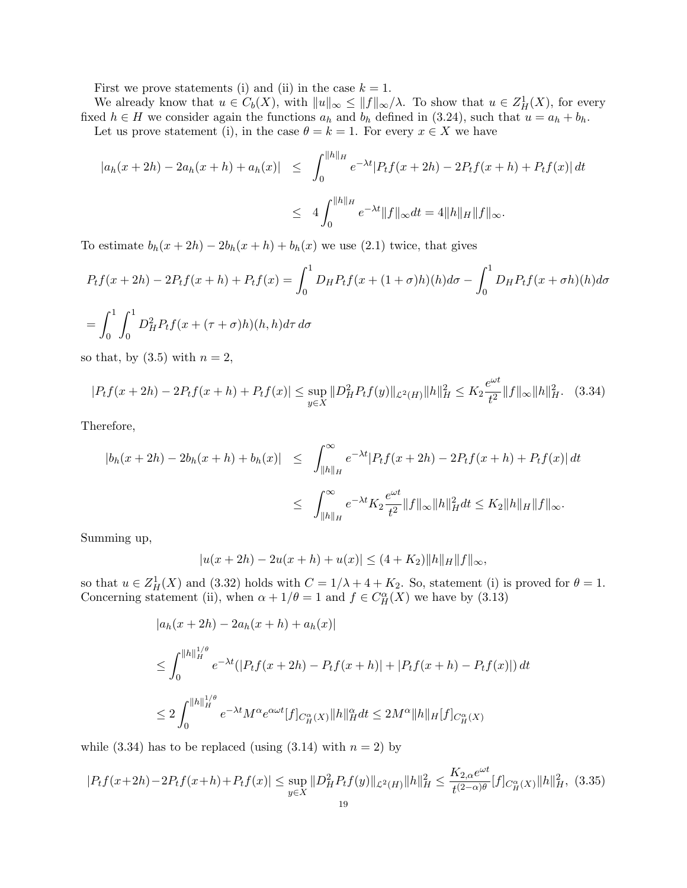First we prove statements (i) and (ii) in the case $k = 1$.

We already know that $u \in C_b(X)$, with $\|u\|_\infty \le \|f\|_\infty/\lambda$. To show that $u \in Z^1_H(X)$, for every fixed $h \in H$ we consider again the functions $a_h$ and $b_h$ defined in (3.24), such that $u = a_h + b_h$.

Let us prove statement (i), in the case $\theta = k = 1$. For every $x \in X$ we have

$$
\begin{aligned}
|a_h(x+2h) - 2a_h(x+h) + a_h(x)| &\le \int_0^{\|h\|_H} e^{-\lambda t} |P_t f(x+2h) - 2P_t f(x+h) + P_t f(x)|\, dt \\
&\le 4\int_0^{\|h\|_H} e^{-\lambda t}\|f\|_\infty dt = 4\|h\|_H\|f\|_\infty.
\end{aligned}
$$

To estimate $b_h(x+2h) - 2b_h(x+h) + b_h(x)$ we use (2.1) twice, that gives

$$
P_t f(x+2h) - 2P_t f(x+h) + P_t f(x) = \int_0^1 D_H P_t f(x + (1+\sigma)h)(h) d\sigma - \int_0^1 D_H P_t f(x+\sigma h)(h) d\sigma
$$

$$
= \int_0^1\int_0^1 D^2_H P_t f(x + (\tau+\sigma)h)(h,h) d\tau\, d\sigma
$$

so that, by (3.5) with $n = 2$,

$$
|P_t f(x+2h) - 2P_t f(x+h) + P_t f(x)| \le \sup_{y\in X} \|D^2_H P_t f(y)\|_{\mathcal{L}^2(H)} \|h\|^2_H \le K_2 \frac{e^{\omega t}}{t^2}\|f\|_\infty \|h\|^2_H. \quad (3.34)
$$

Therefore,

$$
\begin{aligned}
|b_h(x+2h) - 2b_h(x+h) + b_h(x)| &\le \int_{\|h\|_H}^\infty e^{-\lambda t}|P_t f(x+2h) - 2P_t f(x+h) + P_t f(x)|\, dt \\
&\le \int_{\|h\|_H}^\infty e^{-\lambda t} K_2 \frac{e^{\omega t}}{t^2}\|f\|_\infty\|h\|^2_H dt \le K_2\|h\|_H\|f\|_\infty.
\end{aligned}
$$

Summing up,

$$
|u(x+2h) - 2u(x+h) + u(x)| \le (4 + K_2)\|h\|_H\|f\|_\infty,
$$

so that $u \in Z^1_H(X)$ and (3.32) holds with $C = 1/\lambda + 4 + K_2$. So, statement (i) is proved for $\theta = 1$. Concerning statement (ii), when $\alpha + 1/\theta = 1$ and $f \in C^\alpha_H(X)$ we have by (3.13)

$$
|a_h(x+2h) - 2a_h(x+h) + a_h(x)|
$$

$$
\le \int_0^{\|h\|_H^{1/\theta}} e^{-\lambda t}(|P_t f(x+2h) - P_t f(x+h)| + |P_t f(x+h) - P_t f(x)|)\, dt
$$

$$
\le 2\int_0^{\|h\|_H^{1/\theta}} e^{-\lambda t} M^\alpha e^{\alpha\omega t}[f]_{C^\alpha_H(X)}\|h\|^\alpha_H dt \le 2M^\alpha\|h\|_H[f]_{C^\alpha_H(X)}
$$

while (3.34) has to be replaced (using (3.14) with $n = 2$) by

$$
|P_t f(x+2h) - 2P_t f(x+h) + P_t f(x)| \le \sup_{y\in X}\|D^2_H P_t f(y)\|_{\mathcal{L}^2(H)}\|h\|^2_H \le \frac{K_{2,\alpha}e^{\omega t}}{t^{(2-\alpha)\theta}}[f]_{C^\alpha_H(X)}\|h\|^2_H, \quad (3.35)
$$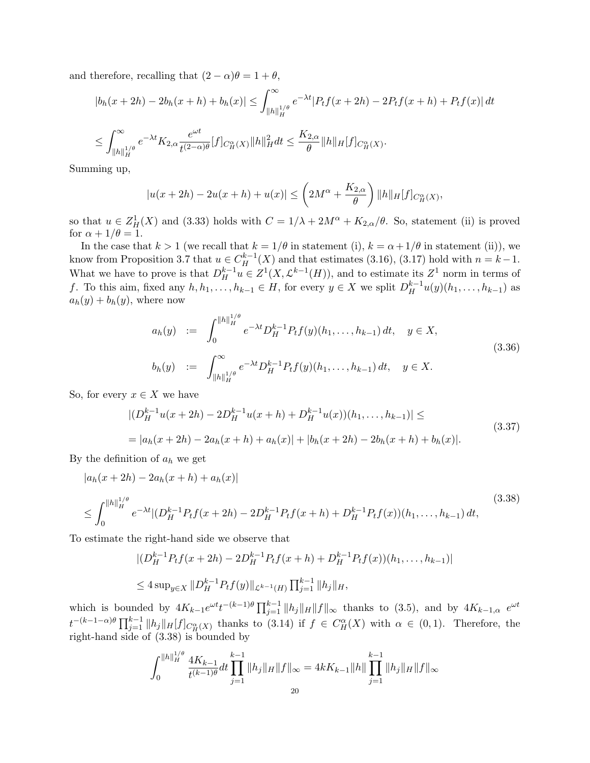and therefore, recalling that $(2-\alpha)\theta = 1+\theta$,

$$|b_h(x+2h) - 2b_h(x+h) + b_h(x)| \leq \int_{\|h\|_H^{1/\theta}}^\infty e^{-\lambda t}|P_tf(x+2h) - 2P_tf(x+h) + P_tf(x)|\,dt$$

$$\leq \int_{\|h\|_H^{1/\theta}}^\infty e^{-\lambda t}K_{2,\alpha}\frac{e^{\omega t}}{t^{(2-\alpha)\theta}}[f]_{C^\alpha_H(X)}\|h\|_H^2 dt \leq \frac{K_{2,\alpha}}{\theta}\|h\|_H[f]_{C^\alpha_H(X)}.$$

Summing up,

$$|u(x+2h) - 2u(x+h) + u(x)| \leq \left(2M^\alpha + \frac{K_{2,\alpha}}{\theta}\right)\|h\|_H[f]_{C^\alpha_H(X)},$$

so that $u \in Z^1_H(X)$ and (3.33) holds with $C = 1/\lambda + 2M^\alpha + K_{2,\alpha}/\theta$. So, statement (ii) is proved for $\alpha + 1/\theta = 1$.

In the case that $k > 1$ (we recall that $k = 1/\theta$ in statement (i), $k = \alpha + 1/\theta$ in statement (ii)), we know from Proposition 3.7 that $u \in C^{k-1}_H(X)$ and that estimates (3.16), (3.17) hold with $n = k-1$. What we have to prove is that $D^{k-1}_H u \in Z^1(X, \mathcal{L}^{k-1}(H))$, and to estimate its $Z^1$ norm in terms of $f$. To this aim, fixed any $h, h_1, \ldots, h_{k-1} \in H$, for every $y \in X$ we split $D^{k-1}_H u(y)(h_1, \ldots, h_{k-1})$ as $a_h(y) + b_h(y)$, where now

$$\begin{aligned}
a_h(y) &:= \int_0^{\|h\|_H^{1/\theta}} e^{-\lambda t}D^{k-1}_H P_tf(y)(h_1, \ldots, h_{k-1})\,dt, \quad y \in X,\\
b_h(y) &:= \int_{\|h\|_H^{1/\theta}}^\infty e^{-\lambda t}D^{k-1}_H P_tf(y)(h_1, \ldots, h_{k-1})\,dt, \quad y \in X.
\end{aligned} \tag{3.36}$$

So, for every $x \in X$ we have

$$\begin{aligned}
&|(D^{k-1}_H u(x+2h) - 2D^{k-1}_H u(x+h) + D^{k-1}_H u(x))(h_1, \ldots, h_{k-1})| \leq\\
&= |a_h(x+2h) - 2a_h(x+h) + a_h(x)| + |b_h(x+2h) - 2b_h(x+h) + b_h(x)|.
\end{aligned} \tag{3.37}$$

By the definition of $a_h$ we get

$$\begin{aligned}
&|a_h(x+2h) - 2a_h(x+h) + a_h(x)|\\
&\leq \int_0^{\|h\|_H^{1/\theta}} e^{-\lambda t}|(D^{k-1}_H P_tf(x+2h) - 2D^{k-1}_H P_tf(x+h) + D^{k-1}_H P_tf(x))(h_1, \ldots, h_{k-1})\,dt,
\end{aligned} \tag{3.38}$$

To estimate the right-hand side we observe that

$$|(D^{k-1}_H P_tf(x+2h) - 2D^{k-1}_H P_tf(x+h) + D^{k-1}_H P_tf(x))(h_1, \ldots, h_{k-1})|$$

$$\leq 4\sup_{y\in X}\|D^{k-1}_H P_tf(y)\|_{\mathcal{L}^{k-1}(H)}\prod_{j=1}^{k-1}\|h_j\|_H,$$

which is bounded by $4K_{k-1}e^{\omega t}t^{-(k-1)\theta}\prod_{j=1}^{k-1}\|h_j\|_H\|f\|_\infty$ thanks to (3.5), and by $4K_{k-1,\alpha}\ e^{\omega t}\ t^{-(k-1-\alpha)\theta}\prod_{j=1}^{k-1}\|h_j\|_H[f]_{C^\alpha_H(X)}$ thanks to (3.14) if $f \in C^\alpha_H(X)$ with $\alpha \in (0,1)$. Therefore, the right-hand side of (3.38) is bounded by

$$\int_0^{\|h\|_H^{1/\theta}} \frac{4K_{k-1}}{t^{(k-1)\theta}}dt\prod_{j=1}^{k-1}\|h_j\|_H\|f\|_\infty = 4kK_{k-1}\|h\|\prod_{j=1}^{k-1}\|h_j\|_H\|f\|_\infty$$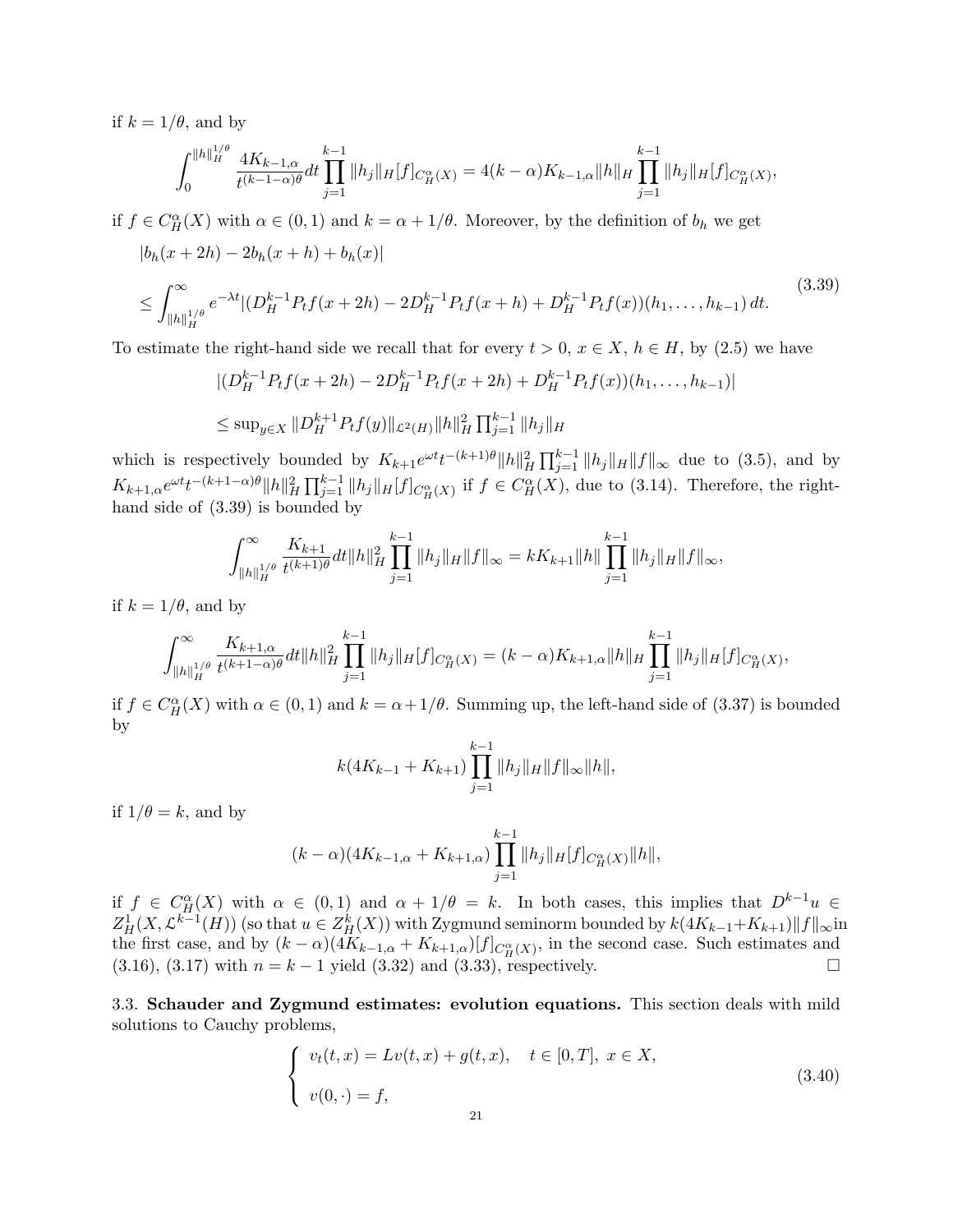if $k = 1/\theta$, and by

$$\int_0^{\|h\|_H^{1/\theta}} \frac{4K_{k-1,\alpha}}{t^{(k-1-\alpha)\theta}} dt \prod_{j=1}^{k-1} \|h_j\|_H [f]_{C^\alpha_H(X)} = 4(k-\alpha)K_{k-1,\alpha}\|h\|_H \prod_{j=1}^{k-1} \|h_j\|_H [f]_{C^\alpha_H(X)},$$

if $f \in C^\alpha_H(X)$ with $\alpha \in (0,1)$ and $k = \alpha + 1/\theta$. Moreover, by the definition of $b_h$ we get

$$\begin{aligned}
&|b_h(x+2h) - 2b_h(x+h) + b_h(x)| \\
&\leq \int_{\|h\|_H^{1/\theta}}^\infty e^{-\lambda t} |(D^{k-1}_H P_t f(x+2h) - 2D^{k-1}_H P_t f(x+h) + D^{k-1}_H P_t f(x))(h_1, \ldots, h_{k-1})\, dt.
\end{aligned} \tag{3.39}$$

To estimate the right-hand side we recall that for every $t > 0$, $x \in X$, $h \in H$, by (2.5) we have

$$\begin{aligned}
&|(D^{k-1}_H P_t f(x+2h) - 2D^{k-1}_H P_t f(x+2h) + D^{k-1}_H P_t f(x))(h_1, \ldots, h_{k-1})| \\
&\leq \sup_{y \in X} \|D^{k+1}_H P_t f(y)\|_{\mathcal{L}^2(H)} \|h\|_H^2 \prod_{j=1}^{k-1} \|h_j\|_H
\end{aligned}$$

which is respectively bounded by $K_{k+1} e^{\omega t} t^{-(k+1)\theta} \|h\|_H^2 \prod_{j=1}^{k-1} \|h_j\|_H \|f\|_\infty$ due to (3.5), and by $K_{k+1,\alpha} e^{\omega t} t^{-(k+1-\alpha)\theta} \|h\|_H^2 \prod_{j=1}^{k-1} \|h_j\|_H [f]_{C^\alpha_H(X)}$ if $f \in C^\alpha_H(X)$, due to (3.14). Therefore, the right-hand side of (3.39) is bounded by

$$\int_{\|h\|_H^{1/\theta}}^\infty \frac{K_{k+1}}{t^{(k+1)\theta}} dt \|h\|_H^2 \prod_{j=1}^{k-1} \|h_j\|_H \|f\|_\infty = kK_{k+1}\|h\| \prod_{j=1}^{k-1} \|h_j\|_H \|f\|_\infty,$$

if $k = 1/\theta$, and by

$$\int_{\|h\|_H^{1/\theta}}^\infty \frac{K_{k+1,\alpha}}{t^{(k+1-\alpha)\theta}} dt \|h\|_H^2 \prod_{j=1}^{k-1} \|h_j\|_H [f]_{C^\alpha_H(X)} = (k-\alpha)K_{k+1,\alpha}\|h\|_H \prod_{j=1}^{k-1} \|h_j\|_H [f]_{C^\alpha_H(X)},$$

if $f \in C^\alpha_H(X)$ with $\alpha \in (0,1)$ and $k = \alpha + 1/\theta$. Summing up, the left-hand side of (3.37) is bounded by

$$k(4K_{k-1} + K_{k+1}) \prod_{j=1}^{k-1} \|h_j\|_H \|f\|_\infty \|h\|,$$

if $1/\theta = k$, and by

$$(k-\alpha)(4K_{k-1,\alpha} + K_{k+1,\alpha}) \prod_{j=1}^{k-1} \|h_j\|_H [f]_{C^\alpha_H(X)} \|h\|,$$

if $f \in C^\alpha_H(X)$ with $\alpha \in (0,1)$ and $\alpha + 1/\theta = k$. In both cases, this implies that $D^{k-1}u \in Z^1_H(X, \mathcal{L}^{k-1}(H))$ (so that $u \in Z^k_H(X)$) with Zygmund seminorm bounded by $k(4K_{k-1}+K_{k+1})\|f\|_\infty$in the first case, and by $(k-\alpha)(4K_{k-1,\alpha} + K_{k+1,\alpha})[f]_{C^\alpha_H(X)}$, in the second case. Such estimates and (3.16), (3.17) with $n = k-1$ yield (3.32) and (3.33), respectively. □

### 3.3. Schauder and Zygmund estimates: evolution equations.

This section deals with mild solutions to Cauchy problems,

$$\begin{cases}
v_t(t,x) = Lv(t,x) + g(t,x), & t \in [0,T],\ x \in X, \\
v(0,\cdot) = f,
\end{cases} \tag{3.40}$$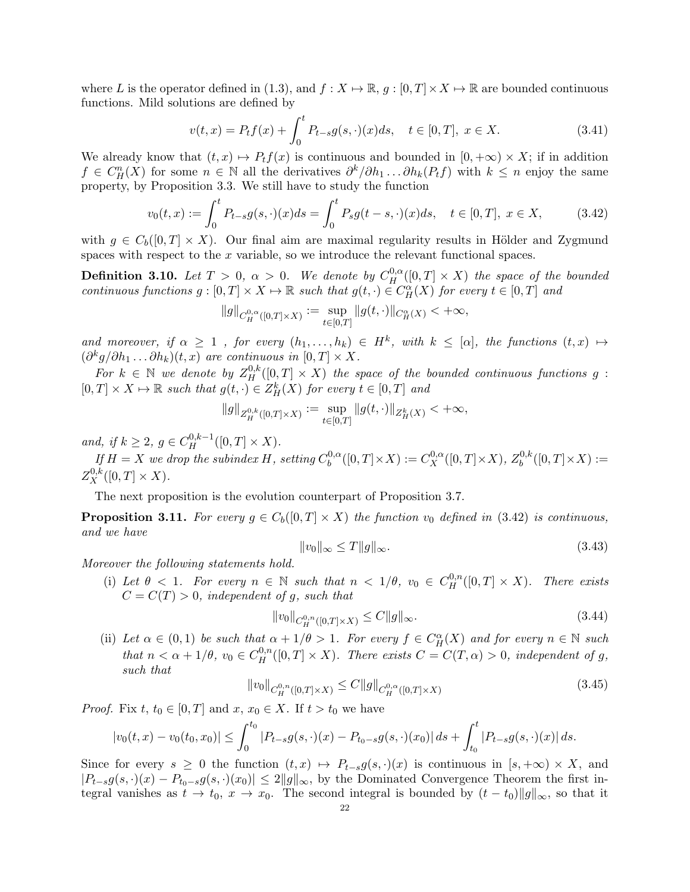where $L$ is the operator defined in (1.3), and $f : X \mapsto \mathbb{R}$, $g : [0,T] \times X \mapsto \mathbb{R}$ are bounded continuous functions. Mild solutions are defined by

$$v(t,x) = P_t f(x) + \int_0^t P_{t-s} g(s,\cdot)(x) ds, \quad t \in [0,T],\ x \in X. \tag{3.41}$$

We already know that $(t,x) \mapsto P_t f(x)$ is continuous and bounded in $[0,+\infty) \times X$; if in addition $f \in C^n_H(X)$ for some $n \in \mathbb{N}$ all the derivatives $\partial^k/\partial h_1 \ldots \partial h_k (P_t f)$ with $k \leq n$ enjoy the same property, by Proposition 3.3. We still have to study the function

$$v_0(t,x) := \int_0^t P_{t-s} g(s,\cdot)(x) ds = \int_0^t P_s g(t-s,\cdot)(x) ds, \quad t \in [0,T],\ x \in X, \tag{3.42}$$

with $g \in C_b([0,T] \times X)$. Our final aim are maximal regularity results in Hölder and Zygmund spaces with respect to the $x$ variable, so we introduce the relevant functional spaces.

**Definition 3.10.** *Let $T > 0$, $\alpha > 0$. We denote by $C^{0,\alpha}_H([0,T] \times X)$ the space of the bounded continuous functions $g : [0,T] \times X \mapsto \mathbb{R}$ such that $g(t,\cdot) \in C^\alpha_H(X)$ for every $t \in [0,T]$ and*

$$\|g\|_{C^{0,\alpha}_H([0,T]\times X)} := \sup_{t\in[0,T]} \|g(t,\cdot)\|_{C^\alpha_H(X)} < +\infty,$$

*and moreover, if $\alpha \geq 1$ , for every $(h_1, \ldots, h_k) \in H^k$, with $k \leq [\alpha]$, the functions $(t,x) \mapsto (\partial^k g/\partial h_1 \ldots \partial h_k)(t,x)$ are continuous in $[0,T] \times X$.*

*For $k \in \mathbb{N}$ we denote by $Z^{0,k}_H([0,T] \times X)$ the space of the bounded continuous functions $g : [0,T] \times X \mapsto \mathbb{R}$ such that $g(t,\cdot) \in Z^k_H(X)$ for every $t \in [0,T]$ and*

$$\|g\|_{Z^{0,k}_H([0,T]\times X)} := \sup_{t\in[0,T]} \|g(t,\cdot)\|_{Z^k_H(X)} < +\infty,$$

*and, if $k \geq 2$, $g \in C^{0,k-1}_H([0,T] \times X)$.*

*If $H = X$ we drop the subindex $H$, setting $C^{0,\alpha}_b([0,T]\times X) := C^{0,\alpha}_X([0,T]\times X)$, $Z^{0,k}_b([0,T]\times X) := Z^{0,k}_X([0,T] \times X)$.*

The next proposition is the evolution counterpart of Proposition 3.7.

**Proposition 3.11.** *For every $g \in C_b([0,T] \times X)$ the function $v_0$ defined in (3.42) is continuous, and we have*

$$\|v_0\|_\infty \leq T \|g\|_\infty. \tag{3.43}$$

*Moreover the following statements hold.*

(i) *Let $\theta < 1$. For every $n \in \mathbb{N}$ such that $n < 1/\theta$, $v_0 \in C^{0,n}_H([0,T] \times X)$. There exists $C = C(T) > 0$, independent of $g$, such that*

$$\|v_0\|_{C^{0,n}_H([0,T]\times X)} \leq C \|g\|_\infty. \tag{3.44}$$

(ii) *Let $\alpha \in (0,1)$ be such that $\alpha + 1/\theta > 1$. For every $f \in C^\alpha_H(X)$ and for every $n \in \mathbb{N}$ such that $n < \alpha + 1/\theta$, $v_0 \in C^{0,n}_H([0,T] \times X)$. There exists $C = C(T,\alpha) > 0$, independent of $g$, such that*

$$\|v_0\|_{C^{0,n}_H([0,T]\times X)} \leq C \|g\|_{C^{0,\alpha}_H([0,T]\times X)} \tag{3.45}$$

*Proof.* Fix $t$, $t_0 \in [0,T]$ and $x$, $x_0 \in X$. If $t > t_0$ we have

$$|v_0(t,x) - v_0(t_0,x_0)| \leq \int_0^{t_0} |P_{t-s} g(s,\cdot)(x) - P_{t_0-s} g(s,\cdot)(x_0)|\, ds + \int_{t_0}^t |P_{t-s} g(s,\cdot)(x)|\, ds.$$

Since for every $s \geq 0$ the function $(t,x) \mapsto P_{t-s} g(s,\cdot)(x)$ is continuous in $[s,+\infty) \times X$, and $|P_{t-s} g(s,\cdot)(x) - P_{t_0-s} g(s,\cdot)(x_0)| \leq 2\|g\|_\infty$, by the Dominated Convergence Theorem the first integral vanishes as $t \to t_0$, $x \to x_0$. The second integral is bounded by $(t - t_0)\|g\|_\infty$, so that it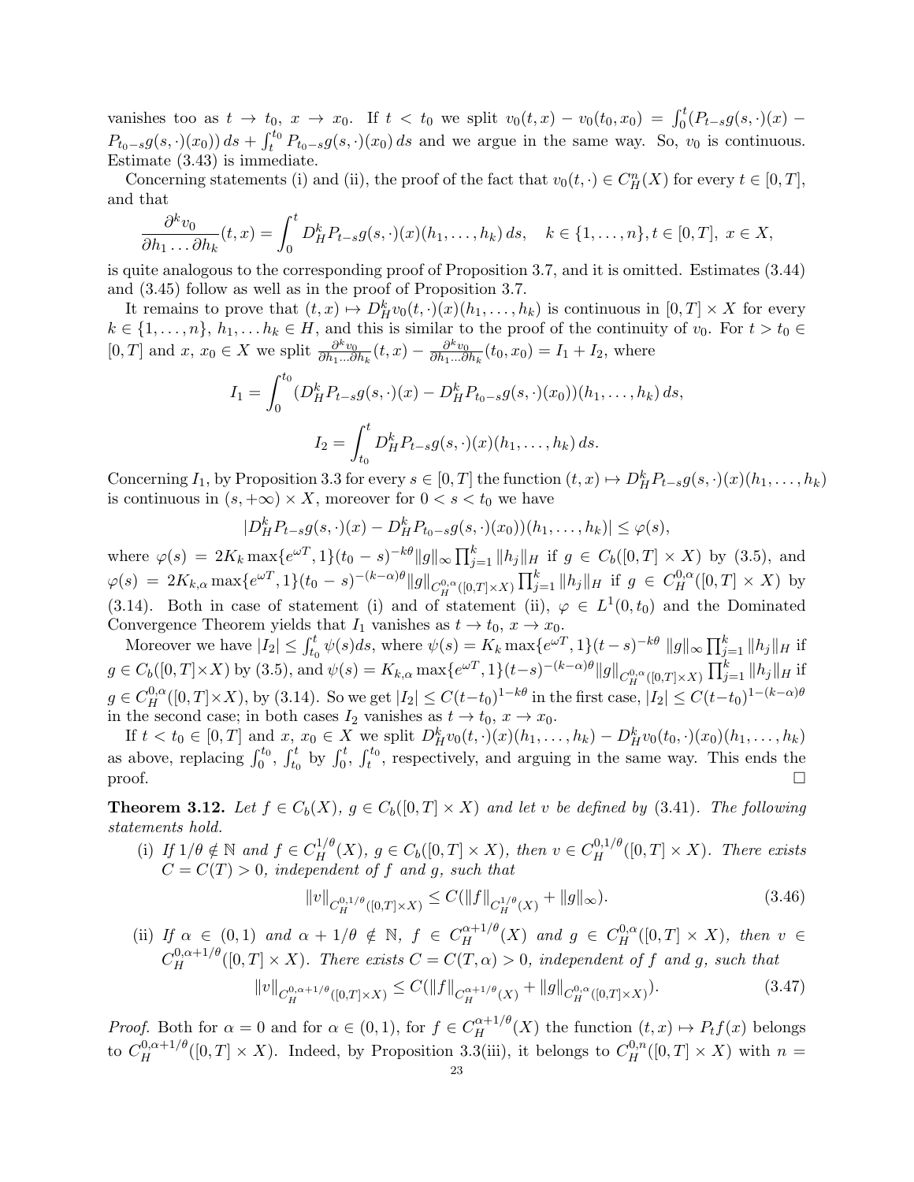vanishes too as $t \to t_0$, $x \to x_0$. If $t < t_0$ we split $v_0(t,x) - v_0(t_0,x_0) = \int_0^t (P_{t-s}g(s,\cdot)(x) - P_{t_0-s}g(s,\cdot)(x_0))\,ds + \int_t^{t_0} P_{t_0-s}g(s,\cdot)(x_0)\,ds$ and we argue in the same way. So, $v_0$ is continuous. Estimate (3.43) is immediate.

Concerning statements (i) and (ii), the proof of the fact that $v_0(t,\cdot) \in C^n_H(X)$ for every $t \in [0,T]$, and that

$$\frac{\partial^k v_0}{\partial h_1 \dots \partial h_k}(t,x) = \int_0^t D^k_H P_{t-s}g(s,\cdot)(x)(h_1,\dots,h_k)\,ds, \quad k \in \{1,\dots,n\}, t \in [0,T],\ x \in X,$$

is quite analogous to the corresponding proof of Proposition 3.7, and it is omitted. Estimates (3.44) and (3.45) follow as well as in the proof of Proposition 3.7.

It remains to prove that $(t,x) \mapsto D^k_H v_0(t,\cdot)(x)(h_1,\dots,h_k)$ is continuous in $[0,T]\times X$ for every $k \in \{1,\dots,n\}$, $h_1,\dots h_k \in H$, and this is similar to the proof of the continuity of $v_0$. For $t > t_0 \in [0,T]$ and $x$, $x_0 \in X$ we split $\frac{\partial^k v_0}{\partial h_1 \dots \partial h_k}(t,x) - \frac{\partial^k v_0}{\partial h_1 \dots \partial h_k}(t_0,x_0) = I_1 + I_2$, where

$$I_1 = \int_0^{t_0} (D^k_H P_{t-s}g(s,\cdot)(x) - D^k_H P_{t_0-s}g(s,\cdot)(x_0))(h_1,\dots,h_k)\,ds,$$

$$I_2 = \int_{t_0}^t D^k_H P_{t-s}g(s,\cdot)(x)(h_1,\dots,h_k)\,ds.$$

Concerning $I_1$, by Proposition 3.3 for every $s \in [0,T]$ the function $(t,x) \mapsto D^k_H P_{t-s}g(s,\cdot)(x)(h_1,\dots,h_k)$ is continuous in $(s,+\infty)\times X$, moreover for $0 < s < t_0$ we have

$$|D^k_H P_{t-s}g(s,\cdot)(x) - D^k_H P_{t_0-s}g(s,\cdot)(x_0))(h_1,\dots,h_k)| \le \varphi(s),$$

where $\varphi(s) = 2K_k \max\{e^{\omega T},1\}(t_0-s)^{-k\theta}\|g\|_\infty \prod_{j=1}^k \|h_j\|_H$ if $g \in C_b([0,T]\times X)$ by (3.5), and $\varphi(s) = 2K_{k,\alpha}\max\{e^{\omega T},1\}(t_0-s)^{-(k-\alpha)\theta}\|g\|_{C^{0,\alpha}_H([0,T]\times X)} \prod_{j=1}^k \|h_j\|_H$ if $g \in C^{0,\alpha}_H([0,T]\times X)$ by (3.14). Both in case of statement (i) and of statement (ii), $\varphi \in L^1(0,t_0)$ and the Dominated Convergence Theorem yields that $I_1$ vanishes as $t \to t_0$, $x \to x_0$.

Moreover we have $|I_2| \le \int_{t_0}^t \psi(s)ds$, where $\psi(s) = K_k \max\{e^{\omega T},1\}(t-s)^{-k\theta}\ \|g\|_\infty \prod_{j=1}^k \|h_j\|_H$ if $g \in C_b([0,T]\times X)$ by (3.5), and $\psi(s) = K_{k,\alpha}\max\{e^{\omega T},1\}(t-s)^{-(k-\alpha)\theta}\|g\|_{C^{0,\alpha}_H([0,T]\times X)} \prod_{j=1}^k \|h_j\|_H$ if $g \in C^{0,\alpha}_H([0,T]\times X)$, by (3.14). So we get $|I_2| \le C(t-t_0)^{1-k\theta}$ in the first case, $|I_2| \le C(t-t_0)^{1-(k-\alpha)\theta}$ in the second case; in both cases $I_2$ vanishes as $t \to t_0$, $x \to x_0$.

If $t < t_0 \in [0,T]$ and $x$, $x_0 \in X$ we split $D^k_H v_0(t,\cdot)(x)(h_1,\dots,h_k) - D^k_H v_0(t_0,\cdot)(x_0)(h_1,\dots,h_k)$ as above, replacing $\int_0^{t_0}$, $\int_{t_0}^t$ by $\int_0^t$, $\int_t^{t_0}$, respectively, and arguing in the same way. This ends the proof. $\square$

**Theorem 3.12.** *Let $f \in C_b(X)$, $g \in C_b([0,T]\times X)$ and let $v$ be defined by (3.41). The following statements hold.*

(i) *If $1/\theta \notin \mathbb{N}$ and $f \in C^{1/\theta}_H(X)$, $g \in C_b([0,T]\times X)$, then $v \in C^{0,1/\theta}_H([0,T]\times X)$. There exists $C = C(T) > 0$, independent of $f$ and $g$, such that*

$$\|v\|_{C^{0,1/\theta}_H([0,T]\times X)} \le C(\|f\|_{C^{1/\theta}_H(X)} + \|g\|_\infty). \tag{3.46}$$

(ii) *If $\alpha \in (0,1)$ and $\alpha + 1/\theta \notin \mathbb{N}$, $f \in C^{\alpha+1/\theta}_H(X)$ and $g \in C^{0,\alpha}_H([0,T]\times X)$, then $v \in C^{0,\alpha+1/\theta}_H([0,T]\times X)$. There exists $C = C(T,\alpha) > 0$, independent of $f$ and $g$, such that*

$$\|v\|_{C^{0,\alpha+1/\theta}_H([0,T]\times X)} \le C(\|f\|_{C^{\alpha+1/\theta}_H(X)} + \|g\|_{C^{0,\alpha}_H([0,T]\times X)}). \tag{3.47}$$

*Proof.* Both for $\alpha = 0$ and for $\alpha \in (0,1)$, for $f \in C^{\alpha+1/\theta}_H(X)$ the function $(t,x) \mapsto P_t f(x)$ belongs to $C^{0,\alpha+1/\theta}_H([0,T]\times X)$. Indeed, by Proposition 3.3(iii), it belongs to $C^{0,n}_H([0,T]\times X)$ with $n =$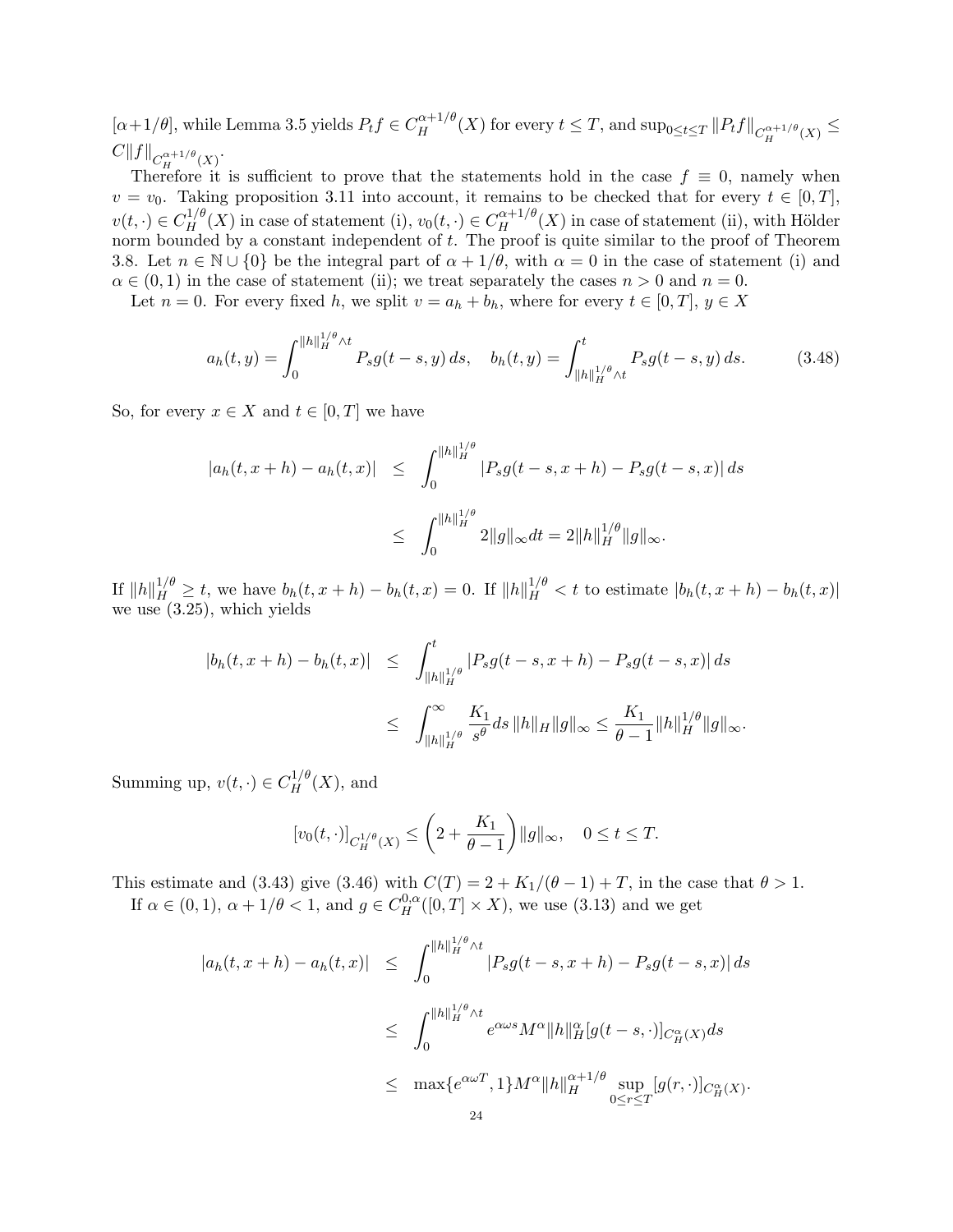$[\alpha+1/\theta]$, while Lemma 3.5 yields $P_t f \in C^{\alpha+1/\theta}_H(X)$ for every $t \le T$, and $\sup_{0\le t\le T} \|P_t f\|_{C^{\alpha+1/\theta}_H(X)} \le C\|f\|_{C^{\alpha+1/\theta}_H(X)}$.

Therefore it is sufficient to prove that the statements hold in the case $f \equiv 0$, namely when $v = v_0$. Taking proposition 3.11 into account, it remains to be checked that for every $t \in [0,T]$, $v(t,\cdot) \in C^{1/\theta}_H(X)$ in case of statement (i), $v_0(t,\cdot) \in C^{\alpha+1/\theta}_H(X)$ in case of statement (ii), with Hölder norm bounded by a constant independent of $t$. The proof is quite similar to the proof of Theorem 3.8. Let $n \in \mathbb{N}\cup\{0\}$ be the integral part of $\alpha + 1/\theta$, with $\alpha = 0$ in the case of statement (i) and $\alpha \in (0,1)$ in the case of statement (ii); we treat separately the cases $n > 0$ and $n = 0$.

Let $n = 0$. For every fixed $h$, we split $v = a_h + b_h$, where for every $t \in [0,T]$, $y \in X$

$$a_h(t,y) = \int_0^{\|h\|_H^{1/\theta}\wedge t} P_s g(t-s,y)\,ds, \quad b_h(t,y) = \int_{\|h\|_H^{1/\theta}\wedge t}^t P_s g(t-s,y)\,ds. \tag{3.48}$$

So, for every $x \in X$ and $t \in [0,T]$ we have

$$\begin{aligned}
|a_h(t,x+h) - a_h(t,x)| &\le \int_0^{\|h\|_H^{1/\theta}} |P_s g(t-s,x+h) - P_s g(t-s,x)|\,ds \\
&\le \int_0^{\|h\|_H^{1/\theta}} 2\|g\|_\infty dt = 2\|h\|_H^{1/\theta}\|g\|_\infty.
\end{aligned}$$

If $\|h\|_H^{1/\theta} \ge t$, we have $b_h(t,x+h) - b_h(t,x) = 0$. If $\|h\|_H^{1/\theta} < t$ to estimate $|b_h(t,x+h) - b_h(t,x)|$ we use (3.25), which yields

$$\begin{aligned}
|b_h(t,x+h) - b_h(t,x)| &\le \int_{\|h\|_H^{1/\theta}}^t |P_s g(t-s,x+h) - P_s g(t-s,x)|\,ds \\
&\le \int_{\|h\|_H^{1/\theta}}^\infty \frac{K_1}{s^\theta} ds\,\|h\|_H \|g\|_\infty \le \frac{K_1}{\theta - 1}\|h\|_H^{1/\theta}\|g\|_\infty.
\end{aligned}$$

Summing up, $v(t,\cdot) \in C^{1/\theta}_H(X)$, and

$$[v_0(t,\cdot)]_{C^{1/\theta}_H(X)} \le \left(2 + \frac{K_1}{\theta-1}\right)\|g\|_\infty, \quad 0 \le t \le T.$$

This estimate and (3.43) give (3.46) with $C(T) = 2 + K_1/(\theta - 1) + T$, in the case that $\theta > 1$.

If $\alpha \in (0,1)$, $\alpha + 1/\theta < 1$, and $g \in C^{0,\alpha}_H([0,T]\times X)$, we use (3.13) and we get

$$\begin{aligned}
|a_h(t,x+h) - a_h(t,x)| &\le \int_0^{\|h\|_H^{1/\theta}\wedge t} |P_s g(t-s,x+h) - P_s g(t-s,x)|\,ds \\
&\le \int_0^{\|h\|_H^{1/\theta}\wedge t} e^{\alpha\omega s} M^\alpha \|h\|_H^\alpha [g(t-s,\cdot)]_{C^\alpha_H(X)} ds \\
&\le \max\{e^{\alpha\omega T}, 1\} M^\alpha \|h\|_H^{\alpha+1/\theta} \sup_{0\le r\le T} [g(r,\cdot)]_{C^\alpha_H(X)}.
\end{aligned}$$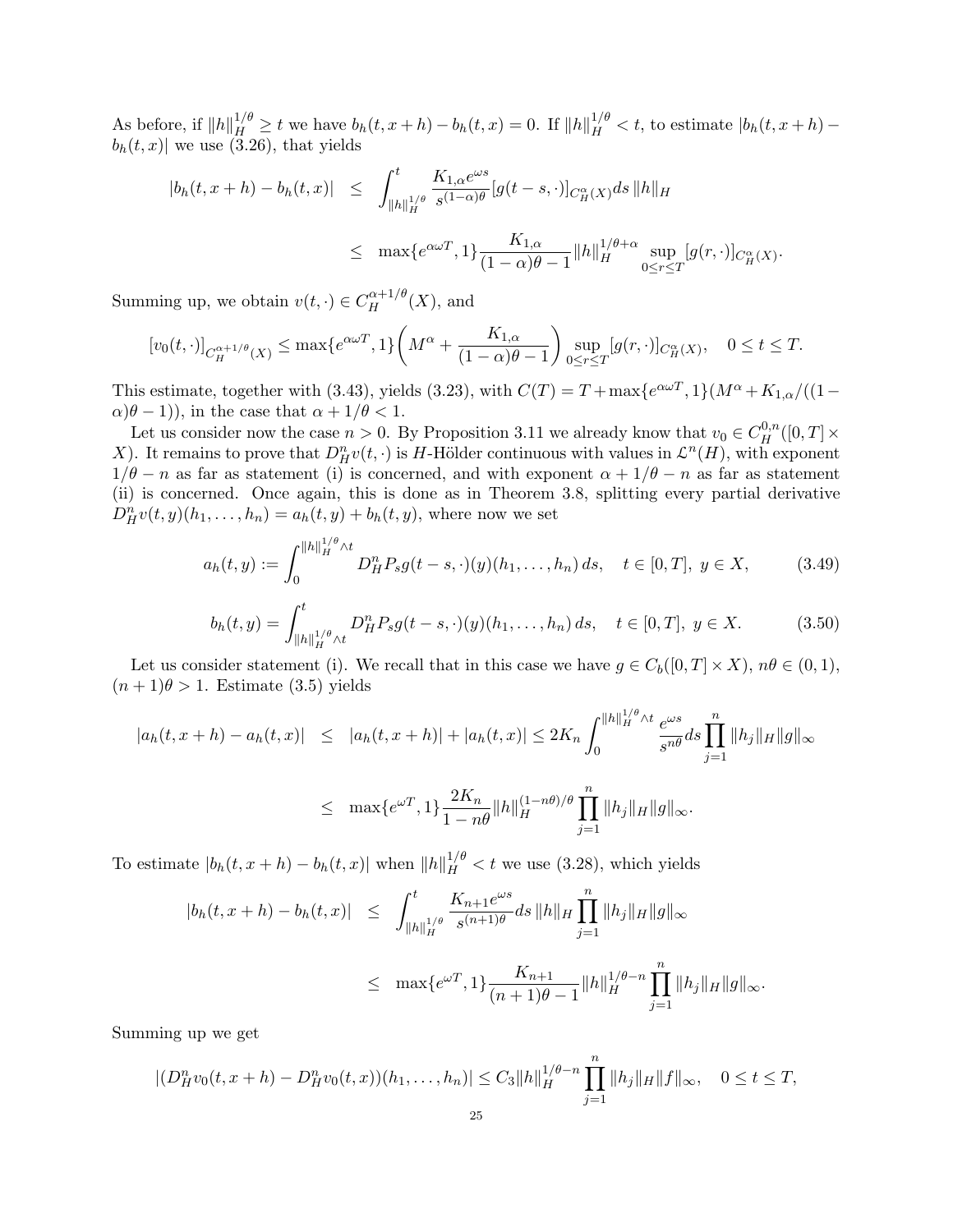As before, if $\|h\|_H^{1/\theta} \geq t$ we have $b_h(t, x+h) - b_h(t,x) = 0$. If $\|h\|_H^{1/\theta} < t$, to estimate $|b_h(t, x+h) - b_h(t,x)|$ we use (3.26), that yields

$$
\begin{aligned}
|b_h(t,x+h) - b_h(t,x)| &\leq \int_{\|h\|_H^{1/\theta}}^t \frac{K_{1,\alpha} e^{\omega s}}{s^{(1-\alpha)\theta}} [g(t-s,\cdot)]_{C_H^\alpha(X)} ds \, \|h\|_H \\
&\leq \max\{e^{\alpha\omega T}, 1\} \frac{K_{1,\alpha}}{(1-\alpha)\theta - 1} \|h\|_H^{1/\theta+\alpha} \sup_{0\leq r\leq T} [g(r,\cdot)]_{C_H^\alpha(X)}.
\end{aligned}
$$

Summing up, we obtain $v(t,\cdot) \in C_H^{\alpha+1/\theta}(X)$, and

$$
[v_0(t,\cdot)]_{C_H^{\alpha+1/\theta}(X)} \leq \max\{e^{\alpha\omega T}, 1\} \left( M^\alpha + \frac{K_{1,\alpha}}{(1-\alpha)\theta - 1} \right) \sup_{0\leq r\leq T} [g(r,\cdot)]_{C_H^\alpha(X)}, \quad 0 \leq t \leq T.
$$

This estimate, together with (3.43), yields (3.23), with $C(T) = T + \max\{e^{\alpha\omega T}, 1\}(M^\alpha + K_{1,\alpha}/((1-\alpha)\theta - 1))$, in the case that $\alpha + 1/\theta < 1$.

Let us consider now the case $n > 0$. By Proposition 3.11 we already know that $v_0 \in C_H^{0,n}([0,T] \times X)$. It remains to prove that $D_H^n v(t,\cdot)$ is $H$-Hölder continuous with values in $\mathcal{L}^n(H)$, with exponent $1/\theta - n$ as far as statement (i) is concerned, and with exponent $\alpha + 1/\theta - n$ as far as statement (ii) is concerned. Once again, this is done as in Theorem 3.8, splitting every partial derivative $D_H^n v(t,y)(h_1, \ldots, h_n) = a_h(t,y) + b_h(t,y)$, where now we set

$$
a_h(t,y) := \int_0^{\|h\|_H^{1/\theta} \wedge t} D_H^n P_s g(t-s,\cdot)(y)(h_1,\ldots,h_n) \, ds, \quad t \in [0,T], \; y \in X, \tag{3.49}
$$

$$
b_h(t,y) = \int_{\|h\|_H^{1/\theta} \wedge t}^t D_H^n P_s g(t-s,\cdot)(y)(h_1,\ldots,h_n) \, ds, \quad t \in [0,T], \; y \in X. \tag{3.50}
$$

Let us consider statement (i). We recall that in this case we have $g \in C_b([0,T] \times X)$, $n\theta \in (0,1)$, $(n+1)\theta > 1$. Estimate (3.5) yields

$$
\begin{aligned}
|a_h(t,x+h) - a_h(t,x)| &\leq |a_h(t,x+h)| + |a_h(t,x)| \leq 2K_n \int_0^{\|h\|_H^{1/\theta} \wedge t} \frac{e^{\omega s}}{s^{n\theta}} ds \prod_{j=1}^n \|h_j\|_H \|g\|_\infty \\
&\leq \max\{e^{\omega T}, 1\} \frac{2K_n}{1 - n\theta} \|h\|_H^{(1-n\theta)/\theta} \prod_{j=1}^n \|h_j\|_H \|g\|_\infty.
\end{aligned}
$$

To estimate $|b_h(t,x+h) - b_h(t,x)|$ when $\|h\|_H^{1/\theta} < t$ we use (3.28), which yields

$$
\begin{aligned}
|b_h(t,x+h) - b_h(t,x)| &\leq \int_{\|h\|_H^{1/\theta}}^t \frac{K_{n+1} e^{\omega s}}{s^{(n+1)\theta}} ds \, \|h\|_H \prod_{j=1}^n \|h_j\|_H \|g\|_\infty \\
&\leq \max\{e^{\omega T}, 1\} \frac{K_{n+1}}{(n+1)\theta - 1} \|h\|_H^{1/\theta - n} \prod_{j=1}^n \|h_j\|_H \|g\|_\infty.
\end{aligned}
$$

Summing up we get

$$
|(D_H^n v_0(t,x+h) - D_H^n v_0(t,x))(h_1,\ldots,h_n)| \leq C_3 \|h\|_H^{1/\theta - n} \prod_{j=1}^n \|h_j\|_H \|f\|_\infty, \quad 0 \leq t \leq T,
$$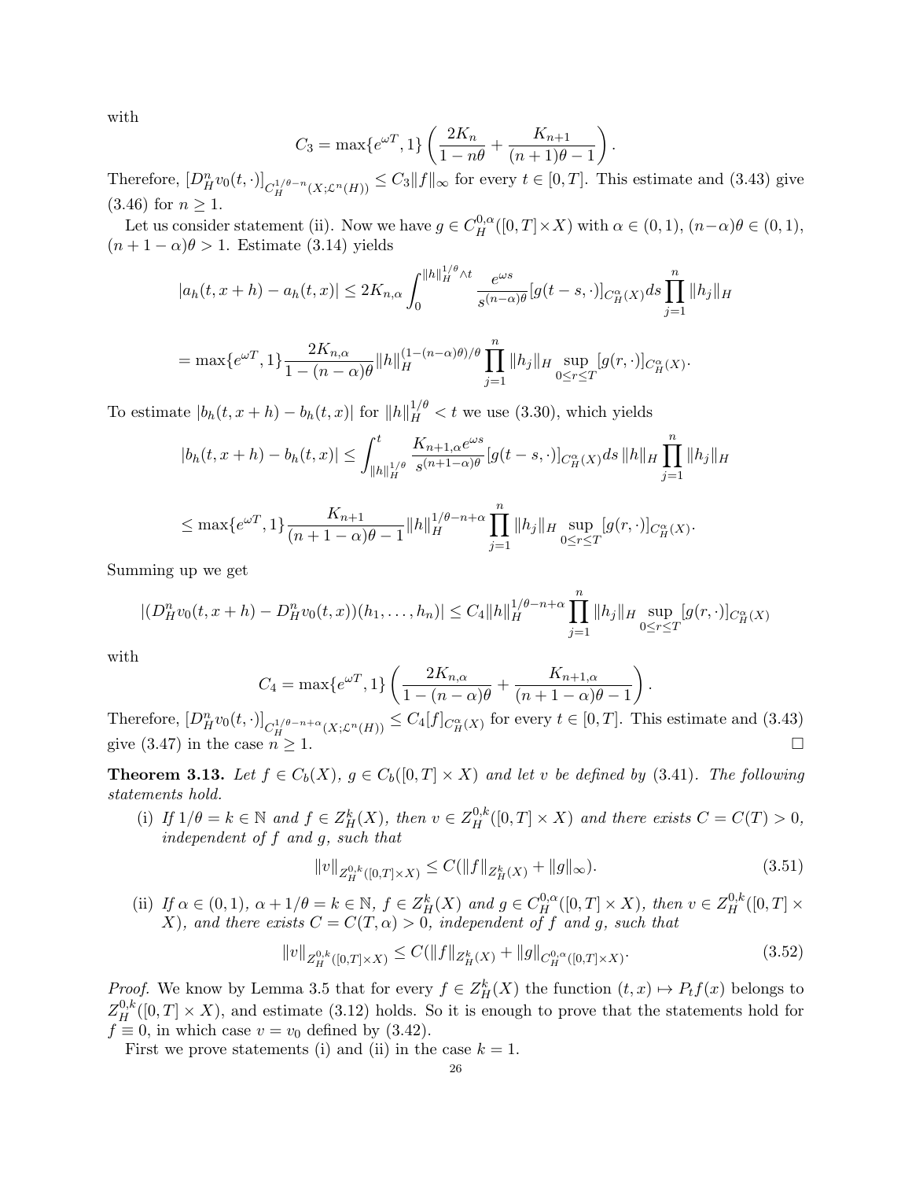with

$$C_3 = \max\{e^{\omega T}, 1\}\left(\frac{2K_n}{1-n\theta} + \frac{K_{n+1}}{(n+1)\theta - 1}\right).$$

Therefore, $[D^n_H v_0(t,\cdot)]_{C_H^{1/\theta - n}(X;\mathcal{L}^n(H))} \le C_3\|f\|_\infty$ for every $t \in [0,T]$. This estimate and (3.43) give (3.46) for $n \ge 1$.

Let us consider statement (ii). Now we have $g \in C_H^{0,\alpha}([0,T]\times X)$ with $\alpha \in (0,1)$, $(n-\alpha)\theta \in (0,1)$, $(n+1-\alpha)\theta > 1$. Estimate (3.14) yields

$$|a_h(t,x+h) - a_h(t,x)| \le 2K_{n,\alpha}\int_0^{\|h\|_H^{1/\theta}\wedge t} \frac{e^{\omega s}}{s^{(n-\alpha)\theta}}[g(t-s,\cdot)]_{C_H^\alpha(X)} ds \prod_{j=1}^n \|h_j\|_H$$

$$= \max\{e^{\omega T},1\}\frac{2K_{n,\alpha}}{1-(n-\alpha)\theta}\|h\|_H^{(1-(n-\alpha)\theta)/\theta}\prod_{j=1}^n \|h_j\|_H \sup_{0\le r\le T}[g(r,\cdot)]_{C_H^\alpha(X)}.$$

To estimate $|b_h(t,x+h)-b_h(t,x)|$ for $\|h\|_H^{1/\theta} < t$ we use (3.30), which yields

$$|b_h(t,x+h)-b_h(t,x)| \le \int_{\|h\|_H^{1/\theta}}^t \frac{K_{n+1,\alpha}e^{\omega s}}{s^{(n+1-\alpha)\theta}}[g(t-s,\cdot)]_{C_H^\alpha(X)} ds\, \|h\|_H \prod_{j=1}^n \|h_j\|_H$$

$$\le \max\{e^{\omega T},1\}\frac{K_{n+1}}{(n+1-\alpha)\theta - 1}\|h\|_H^{1/\theta - n+\alpha}\prod_{j=1}^n \|h_j\|_H \sup_{0\le r\le T}[g(r,\cdot)]_{C_H^\alpha(X)}.$$

Summing up we get

$$|(D^n_H v_0(t,x+h) - D^n_H v_0(t,x))(h_1,\dots,h_n)| \le C_4\|h\|_H^{1/\theta-n+\alpha}\prod_{j=1}^n\|h_j\|_H \sup_{0\le r\le T}[g(r,\cdot)]_{C_H^\alpha(X)}$$

with

$$C_4 = \max\{e^{\omega T},1\}\left(\frac{2K_{n,\alpha}}{1-(n-\alpha)\theta} + \frac{K_{n+1,\alpha}}{(n+1-\alpha)\theta-1}\right).$$

Therefore, $[D^n_H v_0(t,\cdot)]_{C_H^{1/\theta-n+\alpha}(X;\mathcal{L}^n(H))} \le C_4[f]_{C_H^\alpha(X)}$ for every $t\in[0,T]$. This estimate and (3.43) give (3.47) in the case $n \ge 1$. $\square$

**Theorem 3.13.** *Let $f \in C_b(X)$, $g \in C_b([0,T]\times X)$ and let $v$ be defined by (3.41). The following statements hold.*

(i) *If $1/\theta = k \in \mathbb{N}$ and $f \in Z_H^k(X)$, then $v \in Z_H^{0,k}([0,T]\times X)$ and there exists $C = C(T) > 0$, independent of $f$ and $g$, such that*

$$\|v\|_{Z_H^{0,k}([0,T]\times X)} \le C(\|f\|_{Z_H^k(X)} + \|g\|_\infty). \tag{3.51}$$

(ii) *If $\alpha \in (0,1)$, $\alpha + 1/\theta = k \in \mathbb{N}$, $f \in Z_H^k(X)$ and $g \in C_H^{0,\alpha}([0,T]\times X)$, then $v \in Z_H^{0,k}([0,T]\times X)$, and there exists $C = C(T,\alpha) > 0$, independent of $f$ and $g$, such that*

$$\|v\|_{Z_H^{0,k}([0,T]\times X)} \le C(\|f\|_{Z_H^k(X)} + \|g\|_{C_H^{0,\alpha}([0,T]\times X)}. \tag{3.52}$$

*Proof.* We know by Lemma 3.5 that for every $f \in Z_H^k(X)$ the function $(t,x)\mapsto P_t f(x)$ belongs to $Z_H^{0,k}([0,T]\times X)$, and estimate (3.12) holds. So it is enough to prove that the statements hold for $f \equiv 0$, in which case $v = v_0$ defined by (3.42).

First we prove statements (i) and (ii) in the case $k = 1$.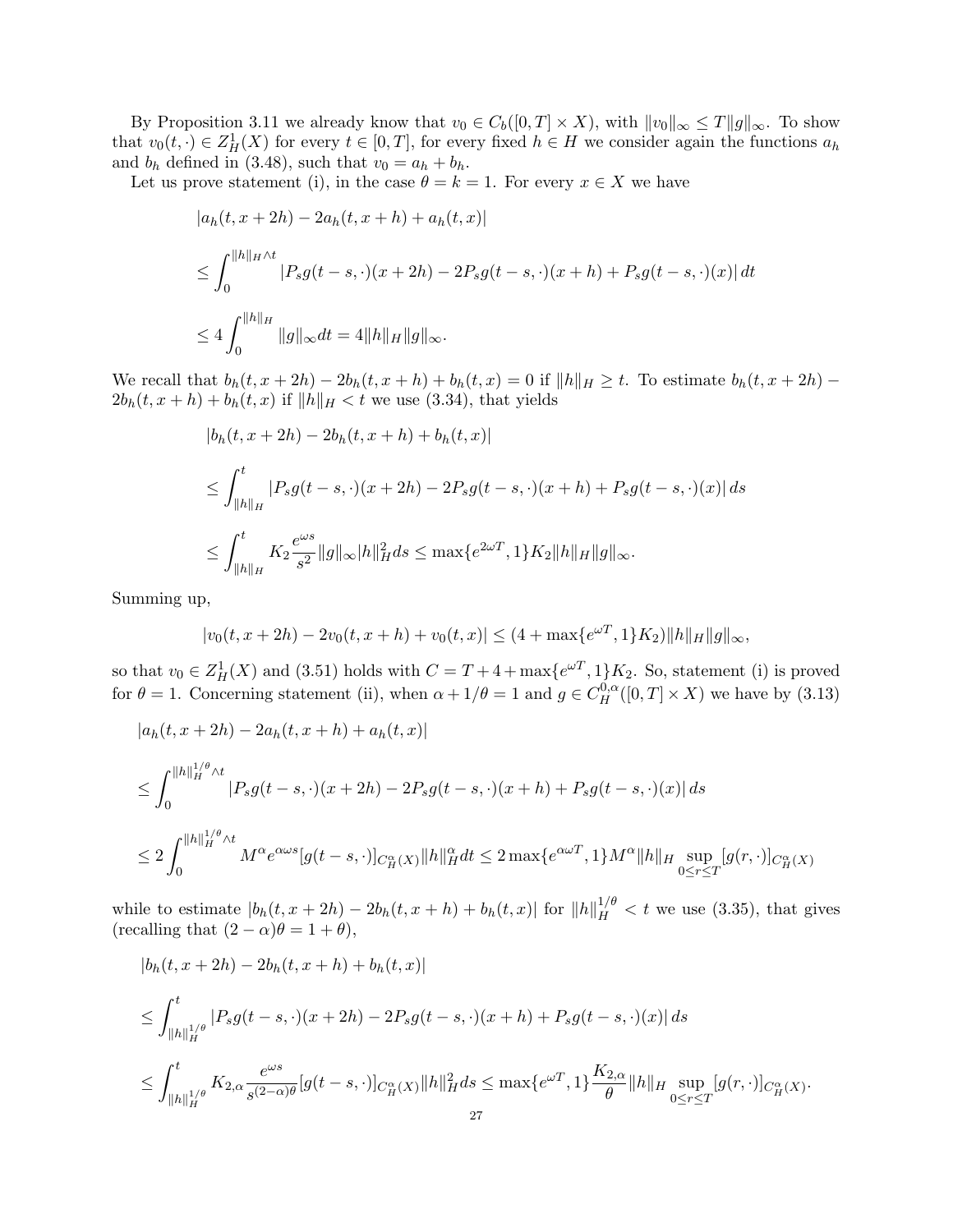By Proposition 3.11 we already know that $v_0 \in C_b([0,T]\times X)$, with $\|v_0\|_\infty \le T\|g\|_\infty$. To show that $v_0(t,\cdot) \in Z^1_H(X)$ for every $t\in[0,T]$, for every fixed $h\in H$ we consider again the functions $a_h$ and $b_h$ defined in (3.48), such that $v_0 = a_h + b_h$.

Let us prove statement (i), in the case $\theta = k = 1$. For every $x \in X$ we have

$$
\begin{aligned}
&|a_h(t,x+2h) - 2a_h(t,x+h) + a_h(t,x)| \\
&\le \int_0^{\|h\|_H \wedge t} |P_s g(t-s,\cdot)(x+2h) - 2P_s g(t-s,\cdot)(x+h) + P_s g(t-s,\cdot)(x)|\, dt \\
&\le 4\int_0^{\|h\|_H} \|g\|_\infty dt = 4\|h\|_H \|g\|_\infty .
\end{aligned}
$$

We recall that $b_h(t,x+2h) - 2b_h(t,x+h) + b_h(t,x) = 0$ if $\|h\|_H \ge t$. To estimate $b_h(t,x+2h) - 2b_h(t,x+h) + b_h(t,x)$ if $\|h\|_H < t$ we use (3.34), that yields

$$
\begin{aligned}
&|b_h(t,x+2h) - 2b_h(t,x+h) + b_h(t,x)| \\
&\le \int_{\|h\|_H}^t |P_s g(t-s,\cdot)(x+2h) - 2P_s g(t-s,\cdot)(x+h) + P_s g(t-s,\cdot)(x)|\, ds \\
&\le \int_{\|h\|_H}^t K_2 \frac{e^{\omega s}}{s^2}\|g\|_\infty |h\|_H^2 ds \le \max\{e^{2\omega T},1\} K_2 \|h\|_H \|g\|_\infty .
\end{aligned}
$$

Summing up,

$$
|v_0(t,x+2h) - 2v_0(t,x+h) + v_0(t,x)| \le (4 + \max\{e^{\omega T},1\}K_2)\|h\|_H\|g\|_\infty ,
$$

so that $v_0 \in Z^1_H(X)$ and (3.51) holds with $C = T + 4 + \max\{e^{\omega T},1\}K_2$. So, statement (i) is proved for $\theta = 1$. Concerning statement (ii), when $\alpha + 1/\theta = 1$ and $g \in C^{0,\alpha}_H([0,T]\times X)$ we have by (3.13)

$$
\begin{aligned}
&|a_h(t,x+2h) - 2a_h(t,x+h) + a_h(t,x)| \\
&\le \int_0^{\|h\|_H^{1/\theta}\wedge t} |P_s g(t-s,\cdot)(x+2h) - 2P_s g(t-s,\cdot)(x+h) + P_s g(t-s,\cdot)(x)|\, ds \\
&\le 2\int_0^{\|h\|_H^{1/\theta}\wedge t} M^\alpha e^{\alpha\omega s}[g(t-s,\cdot)]_{C^\alpha_H(X)} \|h\|_H^\alpha dt \le 2\max\{e^{\alpha\omega T},1\} M^\alpha \|h\|_H \sup_{0\le r\le T}[g(r,\cdot)]_{C^\alpha_H(X)}
\end{aligned}
$$

while to estimate $|b_h(t,x+2h) - 2b_h(t,x+h) + b_h(t,x)|$ for $\|h\|_H^{1/\theta} < t$ we use (3.35), that gives (recalling that $(2-\alpha)\theta = 1+\theta$),

$$
\begin{aligned}
&|b_h(t,x+2h) - 2b_h(t,x+h) + b_h(t,x)| \\
&\le \int_{\|h\|_H^{1/\theta}}^t |P_s g(t-s,\cdot)(x+2h) - 2P_s g(t-s,\cdot)(x+h) + P_s g(t-s,\cdot)(x)|\, ds \\
&\le \int_{\|h\|_H^{1/\theta}}^t K_{2,\alpha}\frac{e^{\omega s}}{s^{(2-\alpha)\theta}}[g(t-s,\cdot)]_{C^\alpha_H(X)}\|h\|_H^2 ds \le \max\{e^{\omega T},1\}\frac{K_{2,\alpha}}{\theta}\|h\|_H \sup_{0\le r\le T}[g(r,\cdot)]_{C^\alpha_H(X)}.
\end{aligned}
$$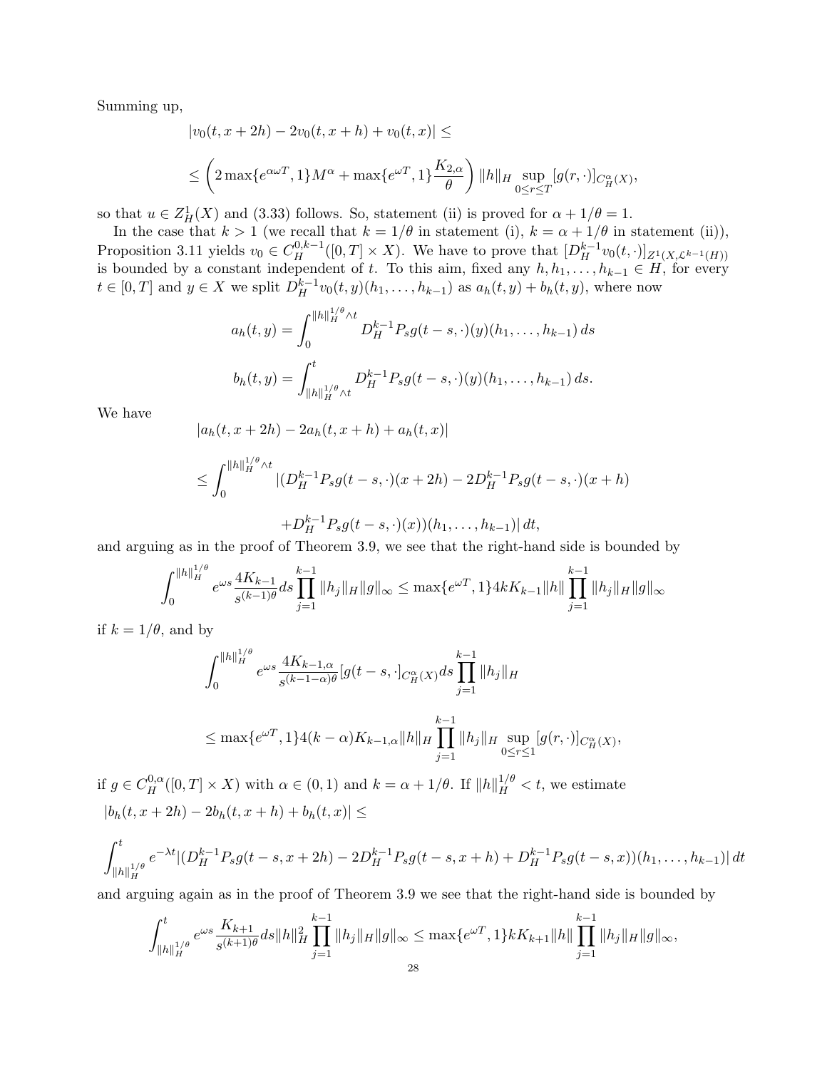Summing up,

$$|v_0(t, x+2h) - 2v_0(t, x+h) + v_0(t, x)| \leq$$

$$\leq \left(2\max\{e^{\alpha\omega T}, 1\}M^\alpha + \max\{e^{\omega T}, 1\}\frac{K_{2,\alpha}}{\theta}\right)\|h\|_H \sup_{0\leq r\leq T}[g(r,\cdot)]_{C_H^\alpha(X)},$$

so that $u \in Z_H^1(X)$ and (3.33) follows. So, statement (ii) is proved for $\alpha + 1/\theta = 1$.

In the case that $k > 1$ (we recall that $k = 1/\theta$ in statement (i), $k = \alpha + 1/\theta$ in statement (ii)), Proposition 3.11 yields $v_0 \in C_H^{0,k-1}([0,T]\times X)$. We have to prove that $[D_H^{k-1}v_0(t,\cdot)]_{Z^1(X,\mathcal{L}^{k-1}(H))}$ is bounded by a constant independent of $t$. To this aim, fixed any $h, h_1, \ldots, h_{k-1} \in H$, for every $t \in [0,T]$ and $y \in X$ we split $D_H^{k-1}v_0(t,y)(h_1,\ldots,h_{k-1})$ as $a_h(t,y) + b_h(t,y)$, where now

$$a_h(t,y) = \int_0^{\|h\|_H^{1/\theta}\wedge t} D_H^{k-1}P_s g(t-s,\cdot)(y)(h_1,\ldots,h_{k-1})\,ds$$

$$b_h(t,y) = \int_{\|h\|_H^{1/\theta}\wedge t}^t D_H^{k-1}P_s g(t-s,\cdot)(y)(h_1,\ldots,h_{k-1})\,ds.$$

We have

$$|a_h(t,x+2h) - 2a_h(t,x+h) + a_h(t,x)|$$

$$\leq \int_0^{\|h\|_H^{1/\theta}\wedge t} |(D_H^{k-1}P_s g(t-s,\cdot)(x+2h) - 2D_H^{k-1}P_s g(t-s,\cdot)(x+h)$$

$$+D_H^{k-1}P_s g(t-s,\cdot)(x))(h_1,\ldots,h_{k-1})|\,dt,$$

and arguing as in the proof of Theorem 3.9, we see that the right-hand side is bounded by

$$\int_0^{\|h\|_H^{1/\theta}} e^{\omega s}\frac{4K_{k-1}}{s^{(k-1)\theta}}ds\prod_{j=1}^{k-1}\|h_j\|_H\|g\|_\infty \leq \max\{e^{\omega T},1\}4kK_{k-1}\|h\|\prod_{j=1}^{k-1}\|h_j\|_H\|g\|_\infty$$

if $k = 1/\theta$, and by

$$\int_0^{\|h\|_H^{1/\theta}} e^{\omega s}\frac{4K_{k-1,\alpha}}{s^{(k-1-\alpha)\theta}}[g(t-s,\cdot]_{C_H^\alpha(X)}ds\prod_{j=1}^{k-1}\|h_j\|_H$$

$$\leq \max\{e^{\omega T},1\}4(k-\alpha)K_{k-1,\alpha}\|h\|_H\prod_{j=1}^{k-1}\|h_j\|_H\sup_{0\leq r\leq 1}[g(r,\cdot)]_{C_H^\alpha(X)},$$

if $g \in C_H^{0,\alpha}([0,T]\times X)$ with $\alpha \in (0,1)$ and $k = \alpha + 1/\theta$. If $\|h\|_H^{1/\theta} < t$, we estimate

$$|b_h(t,x+2h) - 2b_h(t,x+h) + b_h(t,x)| \leq$$

$$\int_{\|h\|_H^{1/\theta}}^t e^{-\lambda t}|(D_H^{k-1}P_s g(t-s,x+2h) - 2D_H^{k-1}P_s g(t-s,x+h) + D_H^{k-1}P_s g(t-s,x))(h_1,\ldots,h_{k-1})|\,dt$$

and arguing again as in the proof of Theorem 3.9 we see that the right-hand side is bounded by

$$\int_{\|h\|_H^{1/\theta}}^t e^{\omega s}\frac{K_{k+1}}{s^{(k+1)\theta}}ds\|h\|_H^2\prod_{j=1}^{k-1}\|h_j\|_H\|g\|_\infty \leq \max\{e^{\omega T},1\}kK_{k+1}\|h\|\prod_{j=1}^{k-1}\|h_j\|_H\|g\|_\infty,$$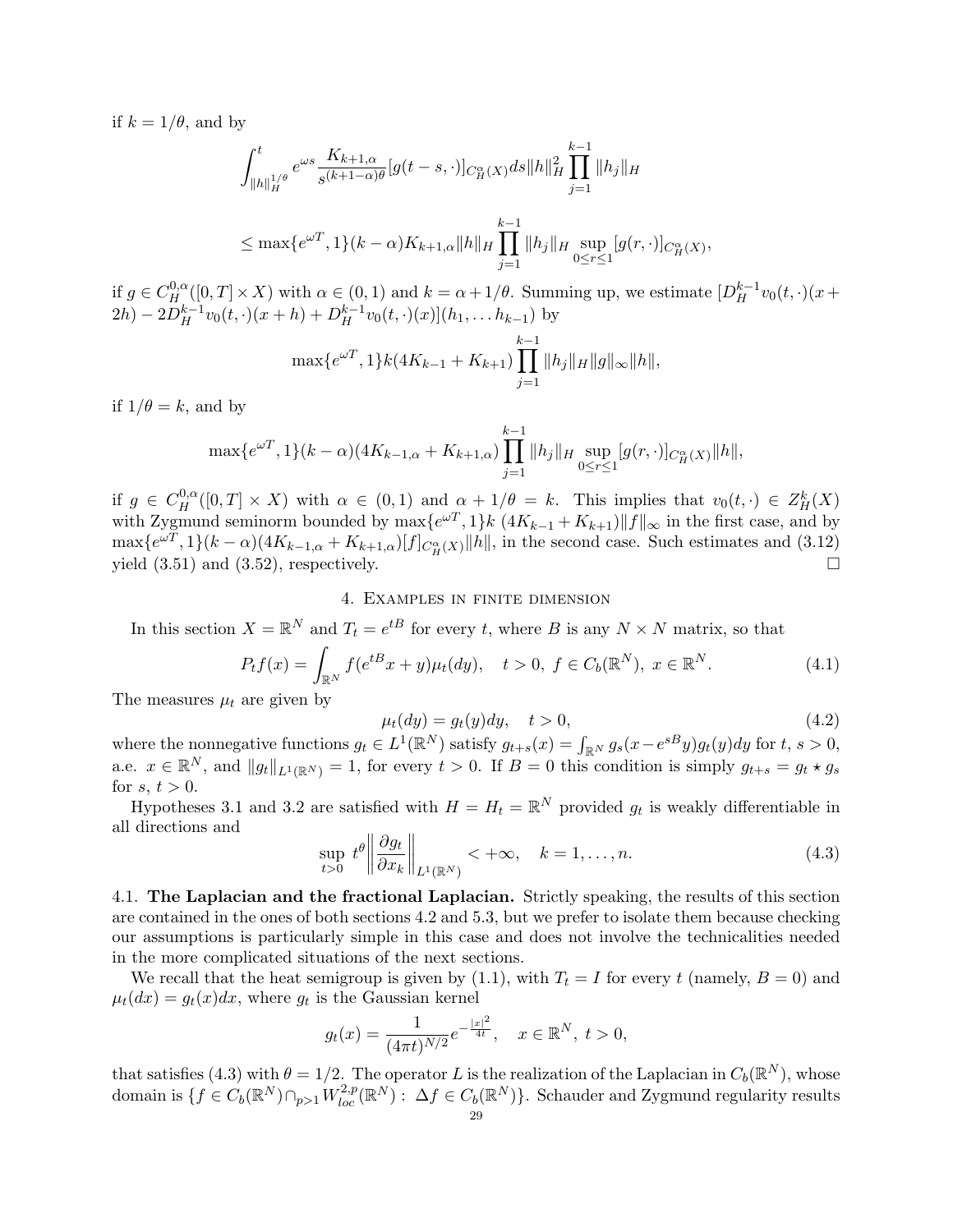if $k = 1/\theta$, and by

$$\int_{\|h\|_H^{1/\theta}}^{t} e^{\omega s}\frac{K_{k+1,\alpha}}{s^{(k+1-\alpha)\theta}}[g(t-s,\cdot)]_{C^\alpha_H(X)}ds\|h\|_H^2\prod_{j=1}^{k-1}\|h_j\|_H$$

$$\leq \max\{e^{\omega T},1\}(k-\alpha)K_{k+1,\alpha}\|h\|_H\prod_{j=1}^{k-1}\|h_j\|_H\sup_{0\leq r\leq 1}[g(r,\cdot)]_{C^\alpha_H(X)},$$

if $g\in C^{0,\alpha}_H([0,T]\times X)$ with $\alpha\in(0,1)$ and $k=\alpha+1/\theta$. Summing up, we estimate $[D_H^{k-1}v_0(t,\cdot)(x+2h)-2D_H^{k-1}v_0(t,\cdot)(x+h)+D_H^{k-1}v_0(t,\cdot)(x)](h_1,\dots h_{k-1})$ by

$$\max\{e^{\omega T},1\}k(4K_{k-1}+K_{k+1})\prod_{j=1}^{k-1}\|h_j\|_H\|g\|_\infty\|h\|,$$

if $1/\theta = k$, and by

$$\max\{e^{\omega T},1\}(k-\alpha)(4K_{k-1,\alpha}+K_{k+1,\alpha})\prod_{j=1}^{k-1}\|h_j\|_H\sup_{0\leq r\leq 1}[g(r,\cdot)]_{C^\alpha_H(X)}\|h\|,$$

if $g\in C^{0,\alpha}_H([0,T]\times X)$ with $\alpha\in(0,1)$ and $\alpha+1/\theta=k$. This implies that $v_0(t,\cdot)\in Z^k_H(X)$ with Zygmund seminorm bounded by $\max\{e^{\omega T},1\}k\,(4K_{k-1}+K_{k+1})\|f\|_\infty$ in the first case, and by $\max\{e^{\omega T},1\}(k-\alpha)(4K_{k-1,\alpha}+K_{k+1,\alpha})[f]_{C^\alpha_H(X)}\|h\|$, in the second case. Such estimates and (3.12) yield (3.51) and (3.52), respectively. $\square$

## 4. Examples in finite dimension

In this section $X=\mathbb{R}^N$ and $T_t=e^{tB}$ for every $t$, where $B$ is any $N\times N$ matrix, so that

$$P_tf(x)=\int_{\mathbb{R}^N}f(e^{tB}x+y)\mu_t(dy),\quad t>0,\ f\in C_b(\mathbb{R}^N),\ x\in\mathbb{R}^N. \tag{4.1}$$

The measures $\mu_t$ are given by

$$\mu_t(dy)=g_t(y)dy,\quad t>0, \tag{4.2}$$

where the nonnegative functions $g_t\in L^1(\mathbb{R}^N)$ satisfy $g_{t+s}(x)=\int_{\mathbb{R}^N}g_s(x-e^{sB}y)g_t(y)dy$ for $t$, $s>0$, a.e. $x\in\mathbb{R}^N$, and $\|g_t\|_{L^1(\mathbb{R}^N)}=1$, for every $t>0$. If $B=0$ this condition is simply $g_{t+s}=g_t\star g_s$ for $s$, $t>0$.

Hypotheses 3.1 and 3.2 are satisfied with $H=H_t=\mathbb{R}^N$ provided $g_t$ is weakly differentiable in all directions and

$$\sup_{t>0}t^\theta\left\|\frac{\partial g_t}{\partial x_k}\right\|_{L^1(\mathbb{R}^N)}<+\infty,\quad k=1,\dots,n. \tag{4.3}$$

**4.1. The Laplacian and the fractional Laplacian.** Strictly speaking, the results of this section are contained in the ones of both sections 4.2 and 5.3, but we prefer to isolate them because checking our assumptions is particularly simple in this case and does not involve the technicalities needed in the more complicated situations of the next sections.

We recall that the heat semigroup is given by (1.1), with $T_t=I$ for every $t$ (namely, $B=0$) and $\mu_t(dx)=g_t(x)dx$, where $g_t$ is the Gaussian kernel

$$g_t(x)=\frac{1}{(4\pi t)^{N/2}}e^{-\frac{|x|^2}{4t}},\quad x\in\mathbb{R}^N,\ t>0,$$

that satisfies (4.3) with $\theta=1/2$. The operator $L$ is the realization of the Laplacian in $C_b(\mathbb{R}^N)$, whose domain is $\{f\in C_b(\mathbb{R}^N)\cap_{p>1}W^{2,p}_{loc}(\mathbb{R}^N):\ \Delta f\in C_b(\mathbb{R}^N)\}$. Schauder and Zygmund regularity results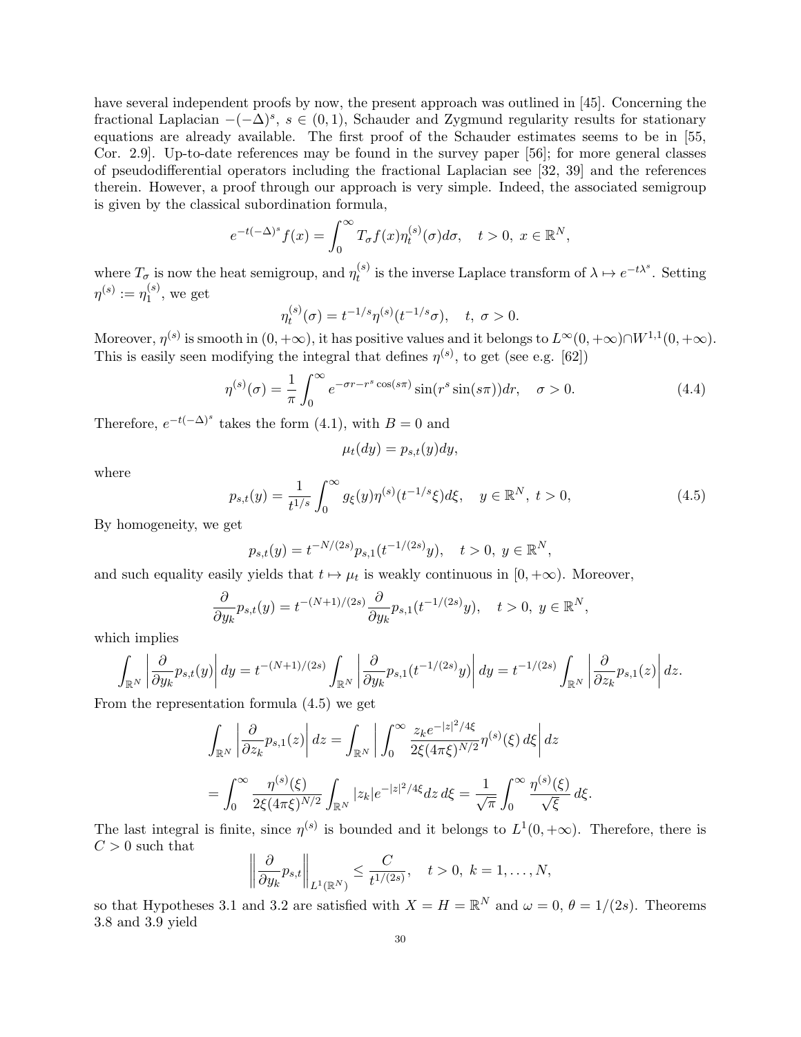have several independent proofs by now, the present approach was outlined in [45]. Concerning the fractional Laplacian $-(-\Delta)^s$, $s \in (0,1)$, Schauder and Zygmund regularity results for stationary equations are already available. The first proof of the Schauder estimates seems to be in [55, Cor. 2.9]. Up-to-date references may be found in the survey paper [56]; for more general classes of pseudodifferential operators including the fractional Laplacian see [32, 39] and the references therein. However, a proof through our approach is very simple. Indeed, the associated semigroup is given by the classical subordination formula,

$$e^{-t(-\Delta)^s} f(x) = \int_0^\infty T_\sigma f(x) \eta_t^{(s)}(\sigma) d\sigma, \quad t > 0,\ x \in \mathbb{R}^N,$$

where $T_\sigma$ is now the heat semigroup, and $\eta_t^{(s)}$ is the inverse Laplace transform of $\lambda \mapsto e^{-t\lambda^s}$. Setting $\eta^{(s)} := \eta_1^{(s)}$, we get

$$\eta_t^{(s)}(\sigma) = t^{-1/s} \eta^{(s)}(t^{-1/s}\sigma), \quad t,\ \sigma > 0.$$

Moreover, $\eta^{(s)}$ is smooth in $(0,+\infty)$, it has positive values and it belongs to $L^\infty(0,+\infty) \cap W^{1,1}(0,+\infty)$. This is easily seen modifying the integral that defines $\eta^{(s)}$, to get (see e.g. [62])

$$\eta^{(s)}(\sigma) = \frac{1}{\pi} \int_0^\infty e^{-\sigma r - r^s \cos(s\pi)} \sin(r^s \sin(s\pi)) dr, \quad \sigma > 0. \tag{4.4}$$

Therefore, $e^{-t(-\Delta)^s}$ takes the form (4.1), with $B = 0$ and

$$\mu_t(dy) = p_{s,t}(y) dy,$$

where

$$p_{s,t}(y) = \frac{1}{t^{1/s}} \int_0^\infty g_\xi(y) \eta^{(s)}(t^{-1/s}\xi) d\xi, \quad y \in \mathbb{R}^N,\ t > 0, \tag{4.5}$$

By homogeneity, we get

$$p_{s,t}(y) = t^{-N/(2s)} p_{s,1}(t^{-1/(2s)} y), \quad t > 0,\ y \in \mathbb{R}^N,$$

and such equality easily yields that $t \mapsto \mu_t$ is weakly continuous in $[0,+\infty)$. Moreover,

$$\frac{\partial}{\partial y_k} p_{s,t}(y) = t^{-(N+1)/(2s)} \frac{\partial}{\partial y_k} p_{s,1}(t^{-1/(2s)} y), \quad t > 0,\ y \in \mathbb{R}^N,$$

which implies

$$\int_{\mathbb{R}^N} \left| \frac{\partial}{\partial y_k} p_{s,t}(y) \right| dy = t^{-(N+1)/(2s)} \int_{\mathbb{R}^N} \left| \frac{\partial}{\partial y_k} p_{s,1}(t^{-1/(2s)} y) \right| dy = t^{-1/(2s)} \int_{\mathbb{R}^N} \left| \frac{\partial}{\partial z_k} p_{s,1}(z) \right| dz.$$

From the representation formula (4.5) we get

$$\int_{\mathbb{R}^N} \left| \frac{\partial}{\partial z_k} p_{s,1}(z) \right| dz = \int_{\mathbb{R}^N} \left| \int_0^\infty \frac{z_k e^{-|z|^2/4\xi}}{2\xi (4\pi\xi)^{N/2}} \eta^{(s)}(\xi)\, d\xi \right| dz$$

$$= \int_0^\infty \frac{\eta^{(s)}(\xi)}{2\xi(4\pi\xi)^{N/2}} \int_{\mathbb{R}^N} |z_k| e^{-|z|^2/4\xi} dz\, d\xi = \frac{1}{\sqrt{\pi}} \int_0^\infty \frac{\eta^{(s)}(\xi)}{\sqrt{\xi}}\, d\xi.$$

The last integral is finite, since $\eta^{(s)}$ is bounded and it belongs to $L^1(0,+\infty)$. Therefore, there is $C > 0$ such that

$$\left\| \frac{\partial}{\partial y_k} p_{s,t} \right\|_{L^1(\mathbb{R}^N)} \le \frac{C}{t^{1/(2s)}}, \quad t > 0,\ k = 1, \dots, N,$$

so that Hypotheses 3.1 and 3.2 are satisfied with $X = H = \mathbb{R}^N$ and $\omega = 0$, $\theta = 1/(2s)$. Theorems 3.8 and 3.9 yield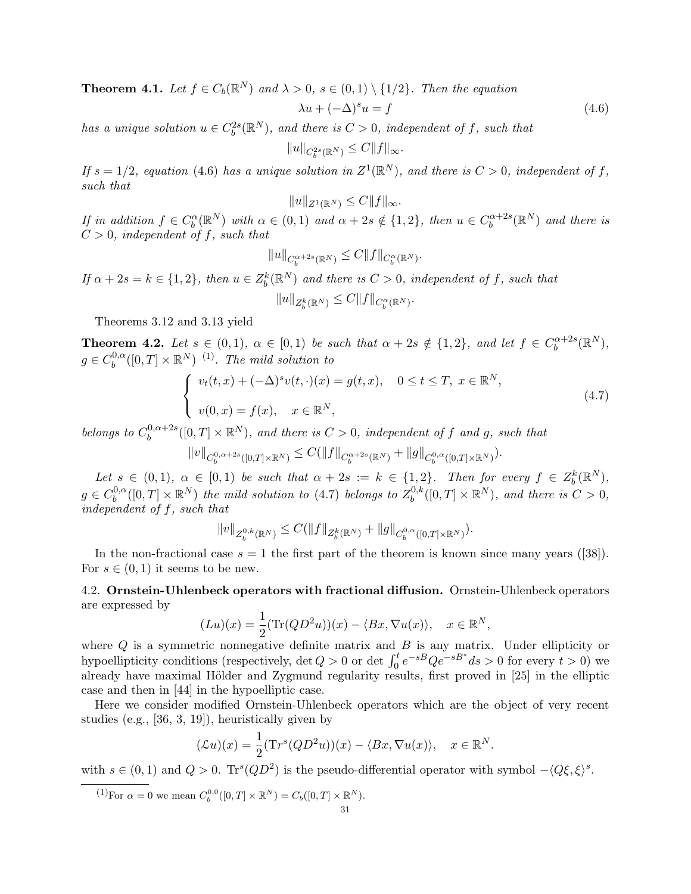**Theorem 4.1.** *Let $f \in C_b(\mathbb{R}^N)$ and $\lambda > 0$, $s \in (0,1) \setminus \{1/2\}$. Then the equation*

$$\lambda u + (-\Delta)^s u = f \tag{4.6}$$

*has a unique solution $u \in C_b^{2s}(\mathbb{R}^N)$, and there is $C > 0$, independent of $f$, such that*

$$\|u\|_{C_b^{2s}(\mathbb{R}^N)} \leq C\|f\|_\infty.$$

*If $s = 1/2$, equation (4.6) has a unique solution in $Z^1(\mathbb{R}^N)$, and there is $C > 0$, independent of $f$, such that*

$$\|u\|_{Z^1(\mathbb{R}^N)} \leq C\|f\|_\infty.$$

*If in addition $f \in C_b^\alpha(\mathbb{R}^N)$ with $\alpha \in (0,1)$ and $\alpha + 2s \notin \{1,2\}$, then $u \in C_b^{\alpha+2s}(\mathbb{R}^N)$ and there is $C > 0$, independent of $f$, such that*

$$\|u\|_{C_b^{\alpha+2s}(\mathbb{R}^N)} \leq C\|f\|_{C_b^\alpha(\mathbb{R}^N)}.$$

*If $\alpha + 2s = k \in \{1,2\}$, then $u \in Z_b^k(\mathbb{R}^N)$ and there is $C > 0$, independent of $f$, such that*

$$\|u\|_{Z_b^k(\mathbb{R}^N)} \leq C\|f\|_{C_b^\alpha(\mathbb{R}^N)}.$$

Theorems 3.12 and 3.13 yield

**Theorem 4.2.** *Let $s \in (0,1)$, $\alpha \in [0,1)$ be such that $\alpha + 2s \notin \{1,2\}$, and let $f \in C_b^{\alpha+2s}(\mathbb{R}^N)$, $g \in C_b^{0,\alpha}([0,T] \times \mathbb{R}^N)$ [(1)]. The mild solution to*

$$\begin{cases} v_t(t,x) + (-\Delta)^s v(t,\cdot)(x) = g(t,x), & 0 \leq t \leq T, \; x \in \mathbb{R}^N, \\ \\ v(0,x) = f(x), & x \in \mathbb{R}^N, \end{cases} \tag{4.7}$$

*belongs to $C_b^{0,\alpha+2s}([0,T] \times \mathbb{R}^N)$, and there is $C > 0$, independent of $f$ and $g$, such that*

$$\|v\|_{C_b^{0,\alpha+2s}([0,T]\times\mathbb{R}^N)} \leq C(\|f\|_{C_b^{\alpha+2s}(\mathbb{R}^N)} + \|g\|_{C_b^{0,\alpha}([0,T]\times\mathbb{R}^N)}).$$

*Let $s \in (0,1)$, $\alpha \in [0,1)$ be such that $\alpha + 2s := k \in \{1,2\}$. Then for every $f \in Z_b^k(\mathbb{R}^N)$, $g \in C_b^{0,\alpha}([0,T] \times \mathbb{R}^N)$ the mild solution to (4.7) belongs to $Z_b^{0,k}([0,T] \times \mathbb{R}^N)$, and there is $C > 0$, independent of $f$, such that*

$$\|v\|_{Z_b^{0,k}(\mathbb{R}^N)} \leq C(\|f\|_{Z_b^k(\mathbb{R}^N)} + \|g\|_{C_b^{0,\alpha}([0,T]\times\mathbb{R}^N)}).$$

In the non-fractional case $s = 1$ the first part of the theorem is known since many years ([38]). For $s \in (0,1)$ it seems to be new.

4.2. **Ornstein-Uhlenbeck operators with fractional diffusion.** Ornstein-Uhlenbeck operators are expressed by

$$(Lu)(x) = \frac{1}{2}(\mathrm{Tr}(QD^2u))(x) - \langle Bx, \nabla u(x)\rangle, \quad x \in \mathbb{R}^N,$$

where $Q$ is a symmetric nonnegative definite matrix and $B$ is any matrix. Under ellipticity or hypoellipticity conditions (respectively, $\det Q > 0$ or $\det \int_0^t e^{-sB}Qe^{-sB^*}ds > 0$ for every $t > 0$) we already have maximal Hölder and Zygmund regularity results, first proved in [25] in the elliptic case and then in [44] in the hypoelliptic case.

Here we consider modified Ornstein-Uhlenbeck operators which are the object of very recent studies (e.g., [36, 3, 19]), heuristically given by

$$(\mathcal{L}u)(x) = \frac{1}{2}(\mathrm{Tr}^s(QD^2u))(x) - \langle Bx, \nabla u(x)\rangle, \quad x \in \mathbb{R}^N.$$

with $s \in (0,1)$ and $Q > 0$. $\mathrm{Tr}^s(QD^2)$ is the pseudo-differential operator with symbol $-\langle Q\xi, \xi\rangle^s$.

---

[(1)] For $\alpha = 0$ we mean $C_b^{0,0}([0,T] \times \mathbb{R}^N) = C_b([0,T] \times \mathbb{R}^N)$.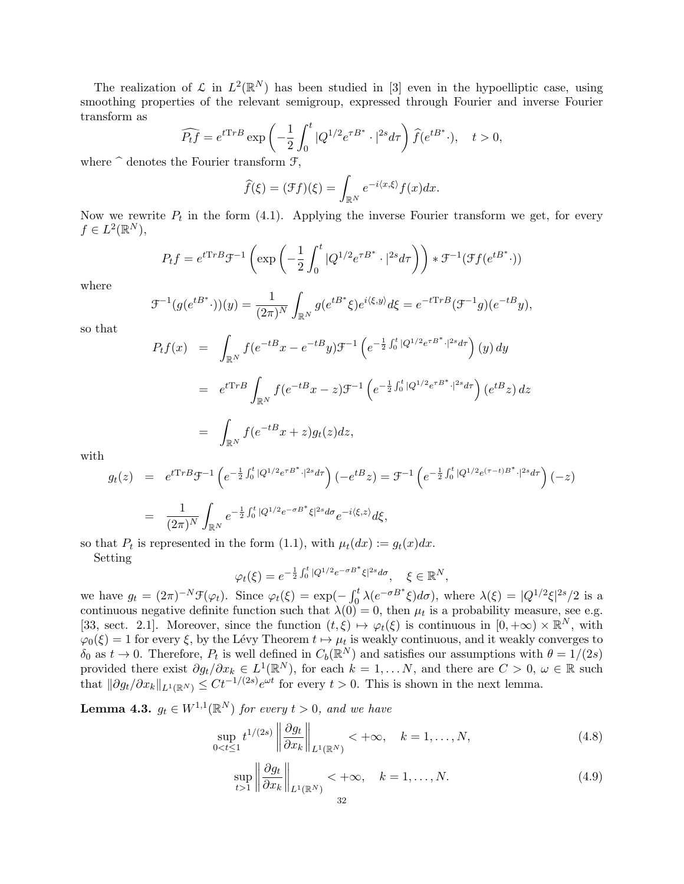The realization of $\mathcal{L}$ in $L^2(\mathbb{R}^N)$ has been studied in [3] even in the hypoelliptic case, using smoothing properties of the relevant semigroup, expressed through Fourier and inverse Fourier transform as

$$\widehat{P_t f} = e^{t\text{Tr}B} \exp\left(-\frac{1}{2}\int_0^t |Q^{1/2}e^{\tau B^*}\cdot|^{2s}d\tau\right)\widehat{f}(e^{tB^*}\cdot), \quad t>0,$$

where $\widehat{\ }$ denotes the Fourier transform $\mathcal{F}$,

$$\widehat{f}(\xi) = (\mathcal{F}f)(\xi) = \int_{\mathbb{R}^N} e^{-i\langle x,\xi\rangle}f(x)dx.$$

Now we rewrite $P_t$ in the form (4.1). Applying the inverse Fourier transform we get, for every $f \in L^2(\mathbb{R}^N)$,

$$P_t f = e^{t\text{Tr}B}\mathcal{F}^{-1}\left(\exp\left(-\frac{1}{2}\int_0^t |Q^{1/2}e^{\tau B^*}\cdot|^{2s}d\tau\right)\right) * \mathcal{F}^{-1}(\mathcal{F}f(e^{tB^*}\cdot))$$

where

$$\mathcal{F}^{-1}(g(e^{tB^*}\cdot))(y) = \frac{1}{(2\pi)^N}\int_{\mathbb{R}^N} g(e^{tB^*}\xi)e^{i\langle\xi,y\rangle}d\xi = e^{-t\text{Tr}B}(\mathcal{F}^{-1}g)(e^{-tB}y),$$

so that

$$\begin{aligned}
P_t f(x) &= \int_{\mathbb{R}^N} f(e^{-tB}x - e^{-tB}y)\mathcal{F}^{-1}\left(e^{-\frac{1}{2}\int_0^t |Q^{1/2}e^{\tau B^*}\cdot|^{2s}d\tau}\right)(y)\,dy \\
&= e^{t\text{Tr}B}\int_{\mathbb{R}^N} f(e^{-tB}x - z)\mathcal{F}^{-1}\left(e^{-\frac{1}{2}\int_0^t |Q^{1/2}e^{\tau B^*}\cdot|^{2s}d\tau}\right)(e^{tB}z)\,dz \\
&= \int_{\mathbb{R}^N} f(e^{-tB}x + z)g_t(z)dz,
\end{aligned}$$

with

$$\begin{aligned}
g_t(z) &= e^{t\text{Tr}B}\mathcal{F}^{-1}\left(e^{-\frac{1}{2}\int_0^t |Q^{1/2}e^{\tau B^*}\cdot|^{2s}d\tau}\right)(-e^{tB}z) = \mathcal{F}^{-1}\left(e^{-\frac{1}{2}\int_0^t |Q^{1/2}e^{(\tau-t)B^*}\cdot|^{2s}d\tau}\right)(-z) \\
&= \frac{1}{(2\pi)^N}\int_{\mathbb{R}^N} e^{-\frac{1}{2}\int_0^t |Q^{1/2}e^{-\sigma B^*}\xi|^{2s}d\sigma}e^{-i\langle\xi,z\rangle}d\xi,
\end{aligned}$$

so that $P_t$ is represented in the form (1.1), with $\mu_t(dx) := g_t(x)dx$.

Setting

$$\varphi_t(\xi) = e^{-\frac{1}{2}\int_0^t |Q^{1/2}e^{-\sigma B^*}\xi|^{2s}d\sigma}, \quad \xi \in \mathbb{R}^N,$$

we have $g_t = (2\pi)^{-N}\mathcal{F}(\varphi_t)$. Since $\varphi_t(\xi) = \exp(-\int_0^t \lambda(e^{-\sigma B^*}\xi)d\sigma)$, where $\lambda(\xi) = |Q^{1/2}\xi|^{2s}/2$ is a continuous negative definite function such that $\lambda(0) = 0$, then $\mu_t$ is a probability measure, see e.g. [33, sect. 2.1]. Moreover, since the function $(t,\xi) \mapsto \varphi_t(\xi)$ is continuous in $[0,+\infty) \times \mathbb{R}^N$, with $\varphi_0(\xi) = 1$ for every $\xi$, by the Lévy Theorem $t \mapsto \mu_t$ is weakly continuous, and it weakly converges to $\delta_0$ as $t \to 0$. Therefore, $P_t$ is well defined in $C_b(\mathbb{R}^N)$ and satisfies our assumptions with $\theta = 1/(2s)$ provided there exist $\partial g_t/\partial x_k \in L^1(\mathbb{R}^N)$, for each $k = 1,\dots N$, and there are $C > 0$, $\omega \in \mathbb{R}$ such that $\|\partial g_t/\partial x_k\|_{L^1(\mathbb{R}^N)} \le Ct^{-1/(2s)}e^{\omega t}$ for every $t > 0$. This is shown in the next lemma.

**Lemma 4.3.** *$g_t \in W^{1,1}(\mathbb{R}^N)$ for every $t > 0$, and we have*

$$\sup_{0<t\le 1} t^{1/(2s)}\left\|\frac{\partial g_t}{\partial x_k}\right\|_{L^1(\mathbb{R}^N)} < +\infty, \quad k = 1,\dots,N, \tag{4.8}$$

$$\sup_{t>1}\left\|\frac{\partial g_t}{\partial x_k}\right\|_{L^1(\mathbb{R}^N)} < +\infty, \quad k = 1,\dots,N. \tag{4.9}$$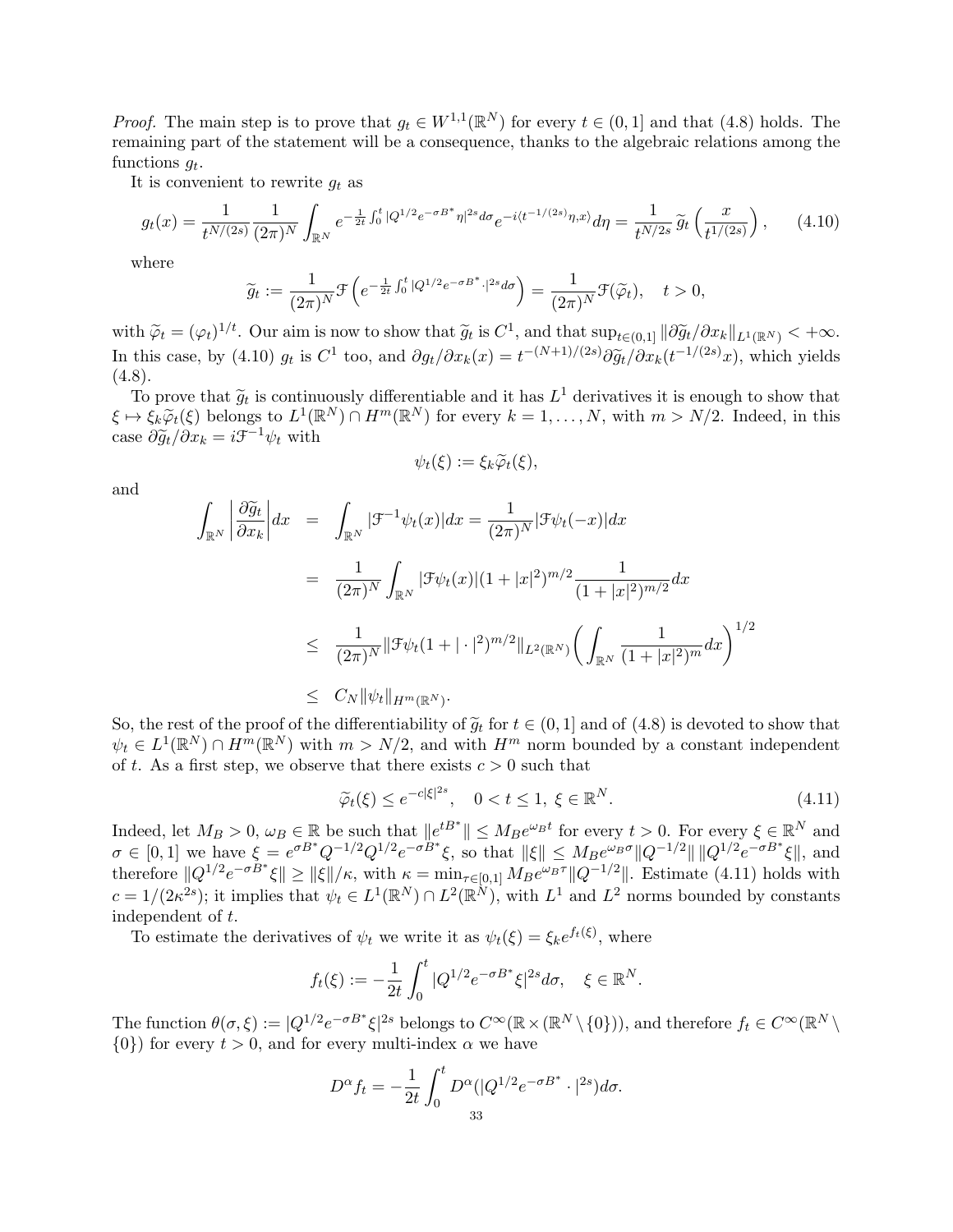*Proof.* The main step is to prove that $g_t \in W^{1,1}(\mathbb{R}^N)$ for every $t \in (0,1]$ and that (4.8) holds. The remaining part of the statement will be a consequence, thanks to the algebraic relations among the functions $g_t$.

It is convenient to rewrite $g_t$ as

$$g_t(x) = \frac{1}{t^{N/(2s)}} \frac{1}{(2\pi)^N} \int_{\mathbb{R}^N} e^{-\frac{1}{2t}\int_0^t |Q^{1/2}e^{-\sigma B^*}\eta|^{2s} d\sigma} e^{-i\langle t^{-1/(2s)}\eta, x\rangle} d\eta = \frac{1}{t^{N/2s}} \widetilde{g}_t\left(\frac{x}{t^{1/(2s)}}\right), \tag{4.10}$$

where

$$\widetilde{g}_t := \frac{1}{(2\pi)^N} \mathcal{F}\left(e^{-\frac{1}{2t}\int_0^t |Q^{1/2}e^{-\sigma B^*}\cdot|^{2s} d\sigma}\right) = \frac{1}{(2\pi)^N}\mathcal{F}(\widetilde{\varphi}_t), \quad t > 0,$$

with $\widetilde{\varphi}_t = (\varphi_t)^{1/t}$. Our aim is now to show that $\widetilde{g}_t$ is $C^1$, and that $\sup_{t\in(0,1]} \|\partial \widetilde{g}_t/\partial x_k\|_{L^1(\mathbb{R}^N)} < +\infty$. In this case, by (4.10) $g_t$ is $C^1$ too, and $\partial g_t/\partial x_k(x) = t^{-(N+1)/(2s)} \partial \widetilde{g}_t/\partial x_k (t^{-1/(2s)}x)$, which yields (4.8).

To prove that $\widetilde{g}_t$ is continuously differentiable and it has $L^1$ derivatives it is enough to show that $\xi \mapsto \xi_k \widetilde{\varphi}_t(\xi)$ belongs to $L^1(\mathbb{R}^N) \cap H^m(\mathbb{R}^N)$ for every $k = 1, \ldots, N$, with $m > N/2$. Indeed, in this case $\partial \widetilde{g}_t/\partial x_k = i\mathcal{F}^{-1}\psi_t$ with

$$\psi_t(\xi) := \xi_k \widetilde{\varphi}_t(\xi),$$

and

$$\begin{aligned}
\int_{\mathbb{R}^N} \left|\frac{\partial \widetilde{g}_t}{\partial x_k}\right| dx &= \int_{\mathbb{R}^N} |\mathcal{F}^{-1}\psi_t(x)| dx = \frac{1}{(2\pi)^N} |\mathcal{F}\psi_t(-x)| dx \\
&= \frac{1}{(2\pi)^N} \int_{\mathbb{R}^N} |\mathcal{F}\psi_t(x)| (1+|x|^2)^{m/2} \frac{1}{(1+|x|^2)^{m/2}} dx \\
&\leq \frac{1}{(2\pi)^N} \|\mathcal{F}\psi_t (1+|\cdot|^2)^{m/2}\|_{L^2(\mathbb{R}^N)} \left(\int_{\mathbb{R}^N} \frac{1}{(1+|x|^2)^m} dx\right)^{1/2} \\
&\leq C_N \|\psi_t\|_{H^m(\mathbb{R}^N)}.
\end{aligned}$$

So, the rest of the proof of the differentiability of $\widetilde{g}_t$ for $t \in (0,1]$ and of (4.8) is devoted to show that $\psi_t \in L^1(\mathbb{R}^N) \cap H^m(\mathbb{R}^N)$ with $m > N/2$, and with $H^m$ norm bounded by a constant independent of $t$. As a first step, we observe that there exists $c > 0$ such that

$$\widetilde{\varphi}_t(\xi) \leq e^{-c|\xi|^{2s}}, \quad 0 < t \leq 1, \ \xi \in \mathbb{R}^N. \tag{4.11}$$

Indeed, let $M_B > 0$, $\omega_B \in \mathbb{R}$ be such that $\|e^{tB^*}\| \leq M_B e^{\omega_B t}$ for every $t > 0$. For every $\xi \in \mathbb{R}^N$ and $\sigma \in [0,1]$ we have $\xi = e^{\sigma B^*}Q^{-1/2}Q^{1/2}e^{-\sigma B^*}\xi$, so that $\|\xi\| \leq M_B e^{\omega_B \sigma}\|Q^{-1/2}\| \, \|Q^{1/2}e^{-\sigma B^*}\xi\|$, and therefore $\|Q^{1/2}e^{-\sigma B^*}\xi\| \geq \|\xi\|/\kappa$, with $\kappa = \min_{\tau\in[0,1]} M_B e^{\omega_B \tau}\|Q^{-1/2}\|$. Estimate (4.11) holds with $c = 1/(2\kappa^{2s})$; it implies that $\psi_t \in L^1(\mathbb{R}^N) \cap L^2(\mathbb{R}^N)$, with $L^1$ and $L^2$ norms bounded by constants independent of $t$.

To estimate the derivatives of $\psi_t$ we write it as $\psi_t(\xi) = \xi_k e^{f_t(\xi)}$, where

$$f_t(\xi) := -\frac{1}{2t}\int_0^t |Q^{1/2}e^{-\sigma B^*}\xi|^{2s} d\sigma, \quad \xi \in \mathbb{R}^N.$$

The function $\theta(\sigma, \xi) := |Q^{1/2}e^{-\sigma B^*}\xi|^{2s}$ belongs to $C^\infty(\mathbb{R} \times (\mathbb{R}^N \setminus \{0\}))$, and therefore $f_t \in C^\infty(\mathbb{R}^N \setminus \{0\})$ for every $t > 0$, and for every multi-index $\alpha$ we have

$$D^\alpha f_t = -\frac{1}{2t}\int_0^t D^\alpha(|Q^{1/2}e^{-\sigma B^*}\cdot|^{2s}) d\sigma.$$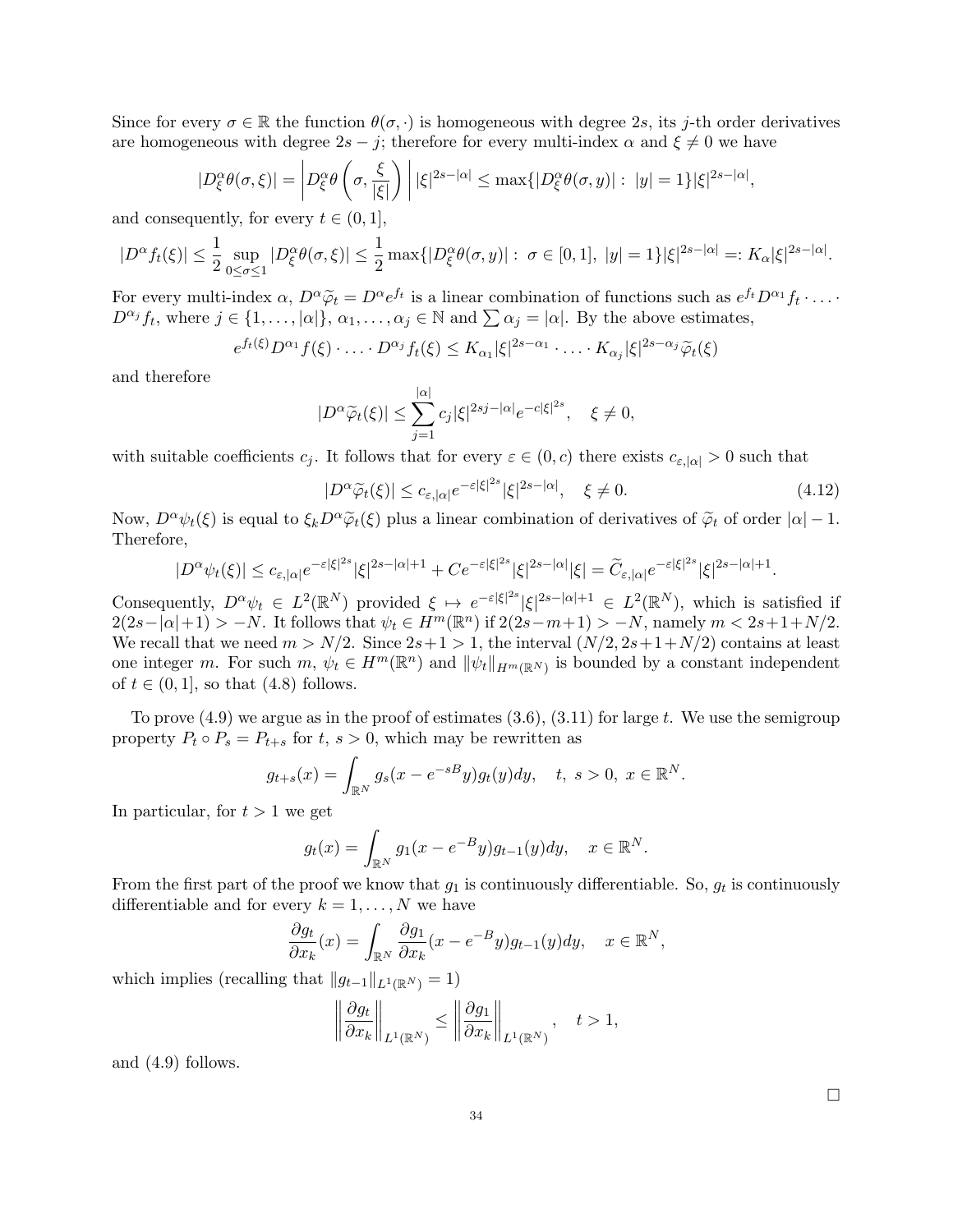Since for every $\sigma \in \mathbb{R}$ the function $\theta(\sigma, \cdot)$ is homogeneous with degree $2s$, its $j$-th order derivatives are homogeneous with degree $2s - j$; therefore for every multi-index $\alpha$ and $\xi \neq 0$ we have

$$|D^\alpha_\xi \theta(\sigma, \xi)| = \left| D^\alpha_\xi \theta\left(\sigma, \frac{\xi}{|\xi|}\right) \right| |\xi|^{2s-|\alpha|} \leq \max\{|D^\alpha_\xi \theta(\sigma, y)| : \ |y| = 1\}|\xi|^{2s-|\alpha|},$$

and consequently, for every $t \in (0, 1]$,

$$|D^\alpha f_t(\xi)| \leq \frac{1}{2} \sup_{0 \leq \sigma \leq 1} |D^\alpha_\xi \theta(\sigma, \xi)| \leq \frac{1}{2} \max\{|D^\alpha_\xi \theta(\sigma, y)| : \ \sigma \in [0, 1], \ |y| = 1\}|\xi|^{2s-|\alpha|} =: K_\alpha |\xi|^{2s-|\alpha|}.$$

For every multi-index $\alpha$, $D^\alpha \widetilde{\varphi}_t = D^\alpha e^{f_t}$ is a linear combination of functions such as $e^{f_t} D^{\alpha_1} f_t \cdot \ldots \cdot D^{\alpha_j} f_t$, where $j \in \{1, \ldots, |\alpha|\}$, $\alpha_1, \ldots, \alpha_j \in \mathbb{N}$ and $\sum \alpha_j = |\alpha|$. By the above estimates,

$$e^{f_t(\xi)} D^{\alpha_1} f(\xi) \cdot \ldots \cdot D^{\alpha_j} f_t(\xi) \leq K_{\alpha_1} |\xi|^{2s-\alpha_1} \cdot \ldots \cdot K_{\alpha_j} |\xi|^{2s-\alpha_j} \widetilde{\varphi}_t(\xi)$$

and therefore

$$|D^\alpha \widetilde{\varphi}_t(\xi)| \leq \sum_{j=1}^{|\alpha|} c_j |\xi|^{2sj-|\alpha|} e^{-c|\xi|^{2s}}, \quad \xi \neq 0,$$

with suitable coefficients $c_j$. It follows that for every $\varepsilon \in (0, c)$ there exists $c_{\varepsilon,|\alpha|} > 0$ such that

$$|D^\alpha \widetilde{\varphi}_t(\xi)| \leq c_{\varepsilon,|\alpha|} e^{-\varepsilon|\xi|^{2s}} |\xi|^{2s-|\alpha|}, \quad \xi \neq 0. \tag{4.12}$$

Now, $D^\alpha \psi_t(\xi)$ is equal to $\xi_k D^\alpha \widetilde{\varphi}_t(\xi)$ plus a linear combination of derivatives of $\widetilde{\varphi}_t$ of order $|\alpha| - 1$. Therefore,

$$|D^\alpha \psi_t(\xi)| \leq c_{\varepsilon,|\alpha|} e^{-\varepsilon|\xi|^{2s}} |\xi|^{2s-|\alpha|+1} + C e^{-\varepsilon|\xi|^{2s}} |\xi|^{2s-|\alpha|} |\xi| = \widetilde{C}_{\varepsilon,|\alpha|} e^{-\varepsilon|\xi|^{2s}} |\xi|^{2s-|\alpha|+1}.$$

Consequently, $D^\alpha \psi_t \in L^2(\mathbb{R}^N)$ provided $\xi \mapsto e^{-\varepsilon|\xi|^{2s}} |\xi|^{2s-|\alpha|+1} \in L^2(\mathbb{R}^N)$, which is satisfied if $2(2s - |\alpha| + 1) > -N$. It follows that $\psi_t \in H^m(\mathbb{R}^n)$ if $2(2s - m + 1) > -N$, namely $m < 2s + 1 + N/2$. We recall that we need $m > N/2$. Since $2s + 1 > 1$, the interval $(N/2, 2s + 1 + N/2)$ contains at least one integer $m$. For such $m$, $\psi_t \in H^m(\mathbb{R}^n)$ and $\|\psi_t\|_{H^m(\mathbb{R}^N)}$ is bounded by a constant independent of $t \in (0, 1]$, so that (4.8) follows.

To prove (4.9) we argue as in the proof of estimates (3.6), (3.11) for large $t$. We use the semigroup property $P_t \circ P_s = P_{t+s}$ for $t$, $s > 0$, which may be rewritten as

$$g_{t+s}(x) = \int_{\mathbb{R}^N} g_s(x - e^{-sB} y) g_t(y) dy, \quad t, \ s > 0, \ x \in \mathbb{R}^N.$$

In particular, for $t > 1$ we get

$$g_t(x) = \int_{\mathbb{R}^N} g_1(x - e^{-B} y) g_{t-1}(y) dy, \quad x \in \mathbb{R}^N.$$

From the first part of the proof we know that $g_1$ is continuously differentiable. So, $g_t$ is continuously differentiable and for every $k = 1, \ldots, N$ we have

$$\frac{\partial g_t}{\partial x_k}(x) = \int_{\mathbb{R}^N} \frac{\partial g_1}{\partial x_k}(x - e^{-B} y) g_{t-1}(y) dy, \quad x \in \mathbb{R}^N,$$

which implies (recalling that $\|g_{t-1}\|_{L^1(\mathbb{R}^N)} = 1$)

$$\left\| \frac{\partial g_t}{\partial x_k} \right\|_{L^1(\mathbb{R}^N)} \leq \left\| \frac{\partial g_1}{\partial x_k} \right\|_{L^1(\mathbb{R}^N)}, \quad t > 1,$$

and (4.9) follows.

□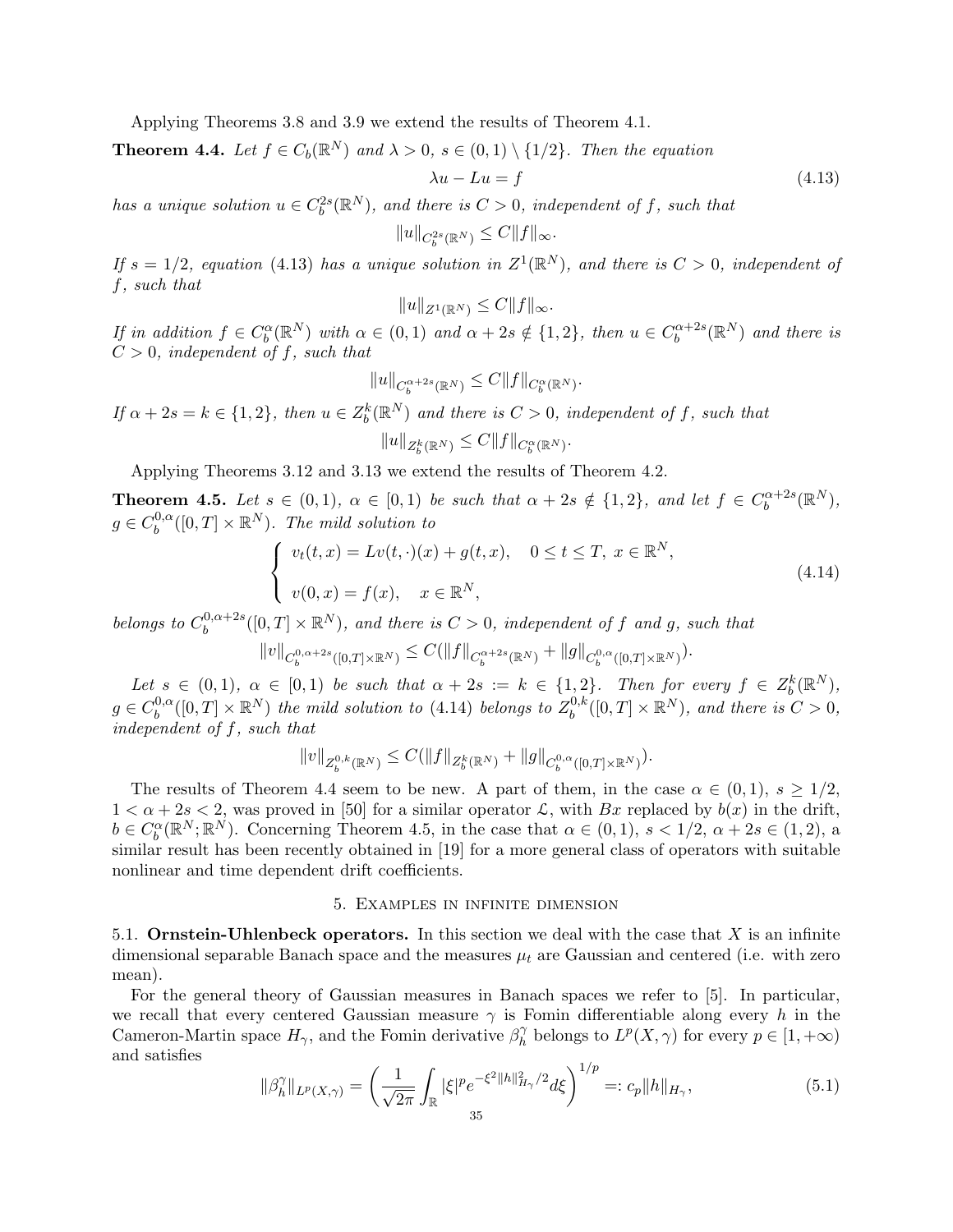Applying Theorems 3.8 and 3.9 we extend the results of Theorem 4.1.

**Theorem 4.4.** *Let $f \in C_b(\mathbb{R}^N)$ and $\lambda > 0$, $s \in (0,1) \setminus \{1/2\}$. Then the equation*

$$\lambda u - Lu = f \tag{4.13}$$

*has a unique solution $u \in C_b^{2s}(\mathbb{R}^N)$, and there is $C > 0$, independent of $f$, such that*

$$\|u\|_{C_b^{2s}(\mathbb{R}^N)} \leq C\|f\|_\infty.$$

*If $s = 1/2$, equation (4.13) has a unique solution in $Z^1(\mathbb{R}^N)$, and there is $C > 0$, independent of $f$, such that*

$$\|u\|_{Z^1(\mathbb{R}^N)} \leq C\|f\|_\infty.$$

*If in addition $f \in C_b^\alpha(\mathbb{R}^N)$ with $\alpha \in (0,1)$ and $\alpha + 2s \notin \{1,2\}$, then $u \in C_b^{\alpha+2s}(\mathbb{R}^N)$ and there is $C > 0$, independent of $f$, such that*

$$\|u\|_{C_b^{\alpha+2s}(\mathbb{R}^N)} \leq C\|f\|_{C_b^\alpha(\mathbb{R}^N)}.$$

*If $\alpha + 2s = k \in \{1,2\}$, then $u \in Z_b^k(\mathbb{R}^N)$ and there is $C > 0$, independent of $f$, such that*

$$\|u\|_{Z_b^k(\mathbb{R}^N)} \leq C\|f\|_{C_b^\alpha(\mathbb{R}^N)}.$$

Applying Theorems 3.12 and 3.13 we extend the results of Theorem 4.2.

**Theorem 4.5.** *Let $s \in (0,1)$, $\alpha \in [0,1)$ be such that $\alpha + 2s \notin \{1,2\}$, and let $f \in C_b^{\alpha+2s}(\mathbb{R}^N)$, $g \in C_b^{0,\alpha}([0,T] \times \mathbb{R}^N)$. The mild solution to*

$$\begin{cases} v_t(t,x) = Lv(t,\cdot)(x) + g(t,x), & 0 \leq t \leq T, \ x \in \mathbb{R}^N, \\ \\ v(0,x) = f(x), & x \in \mathbb{R}^N, \end{cases} \tag{4.14}$$

*belongs to $C_b^{0,\alpha+2s}([0,T] \times \mathbb{R}^N)$, and there is $C > 0$, independent of $f$ and $g$, such that*

$$\|v\|_{C_b^{0,\alpha+2s}([0,T]\times\mathbb{R}^N)} \leq C(\|f\|_{C_b^{\alpha+2s}(\mathbb{R}^N)} + \|g\|_{C_b^{0,\alpha}([0,T]\times\mathbb{R}^N)}).$$

*Let $s \in (0,1)$, $\alpha \in [0,1)$ be such that $\alpha + 2s := k \in \{1,2\}$. Then for every $f \in Z_b^k(\mathbb{R}^N)$, $g \in C_b^{0,\alpha}([0,T] \times \mathbb{R}^N)$ the mild solution to (4.14) belongs to $Z_b^{0,k}([0,T] \times \mathbb{R}^N)$, and there is $C > 0$, independent of $f$, such that*

$$\|v\|_{Z_b^{0,k}(\mathbb{R}^N)} \leq C(\|f\|_{Z_b^k(\mathbb{R}^N)} + \|g\|_{C_b^{0,\alpha}([0,T]\times\mathbb{R}^N)}).$$

The results of Theorem 4.4 seem to be new. A part of them, in the case $\alpha \in (0,1)$, $s \geq 1/2$, $1 < \alpha + 2s < 2$, was proved in [50] for a similar operator $\mathcal{L}$, with $Bx$ replaced by $b(x)$ in the drift, $b \in C_b^\alpha(\mathbb{R}^N;\mathbb{R}^N)$. Concerning Theorem 4.5, in the case that $\alpha \in (0,1)$, $s < 1/2$, $\alpha + 2s \in (1,2)$, a similar result has been recently obtained in [19] for a more general class of operators with suitable nonlinear and time dependent drift coefficients.

## 5. Examples in infinite dimension

5.1. **Ornstein-Uhlenbeck operators.** In this section we deal with the case that $X$ is an infinite dimensional separable Banach space and the measures $\mu_t$ are Gaussian and centered (i.e. with zero mean).

For the general theory of Gaussian measures in Banach spaces we refer to [5]. In particular, we recall that every centered Gaussian measure $\gamma$ is Fomin differentiable along every $h$ in the Cameron-Martin space $H_\gamma$, and the Fomin derivative $\beta_h^\gamma$ belongs to $L^p(X,\gamma)$ for every $p \in [1,+\infty)$ and satisfies

$$\|\beta_h^\gamma\|_{L^p(X,\gamma)} = \left(\frac{1}{\sqrt{2\pi}}\int_{\mathbb{R}} |\xi|^p e^{-\xi^2\|h\|_{H_\gamma}^2/2} d\xi\right)^{1/p} =: c_p\|h\|_{H_\gamma}, \tag{5.1}$$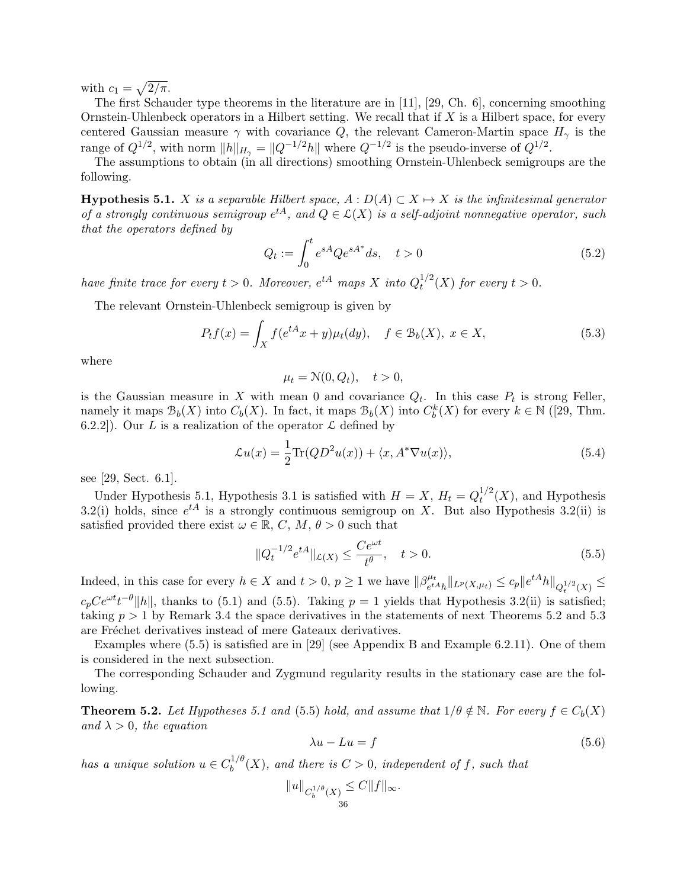with $c_1 = \sqrt{2/\pi}$.

The first Schauder type theorems in the literature are in [11], [29, Ch. 6], concerning smoothing Ornstein-Uhlenbeck operators in a Hilbert setting. We recall that if $X$ is a Hilbert space, for every centered Gaussian measure $\gamma$ with covariance $Q$, the relevant Cameron-Martin space $H_\gamma$ is the range of $Q^{1/2}$, with norm $\|h\|_{H_\gamma} = \|Q^{-1/2}h\|$ where $Q^{-1/2}$ is the pseudo-inverse of $Q^{1/2}$.

The assumptions to obtain (in all directions) smoothing Ornstein-Uhlenbeck semigroups are the following.

**Hypothesis 5.1.** *$X$ is a separable Hilbert space, $A : D(A) \subset X \mapsto X$ is the infinitesimal generator of a strongly continuous semigroup $e^{tA}$, and $Q \in \mathcal{L}(X)$ is a self-adjoint nonnegative operator, such that the operators defined by*

$$Q_t := \int_0^t e^{sA} Q e^{sA^*} ds, \quad t > 0 \tag{5.2}$$

*have finite trace for every $t > 0$. Moreover, $e^{tA}$ maps $X$ into $Q_t^{1/2}(X)$ for every $t > 0$.*

The relevant Ornstein-Uhlenbeck semigroup is given by

$$P_t f(x) = \int_X f(e^{tA}x + y)\mu_t(dy), \quad f \in \mathcal{B}_b(X),\ x \in X, \tag{5.3}$$

where

$$\mu_t = \mathcal{N}(0, Q_t), \quad t > 0,$$

is the Gaussian measure in $X$ with mean 0 and covariance $Q_t$. In this case $P_t$ is strong Feller, namely it maps $\mathcal{B}_b(X)$ into $C_b(X)$. In fact, it maps $\mathcal{B}_b(X)$ into $C_b^k(X)$ for every $k \in \mathbb{N}$ ([29, Thm. 6.2.2]). Our $L$ is a realization of the operator $\mathcal{L}$ defined by

$$\mathcal{L}u(x) = \frac{1}{2}\mathrm{Tr}(QD^2u(x)) + \langle x, A^*\nabla u(x)\rangle, \tag{5.4}$$

see [29, Sect. 6.1].

Under Hypothesis 5.1, Hypothesis 3.1 is satisfied with $H = X$, $H_t = Q_t^{1/2}(X)$, and Hypothesis 3.2(i) holds, since $e^{tA}$ is a strongly continuous semigroup on $X$. But also Hypothesis 3.2(ii) is satisfied provided there exist $\omega \in \mathbb{R}$, $C$, $M$, $\theta > 0$ such that

$$\|Q_t^{-1/2} e^{tA}\|_{\mathcal{L}(X)} \le \frac{Ce^{\omega t}}{t^\theta}, \quad t > 0. \tag{5.5}$$

Indeed, in this case for every $h \in X$ and $t > 0$, $p \ge 1$ we have $\|\beta^{\mu_t}_{e^{tA}h}\|_{L^p(X,\mu_t)} \le c_p \|e^{tA}h\|_{Q_t^{1/2}(X)} \le c_p C e^{\omega t} t^{-\theta}\|h\|$, thanks to (5.1) and (5.5). Taking $p = 1$ yields that Hypothesis 3.2(ii) is satisfied; taking $p > 1$ by Remark 3.4 the space derivatives in the statements of next Theorems 5.2 and 5.3 are Fréchet derivatives instead of mere Gateaux derivatives.

Examples where (5.5) is satisfied are in [29] (see Appendix B and Example 6.2.11). One of them is considered in the next subsection.

The corresponding Schauder and Zygmund regularity results in the stationary case are the following.

**Theorem 5.2.** *Let Hypotheses 5.1 and (5.5) hold, and assume that $1/\theta \notin \mathbb{N}$. For every $f \in C_b(X)$ and $\lambda > 0$, the equation*

$$\lambda u - Lu = f \tag{5.6}$$

*has a unique solution $u \in C_b^{1/\theta}(X)$, and there is $C > 0$, independent of $f$, such that*

$$\|u\|_{C_b^{1/\theta}(X)} \le C\|f\|_\infty.$$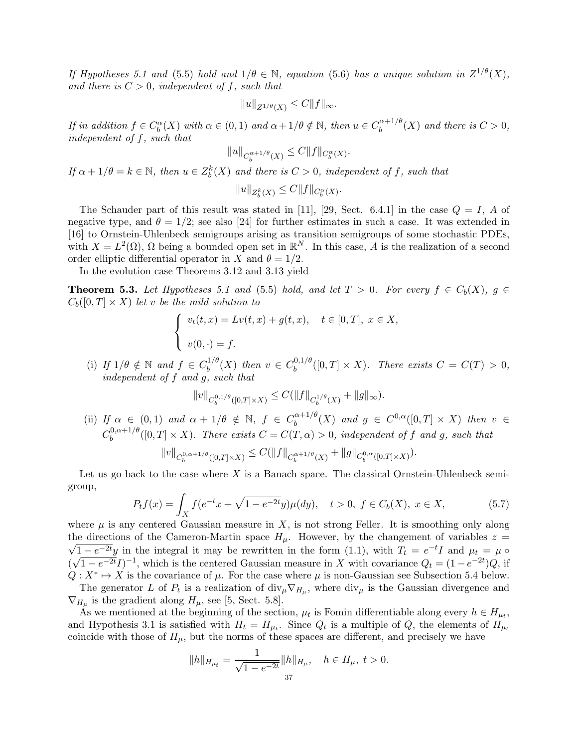*If Hypotheses 5.1 and* (5.5) *hold and* $1/\theta \in \mathbb{N}$*, equation* (5.6) *has a unique solution in* $Z^{1/\theta}(X)$*, and there is* $C > 0$*, independent of* $f$*, such that*

$$\|u\|_{Z^{1/\theta}(X)} \leq C\|f\|_\infty.$$

*If in addition* $f \in C_b^\alpha(X)$ *with* $\alpha \in (0,1)$ *and* $\alpha + 1/\theta \notin \mathbb{N}$*, then* $u \in C_b^{\alpha+1/\theta}(X)$ *and there is* $C > 0$*, independent of* $f$*, such that*

$$\|u\|_{C_b^{\alpha+1/\theta}(X)} \leq C\|f\|_{C_b^\alpha(X)}.$$

*If* $\alpha + 1/\theta = k \in \mathbb{N}$*, then* $u \in Z_b^k(X)$ *and there is* $C > 0$*, independent of* $f$*, such that*

$$\|u\|_{Z_b^k(X)} \leq C\|f\|_{C_b^\alpha(X)}.$$

The Schauder part of this result was stated in [11], [29, Sect. 6.4.1] in the case $Q = I$, $A$ of negative type, and $\theta = 1/2$; see also [24] for further estimates in such a case. It was extended in [16] to Ornstein-Uhlenbeck semigroups arising as transition semigroups of some stochastic PDEs, with $X = L^2(\Omega)$, $\Omega$ being a bounded open set in $\mathbb{R}^N$. In this case, $A$ is the realization of a second order elliptic differential operator in $X$ and $\theta = 1/2$.

In the evolution case Theorems 3.12 and 3.13 yield

**Theorem 5.3.** *Let Hypotheses 5.1 and* (5.5) *hold, and let* $T > 0$*. For every* $f \in C_b(X)$*,* $g \in C_b([0,T] \times X)$ *let* $v$ *be the mild solution to*

$$\begin{cases} v_t(t,x) = Lv(t,x) + g(t,x), \quad t \in [0,T],\ x \in X, \\[2mm] v(0,\cdot) = f. \end{cases}$$

(i) *If* $1/\theta \notin \mathbb{N}$ *and* $f \in C_b^{1/\theta}(X)$ *then* $v \in C_b^{0,1/\theta}([0,T] \times X)$*. There exists* $C = C(T) > 0$*, independent of* $f$ *and* $g$*, such that*

$$\|v\|_{C_b^{0,1/\theta}([0,T]\times X)} \leq C(\|f\|_{C_b^{1/\theta}(X)} + \|g\|_\infty).$$

(ii) *If* $\alpha \in (0,1)$ *and* $\alpha + 1/\theta \notin \mathbb{N}$*,* $f \in C_b^{\alpha+1/\theta}(X)$ *and* $g \in C^{0,\alpha}([0,T] \times X)$ *then* $v \in C_b^{0,\alpha+1/\theta}([0,T] \times X)$*. There exists* $C = C(T,\alpha) > 0$*, independent of* $f$ *and* $g$*, such that*

$$\|v\|_{C_b^{0,\alpha+1/\theta}([0,T]\times X)} \leq C(\|f\|_{C_b^{\alpha+1/\theta}(X)} + \|g\|_{C_b^{0,\alpha}([0,T]\times X)}).$$

Let us go back to the case where $X$ is a Banach space. The classical Ornstein-Uhlenbeck semigroup,

$$P_t f(x) = \int_X f(e^{-t}x + \sqrt{1 - e^{-2t}}y)\mu(dy), \quad t > 0,\ f \in C_b(X),\ x \in X, \tag{5.7}$$

where $\mu$ is any centered Gaussian measure in $X$, is not strong Feller. It is smoothing only along the directions of the Cameron-Martin space $H_\mu$. However, by the changement of variables $z = \sqrt{1 - e^{-2t}}y$ in the integral it may be rewritten in the form (1.1), with $T_t = e^{-t}I$ and $\mu_t = \mu \circ (\sqrt{1 - e^{-2t}}I)^{-1}$, which is the centered Gaussian measure in $X$ with covariance $Q_t = (1 - e^{-2t})Q$, if $Q : X^* \mapsto X$ is the covariance of $\mu$. For the case where $\mu$ is non-Gaussian see Subsection 5.4 below.

The generator $L$ of $P_t$ is a realization of $\text{div}_\mu \nabla_{H_\mu}$, where $\text{div}_\mu$ is the Gaussian divergence and $\nabla_{H_\mu}$ is the gradient along $H_\mu$, see [5, Sect. 5.8].

As we mentioned at the beginning of the section, $\mu_t$ is Fomin differentiable along every $h \in H_{\mu_t}$, and Hypothesis 3.1 is satisfied with $H_t = H_{\mu_t}$. Since $Q_t$ is a multiple of $Q$, the elements of $H_{\mu_t}$ coincide with those of $H_\mu$, but the norms of these spaces are different, and precisely we have

$$\|h\|_{H_{\mu_t}} = \frac{1}{\sqrt{1 - e^{-2t}}}\|h\|_{H_\mu}, \quad h \in H_\mu,\ t > 0.$$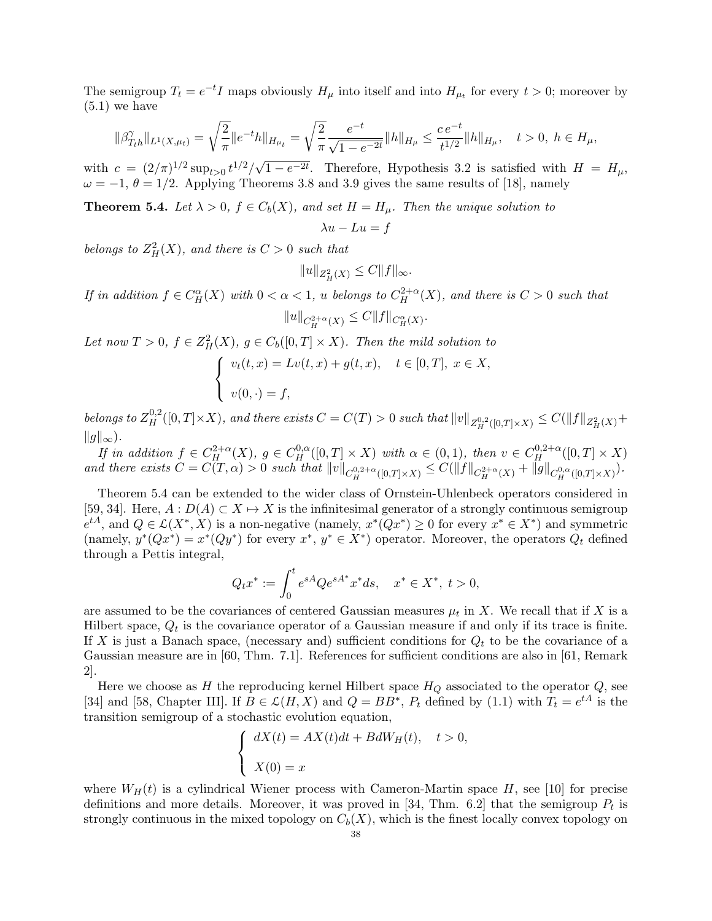The semigroup $T_t = e^{-t}I$ maps obviously $H_\mu$ into itself and into $H_{\mu_t}$ for every $t > 0$; moreover by (5.1) we have

$$\|\beta^\gamma_{T_t h}\|_{L^1(X,\mu_t)} = \sqrt{\frac{2}{\pi}}\|e^{-t}h\|_{H_{\mu_t}} = \sqrt{\frac{2}{\pi}}\frac{e^{-t}}{\sqrt{1-e^{-2t}}}\|h\|_{H_\mu} \le \frac{c\, e^{-t}}{t^{1/2}}\|h\|_{H_\mu}, \quad t>0,\ h \in H_\mu,$$

with $c = (2/\pi)^{1/2}\sup_{t>0} t^{1/2}/\sqrt{1-e^{-2t}}$. Therefore, Hypothesis 3.2 is satisfied with $H = H_\mu$, $\omega = -1$, $\theta = 1/2$. Applying Theorems 3.8 and 3.9 gives the same results of [18], namely

**Theorem 5.4.** *Let $\lambda > 0$, $f \in C_b(X)$, and set $H = H_\mu$. Then the unique solution to*

$$\lambda u - Lu = f$$

*belongs to $Z^2_H(X)$, and there is $C > 0$ such that*

$$\|u\|_{Z^2_H(X)} \le C\|f\|_\infty.$$

*If in addition $f \in C^\alpha_H(X)$ with $0 < \alpha < 1$, $u$ belongs to $C^{2+\alpha}_H(X)$, and there is $C > 0$ such that*

$$\|u\|_{C^{2+\alpha}_H(X)} \le C\|f\|_{C^\alpha_H(X)}.$$

*Let now $T > 0$, $f \in Z^2_H(X)$, $g \in C_b([0,T]\times X)$. Then the mild solution to*

$$\begin{cases} v_t(t,x) = Lv(t,x) + g(t,x), & t\in[0,T],\ x \in X, \\[2ex] v(0,\cdot) = f, \end{cases}$$

*belongs to $Z^{0,2}_H([0,T]\times X)$, and there exists $C = C(T) > 0$ such that $\|v\|_{Z^{0,2}_H([0,T]\times X)} \le C(\|f\|_{Z^2_H(X)} + \|g\|_\infty)$.*

*If in addition $f \in C^{2+\alpha}_H(X)$, $g \in C^{0,\alpha}_H([0,T]\times X)$ with $\alpha \in (0,1)$, then $v \in C^{0,2+\alpha}_H([0,T]\times X)$ and there exists $C = C(T,\alpha) > 0$ such that $\|v\|_{C^{0,2+\alpha}_H([0,T]\times X)} \le C(\|f\|_{C^{2+\alpha}_H(X)} + \|g\|_{C^{0,\alpha}_H([0,T]\times X)})$.*

Theorem 5.4 can be extended to the wider class of Ornstein-Uhlenbeck operators considered in [59, 34]. Here, $A : D(A) \subset X \mapsto X$ is the infinitesimal generator of a strongly continuous semigroup $e^{tA}$, and $Q \in \mathcal{L}(X^*, X)$ is a non-negative (namely, $x^*(Qx^*) \ge 0$ for every $x^* \in X^*$) and symmetric (namely, $y^*(Qx^*) = x^*(Qy^*)$ for every $x^*$, $y^* \in X^*$) operator. Moreover, the operators $Q_t$ defined through a Pettis integral,

$$Q_t x^* := \int_0^t e^{sA}Qe^{sA^*}x^* ds, \quad x^* \in X^*,\ t > 0,$$

are assumed to be the covariances of centered Gaussian measures $\mu_t$ in $X$. We recall that if $X$ is a Hilbert space, $Q_t$ is the covariance operator of a Gaussian measure if and only if its trace is finite. If $X$ is just a Banach space, (necessary and) sufficient conditions for $Q_t$ to be the covariance of a Gaussian measure are in [60, Thm. 7.1]. References for sufficient conditions are also in [61, Remark 2].

Here we choose as $H$ the reproducing kernel Hilbert space $H_Q$ associated to the operator $Q$, see [34] and [58, Chapter III]. If $B \in \mathcal{L}(H, X)$ and $Q = BB^*$, $P_t$ defined by (1.1) with $T_t = e^{tA}$ is the transition semigroup of a stochastic evolution equation,

$$\begin{cases} dX(t) = AX(t)dt + BdW_H(t), & t > 0, \\[2ex] X(0) = x \end{cases}$$

where $W_H(t)$ is a cylindrical Wiener process with Cameron-Martin space $H$, see [10] for precise definitions and more details. Moreover, it was proved in [34, Thm. 6.2] that the semigroup $P_t$ is strongly continuous in the mixed topology on $C_b(X)$, which is the finest locally convex topology on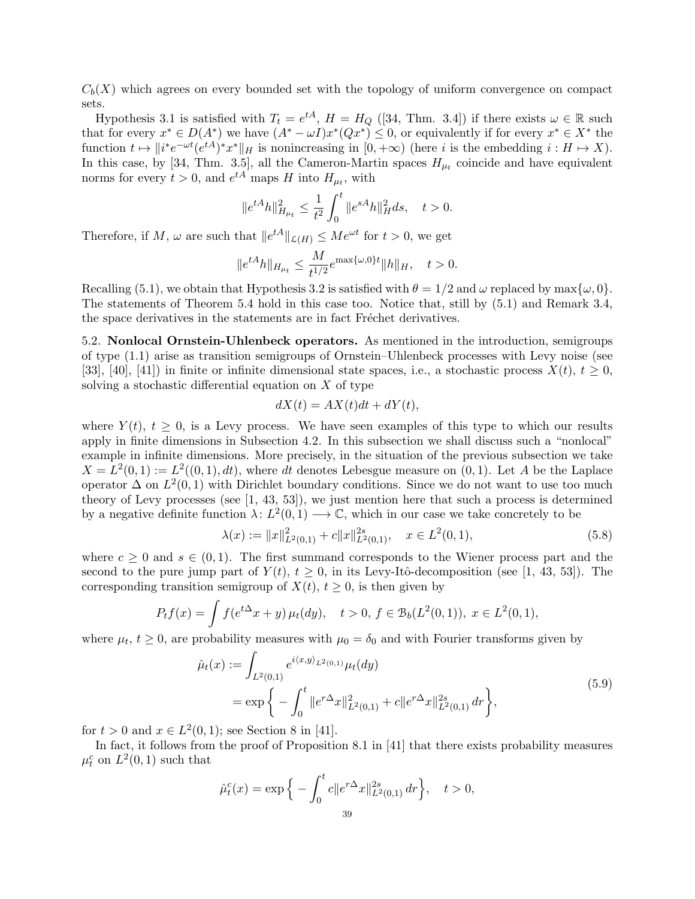$C_b(X)$ which agrees on every bounded set with the topology of uniform convergence on compact sets.

Hypothesis 3.1 is satisfied with $T_t = e^{tA}$, $H = H_Q$ ([34, Thm. 3.4]) if there exists $\omega \in \mathbb{R}$ such that for every $x^* \in D(A^*)$ we have $(A^* - \omega I)x^*(Qx^*) \le 0$, or equivalently if for every $x^* \in X^*$ the function $t \mapsto \|i^* e^{-\omega t}(e^{tA})^* x^*\|_H$ is nonincreasing in $[0, +\infty)$ (here $i$ is the embedding $i : H \mapsto X$). In this case, by [34, Thm. 3.5], all the Cameron-Martin spaces $H_{\mu_t}$ coincide and have equivalent norms for every $t > 0$, and $e^{tA}$ maps $H$ into $H_{\mu_t}$, with

$$\|e^{tA}h\|^2_{H_{\mu_t}} \le \frac{1}{t^2}\int_0^t \|e^{sA}h\|_H^2 ds, \quad t > 0.$$

Therefore, if $M$, $\omega$ are such that $\|e^{tA}\|_{\mathcal{L}(H)} \le Me^{\omega t}$ for $t > 0$, we get

$$\|e^{tA}h\|_{H_{\mu_t}} \le \frac{M}{t^{1/2}} e^{\max\{\omega,0\}t}\|h\|_H, \quad t > 0.$$

Recalling (5.1), we obtain that Hypothesis 3.2 is satisfied with $\theta = 1/2$ and $\omega$ replaced by $\max\{\omega, 0\}$. The statements of Theorem 5.4 hold in this case too. Notice that, still by (5.1) and Remark 3.4, the space derivatives in the statements are in fact Fréchet derivatives.

5.2. **Nonlocal Ornstein-Uhlenbeck operators.** As mentioned in the introduction, semigroups of type (1.1) arise as transition semigroups of Ornstein–Uhlenbeck processes with Levy noise (see [33], [40], [41]) in finite or infinite dimensional state spaces, i.e., a stochastic process $X(t)$, $t \ge 0$, solving a stochastic differential equation on $X$ of type

$$dX(t) = AX(t)dt + dY(t),$$

where $Y(t)$, $t \ge 0$, is a Levy process. We have seen examples of this type to which our results apply in finite dimensions in Subsection 4.2. In this subsection we shall discuss such a "nonlocal" example in infinite dimensions. More precisely, in the situation of the previous subsection we take $X = L^2(0,1) := L^2((0,1), dt)$, where $dt$ denotes Lebesgue measure on $(0,1)$. Let $A$ be the Laplace operator $\Delta$ on $L^2(0,1)$ with Dirichlet boundary conditions. Since we do not want to use too much theory of Levy processes (see [1, 43, 53]), we just mention here that such a process is determined by a negative definite function $\lambda\colon L^2(0,1) \longrightarrow \mathbb{C}$, which in our case we take concretely to be

$$\lambda(x) := \|x\|^2_{L^2(0,1)} + c\|x\|^{2s}_{L^2(0,1)}, \quad x \in L^2(0,1), \tag{5.8}$$

where $c \ge 0$ and $s \in (0,1)$. The first summand corresponds to the Wiener process part and the second to the pure jump part of $Y(t)$, $t \ge 0$, in its Levy-Itô-decomposition (see [1, 43, 53]). The corresponding transition semigroup of $X(t)$, $t \ge 0$, is then given by

$$P_t f(x) = \int f(e^{t\Delta}x + y)\,\mu_t(dy), \quad t > 0,\ f \in \mathcal{B}_b(L^2(0,1)),\ x \in L^2(0,1),$$

where $\mu_t$, $t \ge 0$, are probability measures with $\mu_0 = \delta_0$ and with Fourier transforms given by

$$\begin{aligned} \hat{\mu}_t(x) &:= \int_{L^2(0,1)} e^{i\langle x,y\rangle_{L^2(0,1)}}\mu_t(dy) \\ &= \exp\Big\{ -\int_0^t \|e^{r\Delta}x\|^2_{L^2(0,1)} + c\|e^{r\Delta}x\|^{2s}_{L^2(0,1)}\, dr\Big\}, \end{aligned} \tag{5.9}$$

for $t > 0$ and $x \in L^2(0,1)$; see Section 8 in [41].

In fact, it follows from the proof of Proposition 8.1 in [41] that there exists probability measures $\mu_t^c$ on $L^2(0,1)$ such that

$$\hat{\mu}_t^c(x) = \exp\Big\{ -\int_0^t c\|e^{r\Delta}x\|^{2s}_{L^2(0,1)}\, dr\Big\}, \quad t > 0,$$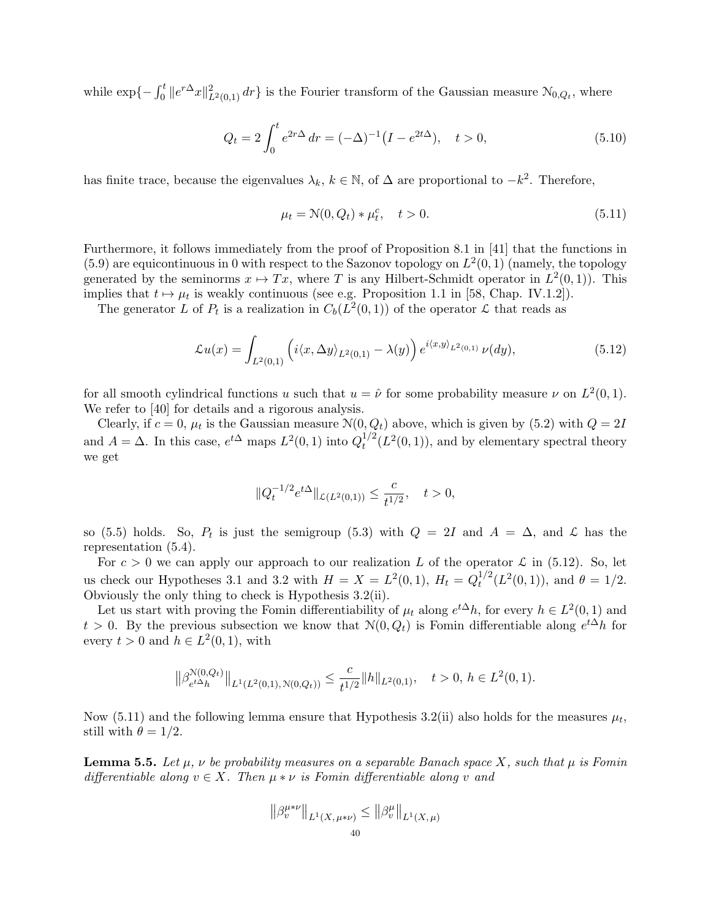while $\exp\{-\int_0^t \|e^{r\Delta}x\|^2_{L^2(0,1)}\,dr\}$ is the Fourier transform of the Gaussian measure $\mathcal{N}_{0,Q_t}$, where

$$Q_t = 2\int_0^t e^{2r\Delta}\,dr = (-\Delta)^{-1}\big(I - e^{2t\Delta}\big), \quad t>0, \tag{5.10}$$

has finite trace, because the eigenvalues $\lambda_k$, $k\in\mathbb{N}$, of $\Delta$ are proportional to $-k^2$. Therefore,

$$\mu_t = \mathcal{N}(0,Q_t) * \mu_t^c, \quad t>0. \tag{5.11}$$

Furthermore, it follows immediately from the proof of Proposition 8.1 in [41] that the functions in (5.9) are equicontinuous in 0 with respect to the Sazonov topology on $L^2(0,1)$ (namely, the topology generated by the seminorms $x\mapsto Tx$, where $T$ is any Hilbert-Schmidt operator in $L^2(0,1)$). This implies that $t\mapsto \mu_t$ is weakly continuous (see e.g. Proposition 1.1 in [58, Chap. IV.1.2]).

The generator $L$ of $P_t$ is a realization in $C_b(L^2(0,1))$ of the operator $\mathcal{L}$ that reads as

$$\mathcal{L}u(x) = \int_{L^2(0,1)} \Big(i\langle x, \Delta y\rangle_{L^2(0,1)} - \lambda(y)\Big)\, e^{i\langle x,y\rangle_{L^2(0,1)}}\,\nu(dy), \tag{5.12}$$

for all smooth cylindrical functions $u$ such that $u=\hat{\nu}$ for some probability measure $\nu$ on $L^2(0,1)$. We refer to [40] for details and a rigorous analysis.

Clearly, if $c=0$, $\mu_t$ is the Gaussian measure $\mathcal{N}(0,Q_t)$ above, which is given by (5.2) with $Q=2I$ and $A=\Delta$. In this case, $e^{t\Delta}$ maps $L^2(0,1)$ into $Q_t^{1/2}(L^2(0,1))$, and by elementary spectral theory we get

$$\|Q_t^{-1/2}e^{t\Delta}\|_{\mathcal{L}(L^2(0,1))} \le \frac{c}{t^{1/2}}, \quad t>0,$$

so (5.5) holds. So, $P_t$ is just the semigroup (5.3) with $Q=2I$ and $A=\Delta$, and $\mathcal{L}$ has the representation (5.4).

For $c>0$ we can apply our approach to our realization $L$ of the operator $\mathcal{L}$ in (5.12). So, let us check our Hypotheses 3.1 and 3.2 with $H=X=L^2(0,1)$, $H_t = Q_t^{1/2}(L^2(0,1))$, and $\theta=1/2$. Obviously the only thing to check is Hypothesis 3.2(ii).

Let us start with proving the Fomin differentiability of $\mu_t$ along $e^{t\Delta}h$, for every $h\in L^2(0,1)$ and $t>0$. By the previous subsection we know that $\mathcal{N}(0,Q_t)$ is Fomin differentiable along $e^{t\Delta}h$ for every $t>0$ and $h\in L^2(0,1)$, with

$$\big\|\beta^{\mathcal{N}(0,Q_t)}_{e^{t\Delta}h}\big\|_{L^1(L^2(0,1),\,\mathcal{N}(0,Q_t))} \le \frac{c}{t^{1/2}}\|h\|_{L^2(0,1)}, \quad t>0,\ h\in L^2(0,1).$$

Now (5.11) and the following lemma ensure that Hypothesis 3.2(ii) also holds for the measures $\mu_t$, still with $\theta=1/2$.

**Lemma 5.5.** *Let $\mu$, $\nu$ be probability measures on a separable Banach space $X$, such that $\mu$ is Fomin differentiable along $v\in X$. Then $\mu*\nu$ is Fomin differentiable along $v$ and*

$$\big\|\beta^{\mu*\nu}_v\big\|_{L^1(X,\,\mu*\nu)} \le \big\|\beta^{\mu}_v\big\|_{L^1(X,\mu)}$$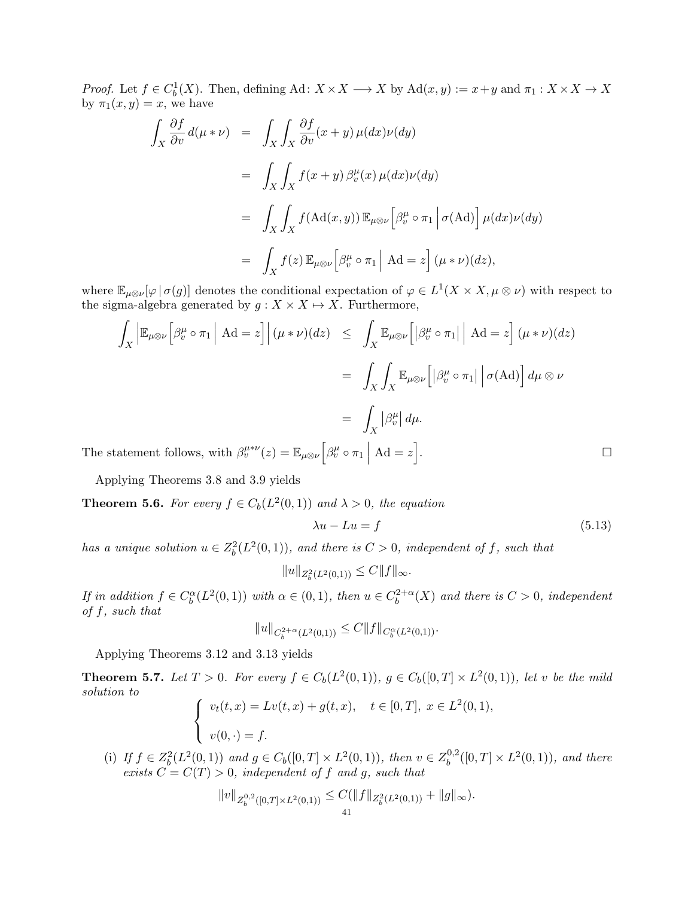*Proof.* Let $f \in C^1_b(X)$. Then, defining $\mathrm{Ad}\colon X\times X \longrightarrow X$ by $\mathrm{Ad}(x,y) := x+y$ and $\pi_1 : X\times X \to X$ by $\pi_1(x,y) = x$, we have

$$
\begin{aligned}
\int_X \frac{\partial f}{\partial v}\, d(\mu * \nu) &= \int_X\int_X \frac{\partial f}{\partial v}(x+y)\,\mu(dx)\nu(dy)\\
&= \int_X\int_X f(x+y)\,\beta_v^\mu(x)\,\mu(dx)\nu(dy)\\
&= \int_X\int_X f(\mathrm{Ad}(x,y))\,\mathbb{E}_{\mu\otimes\nu}\Big[\beta_v^\mu\circ\pi_1\,\Big|\,\sigma(\mathrm{Ad})\Big]\,\mu(dx)\nu(dy)\\
&= \int_X f(z)\,\mathbb{E}_{\mu\otimes\nu}\Big[\beta_v^\mu\circ\pi_1\,\Big|\,\mathrm{Ad}=z\Big]\,(\mu*\nu)(dz),
\end{aligned}
$$

where $\mathbb{E}_{\mu\otimes\nu}[\varphi\,|\,\sigma(g)]$ denotes the conditional expectation of $\varphi \in L^1(X\times X, \mu\otimes\nu)$ with respect to the sigma-algebra generated by $g : X\times X \mapsto X$. Furthermore,

$$
\begin{aligned}
\int_X \Big|\mathbb{E}_{\mu\otimes\nu}\Big[\beta_v^\mu\circ\pi_1\,\Big|\,\mathrm{Ad}=z\Big]\Big|\,(\mu*\nu)(dz) &\le \int_X \mathbb{E}_{\mu\otimes\nu}\Big[\big|\beta_v^\mu\circ\pi_1\big|\,\Big|\,\mathrm{Ad}=z\Big]\,(\mu*\nu)(dz)\\
&= \int_X\int_X \mathbb{E}_{\mu\otimes\nu}\Big[\big|\beta_v^\mu\circ\pi_1\big|\,\Big|\,\sigma(\mathrm{Ad})\Big]\,d\mu\otimes\nu\\
&= \int_X \big|\beta_v^\mu\big|\,d\mu.
\end{aligned}
$$

The statement follows, with $\beta_v^{\mu*\nu}(z) = \mathbb{E}_{\mu\otimes\nu}\Big[\beta_v^\mu\circ\pi_1\,\Big|\,\mathrm{Ad}=z\Big]$. ☐

Applying Theorems 3.8 and 3.9 yields

**Theorem 5.6.** *For every $f \in C_b(L^2(0,1))$ and $\lambda > 0$, the equation*

$$
\lambda u - Lu = f \tag{5.13}
$$

*has a unique solution $u \in Z^2_b(L^2(0,1))$, and there is $C > 0$, independent of $f$, such that*

$$
\|u\|_{Z^2_b(L^2(0,1))} \le C\|f\|_\infty.
$$

*If in addition $f \in C^\alpha_b(L^2(0,1))$ with $\alpha \in (0,1)$, then $u \in C^{2+\alpha}_b(X)$ and there is $C > 0$, independent of $f$, such that*

$$
\|u\|_{C^{2+\alpha}_b(L^2(0,1))} \le C\|f\|_{C^\alpha_b(L^2(0,1))}.
$$

Applying Theorems 3.12 and 3.13 yields

**Theorem 5.7.** *Let $T > 0$. For every $f \in C_b(L^2(0,1))$, $g \in C_b([0,T]\times L^2(0,1))$, let $v$ be the mild solution to*

$$
\begin{cases}
v_t(t,x) = Lv(t,x) + g(t,x), \quad t \in [0,T],\ x \in L^2(0,1),\\[2mm]
v(0,\cdot) = f.
\end{cases}
$$

(i) *If $f \in Z^2_b(L^2(0,1))$ and $g \in C_b([0,T]\times L^2(0,1))$, then $v \in Z^{0,2}_b([0,T]\times L^2(0,1))$, and there exists $C = C(T) > 0$, independent of $f$ and $g$, such that*

$$
\|v\|_{Z^{0,2}_b([0,T]\times L^2(0,1))} \le C(\|f\|_{Z^2_b(L^2(0,1))} + \|g\|_\infty).
$$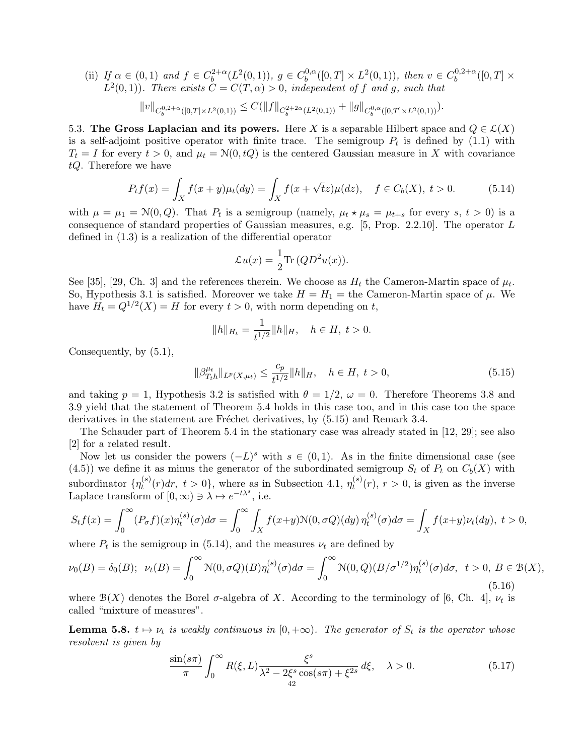(ii) *If $\alpha \in (0,1)$ and $f \in C_b^{2+\alpha}(L^2(0,1))$, $g \in C_b^{0,\alpha}([0,T] \times L^2(0,1))$, then $v \in C_b^{0,2+\alpha}([0,T] \times L^2(0,1))$. There exists $C = C(T, \alpha) > 0$, independent of $f$ and $g$, such that*

$$\|v\|_{C_b^{0,2+\alpha}([0,T]\times L^2(0,1))} \le C(\|f\|_{C_b^{2+2\alpha}(L^2(0,1))} + \|g\|_{C_b^{0,\alpha}([0,T]\times L^2(0,1))}).$$

5.3. **The Gross Laplacian and its powers.** Here $X$ is a separable Hilbert space and $Q \in \mathcal{L}(X)$ is a self-adjoint positive operator with finite trace. The semigroup $P_t$ is defined by (1.1) with $T_t = I$ for every $t > 0$, and $\mu_t = \mathcal{N}(0, tQ)$ is the centered Gaussian measure in $X$ with covariance $tQ$. Therefore we have

$$P_t f(x) = \int_X f(x+y)\mu_t(dy) = \int_X f(x + \sqrt{t}z)\mu(dz), \quad f \in C_b(X),\ t > 0. \tag{5.14}$$

with $\mu = \mu_1 = \mathcal{N}(0, Q)$. That $P_t$ is a semigroup (namely, $\mu_t \star \mu_s = \mu_{t+s}$ for every $s$, $t > 0$) is a consequence of standard properties of Gaussian measures, e.g. [5, Prop. 2.2.10]. The operator $L$ defined in (1.3) is a realization of the differential operator

$$\mathcal{L}u(x) = \frac{1}{2}\mathrm{Tr}\,(QD^2u(x)).$$

See [35], [29, Ch. 3] and the references therein. We choose as $H_t$ the Cameron-Martin space of $\mu_t$. So, Hypothesis 3.1 is satisfied. Moreover we take $H = H_1 =$ the Cameron-Martin space of $\mu$. We have $H_t = Q^{1/2}(X) = H$ for every $t > 0$, with norm depending on $t$,

$$\|h\|_{H_t} = \frac{1}{t^{1/2}}\|h\|_H, \quad h \in H,\ t > 0.$$

Consequently, by (5.1),

$$\|\beta^{\mu_t}_{T_t h}\|_{L^p(X,\mu_t)} \le \frac{c_p}{t^{1/2}}\|h\|_H, \quad h \in H,\ t > 0, \tag{5.15}$$

and taking $p = 1$, Hypothesis 3.2 is satisfied with $\theta = 1/2$, $\omega = 0$. Therefore Theorems 3.8 and 3.9 yield that the statement of Theorem 5.4 holds in this case too, and in this case too the space derivatives in the statement are Fréchet derivatives, by (5.15) and Remark 3.4.

The Schauder part of Theorem 5.4 in the stationary case was already stated in [12, 29]; see also [2] for a related result.

Now let us consider the powers $(-L)^s$ with $s \in (0,1)$. As in the finite dimensional case (see (4.5)) we define it as minus the generator of the subordinated semigroup $S_t$ of $P_t$ on $C_b(X)$ with subordinator $\{\eta_t^{(s)}(r)dr,\ t > 0\}$, where as in Subsection 4.1, $\eta_t^{(s)}(r)$, $r > 0$, is given as the inverse Laplace transform of $[0,\infty) \ni \lambda \mapsto e^{-t\lambda^s}$, i.e.

$$S_t f(x) = \int_0^\infty (P_\sigma f)(x)\eta_t^{(s)}(\sigma)d\sigma = \int_0^\infty \int_X f(x+y)\mathcal{N}(0,\sigma Q)(dy)\,\eta_t^{(s)}(\sigma)d\sigma = \int_X f(x+y)\nu_t(dy),\ t > 0,$$

where $P_t$ is the semigroup in (5.14), and the measures $\nu_t$ are defined by

$$\nu_0(B) = \delta_0(B);\ \ \nu_t(B) = \int_0^\infty \mathcal{N}(0,\sigma Q)(B)\eta_t^{(s)}(\sigma)d\sigma = \int_0^\infty \mathcal{N}(0,Q)(B/\sigma^{1/2})\eta_t^{(s)}(\sigma)d\sigma,\ \ t > 0,\ B \in \mathcal{B}(X), \tag{5.16}$$

where $\mathcal{B}(X)$ denotes the Borel $\sigma$-algebra of $X$. According to the terminology of [6, Ch. 4], $\nu_t$ is called "mixture of measures".

**Lemma 5.8.** *$t \mapsto \nu_t$ is weakly continuous in $[0, +\infty)$. The generator of $S_t$ is the operator whose resolvent is given by*

$$\frac{\sin(s\pi)}{\pi}\int_0^\infty R(\xi, L)\frac{\xi^s}{\lambda^2 - 2\xi^s\cos(s\pi) + \xi^{2s}}\,d\xi, \quad \lambda > 0. \tag{5.17}$$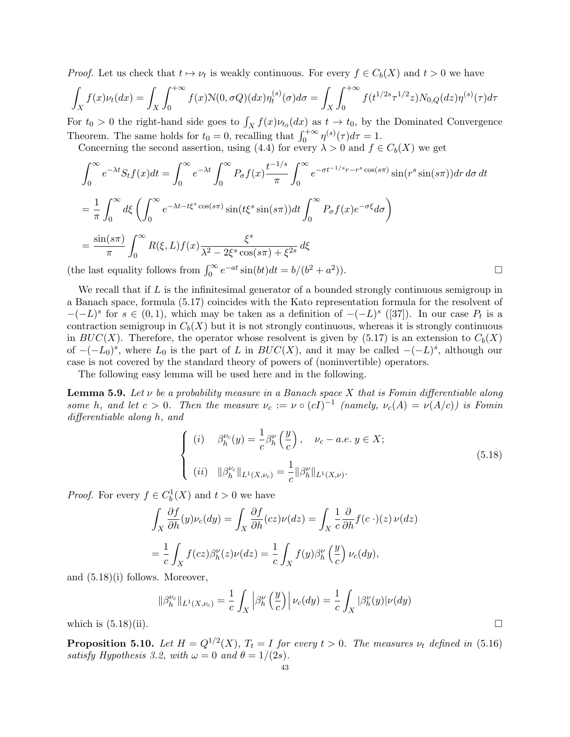*Proof.* Let us check that $t \mapsto \nu_t$ is weakly continuous. For every $f \in C_b(X)$ and $t > 0$ we have

$$\int_X f(x)\nu_t(dx) = \int_X \int_0^{+\infty} f(x)\mathcal{N}(0, \sigma Q)(dx)\eta_t^{(s)}(\sigma)d\sigma = \int_X \int_0^{+\infty} f(t^{1/2s}\tau^{1/2}z)N_{0,Q}(dz)\eta^{(s)}(\tau)d\tau$$

For $t_0 > 0$ the right-hand side goes to $\int_X f(x)\nu_{t_0}(dx)$ as $t \to t_0$, by the Dominated Convergence Theorem. The same holds for $t_0 = 0$, recalling that $\int_0^{+\infty} \eta^{(s)}(\tau)d\tau = 1$.

Concerning the second assertion, using (4.4) for every $\lambda > 0$ and $f \in C_b(X)$ we get

$$\int_0^\infty e^{-\lambda t} S_t f(x) dt = \int_0^\infty e^{-\lambda t} \int_0^\infty P_\sigma f(x) \frac{t^{-1/s}}{\pi} \int_0^\infty e^{-\sigma t^{-1/s} r - r^s \cos(s\pi)} \sin(r^s \sin(s\pi)) dr\, d\sigma\, dt$$

$$= \frac{1}{\pi} \int_0^\infty d\xi \left( \int_0^\infty e^{-\lambda t - t\xi^s \cos(s\pi)} \sin(t\xi^s \sin(s\pi)) dt \int_0^\infty P_\sigma f(x) e^{-\sigma\xi} d\sigma \right)$$

$$= \frac{\sin(s\pi)}{\pi} \int_0^\infty R(\xi, L) f(x) \frac{\xi^s}{\lambda^2 - 2\xi^s \cos(s\pi) + \xi^{2s}}\, d\xi$$

(the last equality follows from $\int_0^\infty e^{-at} \sin(bt) dt = b/(b^2 + a^2)$). $\square$

We recall that if $L$ is the infinitesimal generator of a bounded strongly continuous semigroup in a Banach space, formula (5.17) coincides with the Kato representation formula for the resolvent of $-(-L)^s$ for $s \in (0, 1)$, which may be taken as a definition of $-(-L)^s$ ([37]). In our case $P_t$ is a contraction semigroup in $C_b(X)$ but it is not strongly continuous, whereas it is strongly continuous in $BUC(X)$. Therefore, the operator whose resolvent is given by (5.17) is an extension to $C_b(X)$ of $-(-L_0)^s$, where $L_0$ is the part of $L$ in $BUC(X)$, and it may be called $-(-L)^s$, although our case is not covered by the standard theory of powers of (noninvertible) operators.

The following easy lemma will be used here and in the following.

**Lemma 5.9.** *Let $\nu$ be a probability measure in a Banach space $X$ that is Fomin differentiable along some $h$, and let $c > 0$. Then the measure $\nu_c := \nu \circ (cI)^{-1}$ (namely, $\nu_c(A) = \nu(A/c)$) is Fomin differentiable along $h$, and*

$$\begin{cases} (i) \quad \beta_h^{\nu_c}(y) = \dfrac{1}{c} \beta_h^\nu \left(\dfrac{y}{c}\right), \quad \nu_c - a.e.\ y \in X; \\ (ii) \quad \|\beta_h^{\nu_c}\|_{L^1(X,\nu_c)} = \dfrac{1}{c} \|\beta_h^\nu\|_{L^1(X,\nu)}. \end{cases} \tag{5.18}$$

*Proof.* For every $f \in C_b^1(X)$ and $t > 0$ we have

$$\int_X \frac{\partial f}{\partial h}(y) \nu_c(dy) = \int_X \frac{\partial f}{\partial h}(cz) \nu(dz) = \int_X \frac{1}{c} \frac{\partial}{\partial h} f(c\, \cdot)(z)\, \nu(dz)$$

$$= \frac{1}{c} \int_X f(cz) \beta_h^\nu(z) \nu(dz) = \frac{1}{c} \int_X f(y) \beta_h^\nu \left(\frac{y}{c}\right) \nu_c(dy),$$

and (5.18)(i) follows. Moreover,

$$\|\beta_h^{\nu_c}\|_{L^1(X,\nu_c)} = \frac{1}{c} \int_X \left|\beta_h^\nu \left(\frac{y}{c}\right)\right| \nu_c(dy) = \frac{1}{c} \int_X |\beta_h^\nu(y)| \nu(dy)$$

which is (5.18)(ii). $\square$

**Proposition 5.10.** *Let $H = Q^{1/2}(X)$, $T_t = I$ for every $t > 0$. The measures $\nu_t$ defined in (5.16) satisfy Hypothesis 3.2, with $\omega = 0$ and $\theta = 1/(2s)$.*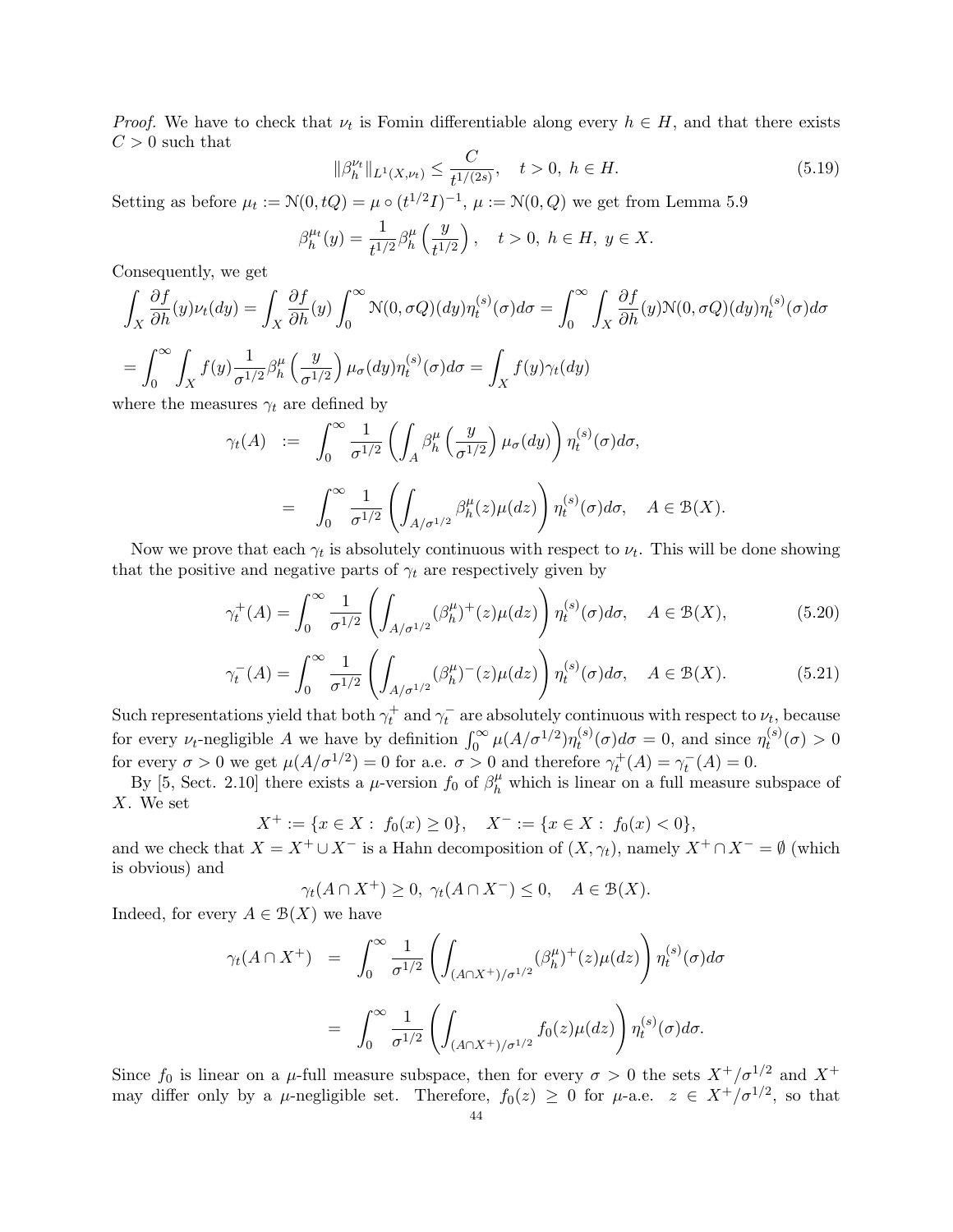*Proof.* We have to check that $\nu_t$ is Fomin differentiable along every $h \in H$, and that there exists $C > 0$ such that

$$\|\beta_h^{\nu_t}\|_{L^1(X,\nu_t)} \leq \frac{C}{t^{1/(2s)}}, \quad t > 0,\ h \in H. \tag{5.19}$$

Setting as before $\mu_t := \mathcal{N}(0, tQ) = \mu \circ (t^{1/2}I)^{-1}$, $\mu := \mathcal{N}(0, Q)$ we get from Lemma 5.9

$$\beta_h^{\mu_t}(y) = \frac{1}{t^{1/2}} \beta_h^{\mu}\left(\frac{y}{t^{1/2}}\right), \quad t > 0,\ h \in H,\ y \in X.$$

Consequently, we get

$$\int_X \frac{\partial f}{\partial h}(y)\nu_t(dy) = \int_X \frac{\partial f}{\partial h}(y) \int_0^\infty \mathcal{N}(0, \sigma Q)(dy)\eta_t^{(s)}(\sigma)d\sigma = \int_0^\infty \int_X \frac{\partial f}{\partial h}(y)\mathcal{N}(0, \sigma Q)(dy)\eta_t^{(s)}(\sigma)d\sigma$$

$$= \int_0^\infty \int_X f(y)\frac{1}{\sigma^{1/2}}\beta_h^{\mu}\left(\frac{y}{\sigma^{1/2}}\right)\mu_\sigma(dy)\eta_t^{(s)}(\sigma)d\sigma = \int_X f(y)\gamma_t(dy)$$

where the measures $\gamma_t$ are defined by

$$\begin{aligned}
\gamma_t(A) &:= \int_0^\infty \frac{1}{\sigma^{1/2}}\left(\int_A \beta_h^{\mu}\left(\frac{y}{\sigma^{1/2}}\right)\mu_\sigma(dy)\right)\eta_t^{(s)}(\sigma)d\sigma, \\
&= \int_0^\infty \frac{1}{\sigma^{1/2}}\left(\int_{A/\sigma^{1/2}} \beta_h^{\mu}(z)\mu(dz)\right)\eta_t^{(s)}(\sigma)d\sigma, \quad A \in \mathcal{B}(X).
\end{aligned}$$

Now we prove that each $\gamma_t$ is absolutely continuous with respect to $\nu_t$. This will be done showing that the positive and negative parts of $\gamma_t$ are respectively given by

$$\gamma_t^+(A) = \int_0^\infty \frac{1}{\sigma^{1/2}}\left(\int_{A/\sigma^{1/2}} (\beta_h^{\mu})^+(z)\mu(dz)\right)\eta_t^{(s)}(\sigma)d\sigma, \quad A \in \mathcal{B}(X), \tag{5.20}$$

$$\gamma_t^-(A) = \int_0^\infty \frac{1}{\sigma^{1/2}}\left(\int_{A/\sigma^{1/2}} (\beta_h^{\mu})^-(z)\mu(dz)\right)\eta_t^{(s)}(\sigma)d\sigma, \quad A \in \mathcal{B}(X). \tag{5.21}$$

Such representations yield that both $\gamma_t^+$ and $\gamma_t^-$ are absolutely continuous with respect to $\nu_t$, because for every $\nu_t$-negligible $A$ we have by definition $\int_0^\infty \mu(A/\sigma^{1/2})\eta_t^{(s)}(\sigma)d\sigma = 0$, and since $\eta_t^{(s)}(\sigma) > 0$ for every $\sigma > 0$ we get $\mu(A/\sigma^{1/2}) = 0$ for a.e. $\sigma > 0$ and therefore $\gamma_t^+(A) = \gamma_t^-(A) = 0$.

By [5, Sect. 2.10] there exists a $\mu$-version $f_0$ of $\beta_h^{\mu}$ which is linear on a full measure subspace of $X$. We set

$$X^+ := \{x \in X :\ f_0(x) \geq 0\}, \quad X^- := \{x \in X :\ f_0(x) < 0\},$$

and we check that $X = X^+ \cup X^-$ is a Hahn decomposition of $(X, \gamma_t)$, namely $X^+ \cap X^- = \emptyset$ (which is obvious) and

$$\gamma_t(A \cap X^+) \geq 0,\ \gamma_t(A \cap X^-) \leq 0, \quad A \in \mathcal{B}(X).$$

Indeed, for every $A \in \mathcal{B}(X)$ we have

$$\begin{aligned}
\gamma_t(A \cap X^+) &= \int_0^\infty \frac{1}{\sigma^{1/2}}\left(\int_{(A\cap X^+)/\sigma^{1/2}} (\beta_h^{\mu})^+(z)\mu(dz)\right)\eta_t^{(s)}(\sigma)d\sigma \\
&= \int_0^\infty \frac{1}{\sigma^{1/2}}\left(\int_{(A\cap X^+)/\sigma^{1/2}} f_0(z)\mu(dz)\right)\eta_t^{(s)}(\sigma)d\sigma.
\end{aligned}$$

Since $f_0$ is linear on a $\mu$-full measure subspace, then for every $\sigma > 0$ the sets $X^+/\sigma^{1/2}$ and $X^+$ may differ only by a $\mu$-negligible set. Therefore, $f_0(z) \geq 0$ for $\mu$-a.e. $z \in X^+/\sigma^{1/2}$, so that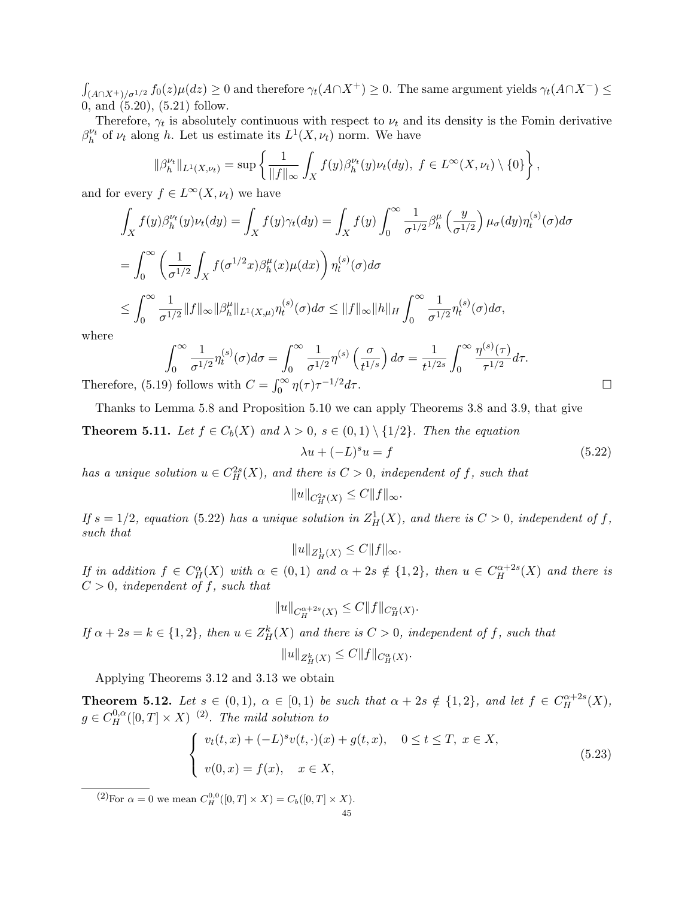$\int_{(A\cap X^+)/\sigma^{1/2}} f_0(z)\mu(dz) \geq 0$ and therefore $\gamma_t(A\cap X^+) \geq 0$. The same argument yields $\gamma_t(A\cap X^-) \leq 0$, and (5.20), (5.21) follow.

Therefore, $\gamma_t$ is absolutely continuous with respect to $\nu_t$ and its density is the Fomin derivative $\beta_h^{\nu_t}$ of $\nu_t$ along $h$. Let us estimate its $L^1(X,\nu_t)$ norm. We have

$$\|\beta_h^{\nu_t}\|_{L^1(X,\nu_t)} = \sup\left\{ \frac{1}{\|f\|_\infty}\int_X f(y)\beta_h^{\nu_t}(y)\nu_t(dy),\ f\in L^\infty(X,\nu_t)\setminus\{0\}\right\},$$

and for every $f\in L^\infty(X,\nu_t)$ we have

$$\int_X f(y)\beta_h^{\nu_t}(y)\nu_t(dy) = \int_X f(y)\gamma_t(dy) = \int_X f(y)\int_0^\infty \frac{1}{\sigma^{1/2}}\beta_h^{\mu}\left(\frac{y}{\sigma^{1/2}}\right)\mu_\sigma(dy)\eta_t^{(s)}(\sigma)d\sigma$$

$$= \int_0^\infty \left( \frac{1}{\sigma^{1/2}}\int_X f(\sigma^{1/2}x)\beta_h^{\mu}(x)\mu(dx)\right)\eta_t^{(s)}(\sigma)d\sigma$$

$$\leq \int_0^\infty \frac{1}{\sigma^{1/2}}\|f\|_\infty \|\beta_h^\mu\|_{L^1(X,\mu)}\eta_t^{(s)}(\sigma)d\sigma \leq \|f\|_\infty\|h\|_H\int_0^\infty \frac{1}{\sigma^{1/2}}\eta_t^{(s)}(\sigma)d\sigma,$$

where

$$\int_0^\infty \frac{1}{\sigma^{1/2}}\eta_t^{(s)}(\sigma)d\sigma = \int_0^\infty \frac{1}{\sigma^{1/2}}\eta^{(s)}\left(\frac{\sigma}{t^{1/s}}\right)d\sigma = \frac{1}{t^{1/2s}}\int_0^\infty \frac{\eta^{(s)}(\tau)}{\tau^{1/2}}d\tau.$$

Therefore, (5.19) follows with $C=\int_0^\infty \eta(\tau)\tau^{-1/2}d\tau$. □

Thanks to Lemma 5.8 and Proposition 5.10 we can apply Theorems 3.8 and 3.9, that give

**Theorem 5.11.** *Let $f\in C_b(X)$ and $\lambda>0$, $s\in(0,1)\setminus\{1/2\}$. Then the equation*

$$\lambda u + (-L)^s u = f \tag{5.22}$$

*has a unique solution $u\in C_H^{2s}(X)$, and there is $C>0$, independent of $f$, such that*

$$\|u\|_{C_H^{2s}(X)} \leq C\|f\|_\infty.$$

*If $s=1/2$, equation (5.22) has a unique solution in $Z_H^1(X)$, and there is $C>0$, independent of $f$, such that*

$$\|u\|_{Z_H^1(X)} \leq C\|f\|_\infty.$$

*If in addition $f\in C_H^\alpha(X)$ with $\alpha\in(0,1)$ and $\alpha+2s\notin\{1,2\}$, then $u\in C_H^{\alpha+2s}(X)$ and there is $C>0$, independent of $f$, such that*

$$\|u\|_{C_H^{\alpha+2s}(X)} \leq C\|f\|_{C_H^\alpha(X)}.$$

*If $\alpha+2s=k\in\{1,2\}$, then $u\in Z_H^k(X)$ and there is $C>0$, independent of $f$, such that*

$$\|u\|_{Z_H^k(X)} \leq C\|f\|_{C_H^\alpha(X)}.$$

Applying Theorems 3.12 and 3.13 we obtain

**Theorem 5.12.** *Let $s\in(0,1)$, $\alpha\in[0,1)$ be such that $\alpha+2s\notin\{1,2\}$, and let $f\in C_H^{\alpha+2s}(X)$, $g\in C_H^{0,\alpha}([0,T]\times X)$* [(2)]. *The mild solution to*

$$\begin{cases} v_t(t,x) + (-L)^s v(t,\cdot)(x) + g(t,x), \quad 0\leq t\leq T,\ x\in X, \\ \\ v(0,x) = f(x), \quad x\in X, \end{cases} \tag{5.23}$$

---

[(2)] For $\alpha=0$ we mean $C_H^{0,0}([0,T]\times X) = C_b([0,T]\times X)$.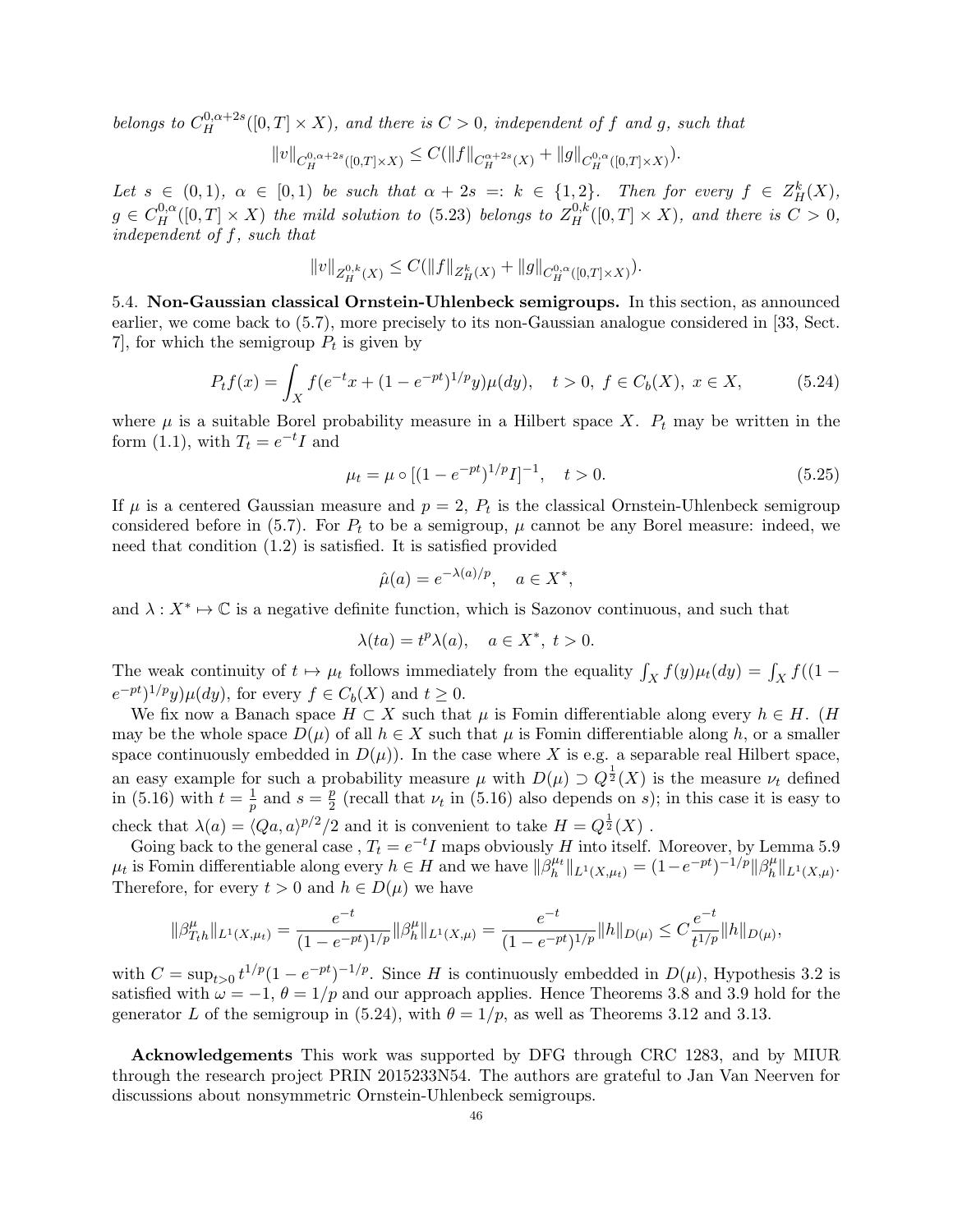*belongs to* $C_H^{0,\alpha+2s}([0,T]\times X)$*, and there is* $C>0$*, independent of* $f$ *and* $g$*, such that*

$$\|v\|_{C_H^{0,\alpha+2s}([0,T]\times X)} \le C(\|f\|_{C_H^{\alpha+2s}(X)} + \|g\|_{C_H^{0,\alpha}([0,T]\times X)}).$$

*Let* $s\in(0,1)$*,* $\alpha\in[0,1)$ *be such that* $\alpha+2s =: k\in\{1,2\}$*. Then for every* $f\in Z_H^k(X)$*,* $g\in C_H^{0,\alpha}([0,T]\times X)$ *the mild solution to* (5.23) *belongs to* $Z_H^{0,k}([0,T]\times X)$*, and there is* $C>0$*, independent of* $f$*, such that*

$$\|v\|_{Z_H^{0,k}(X)} \le C(\|f\|_{Z_H^k(X)} + \|g\|_{C_H^{0,\alpha}([0,T]\times X)}).$$

5.4. **Non-Gaussian classical Ornstein-Uhlenbeck semigroups.** In this section, as announced earlier, we come back to (5.7), more precisely to its non-Gaussian analogue considered in [33, Sect. 7], for which the semigroup $P_t$ is given by

$$P_tf(x) = \int_X f(e^{-t}x + (1-e^{-pt})^{1/p}y)\mu(dy), \quad t>0,\ f\in C_b(X),\ x\in X, \tag{5.24}$$

where $\mu$ is a suitable Borel probability measure in a Hilbert space $X$. $P_t$ may be written in the form (1.1), with $T_t = e^{-t}I$ and

$$\mu_t = \mu\circ[(1-e^{-pt})^{1/p}I]^{-1}, \quad t>0. \tag{5.25}$$

If $\mu$ is a centered Gaussian measure and $p=2$, $P_t$ is the classical Ornstein-Uhlenbeck semigroup considered before in (5.7). For $P_t$ to be a semigroup, $\mu$ cannot be any Borel measure: indeed, we need that condition (1.2) is satisfied. It is satisfied provided

$$\hat{\mu}(a) = e^{-\lambda(a)/p}, \quad a\in X^*,$$

and $\lambda: X^*\mapsto\mathbb{C}$ is a negative definite function, which is Sazonov continuous, and such that

$$\lambda(ta) = t^p\lambda(a), \quad a\in X^*,\ t>0.$$

The weak continuity of $t\mapsto\mu_t$ follows immediately from the equality $\int_X f(y)\mu_t(dy) = \int_X f((1-e^{-pt})^{1/p}y)\mu(dy)$, for every $f\in C_b(X)$ and $t\ge0$.

We fix now a Banach space $H\subset X$ such that $\mu$ is Fomin differentiable along every $h\in H$. ($H$ may be the whole space $D(\mu)$ of all $h\in X$ such that $\mu$ is Fomin differentiable along $h$, or a smaller space continuously embedded in $D(\mu)$). In the case where $X$ is e.g. a separable real Hilbert space, an easy example for such a probability measure $\mu$ with $D(\mu)\supset Q^{\frac12}(X)$ is the measure $\nu_t$ defined in (5.16) with $t=\frac1p$ and $s=\frac p2$ (recall that $\nu_t$ in (5.16) also depends on $s$); in this case it is easy to check that $\lambda(a) = \langle Qa,a\rangle^{p/2}/2$ and it is convenient to take $H = Q^{\frac12}(X)$ .

Going back to the general case , $T_t = e^{-t}I$ maps obviously $H$ into itself. Moreover, by Lemma 5.9 $\mu_t$ is Fomin differentiable along every $h\in H$ and we have $\|\beta_h^{\mu_t}\|_{L^1(X,\mu_t)} = (1-e^{-pt})^{-1/p}\|\beta_h^{\mu}\|_{L^1(X,\mu)}$. Therefore, for every $t>0$ and $h\in D(\mu)$ we have

$$\|\beta^{\mu}_{T_th}\|_{L^1(X,\mu_t)} = \frac{e^{-t}}{(1-e^{-pt})^{1/p}}\|\beta_h^{\mu}\|_{L^1(X,\mu)} = \frac{e^{-t}}{(1-e^{-pt})^{1/p}}\|h\|_{D(\mu)} \le C\frac{e^{-t}}{t^{1/p}}\|h\|_{D(\mu)},$$

with $C=\sup_{t>0} t^{1/p}(1-e^{-pt})^{-1/p}$. Since $H$ is continuously embedded in $D(\mu)$, Hypothesis 3.2 is satisfied with $\omega=-1$, $\theta=1/p$ and our approach applies. Hence Theorems 3.8 and 3.9 hold for the generator $L$ of the semigroup in (5.24), with $\theta=1/p$, as well as Theorems 3.12 and 3.13.

**Acknowledgements** This work was supported by DFG through CRC 1283, and by MIUR through the research project PRIN 2015233N54. The authors are grateful to Jan Van Neerven for discussions about nonsymmetric Ornstein-Uhlenbeck semigroups.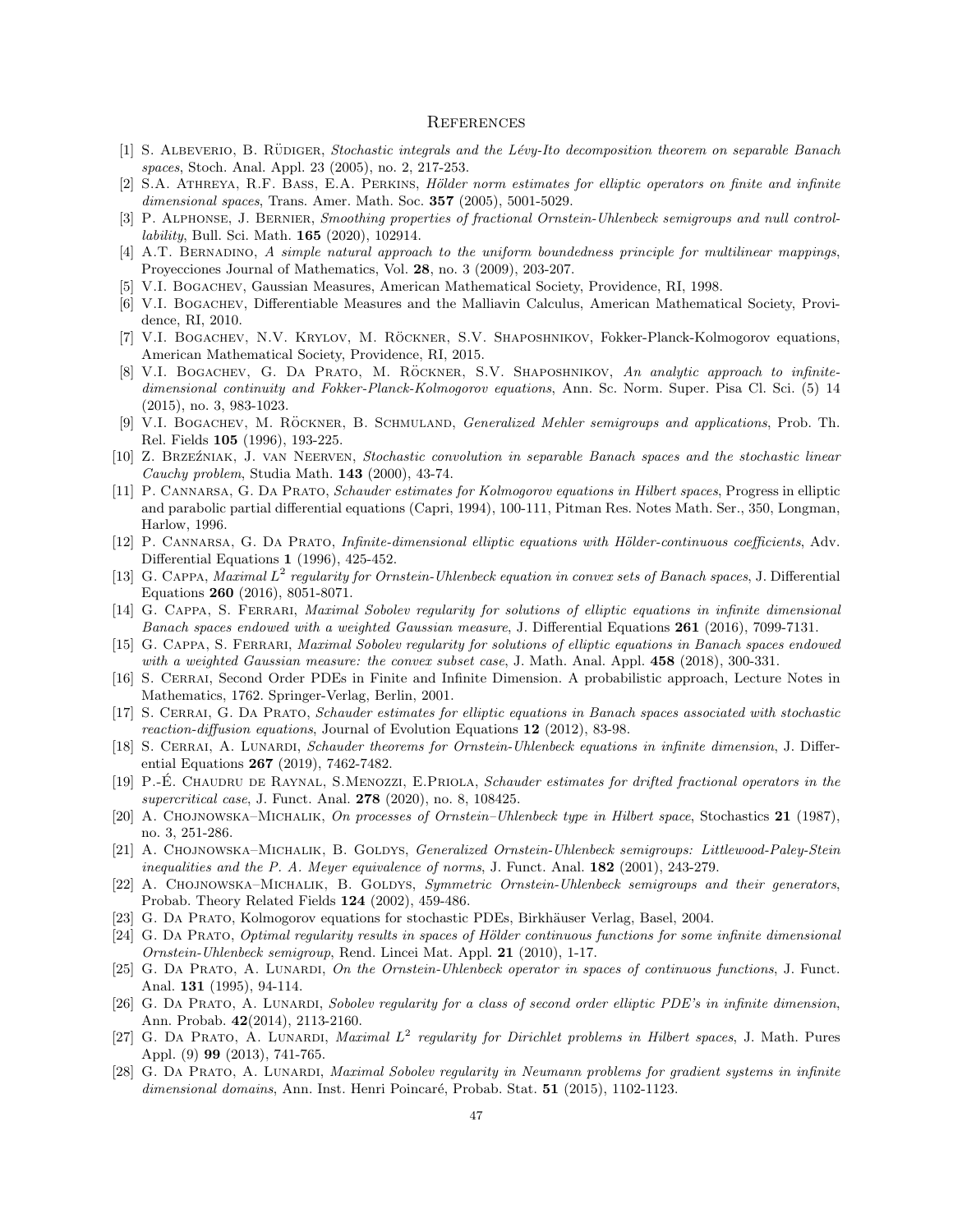## References

[1] S. Albeverio, B. Rüdiger, *Stochastic integrals and the Lévy-Ito decomposition theorem on separable Banach spaces*, Stoch. Anal. Appl. 23 (2005), no. 2, 217-253.

[2] S.A. Athreya, R.F. Bass, E.A. Perkins, *Hölder norm estimates for elliptic operators on finite and infinite dimensional spaces*, Trans. Amer. Math. Soc. **357** (2005), 5001-5029.

[3] P. Alphonse, J. Bernier, *Smoothing properties of fractional Ornstein-Uhlenbeck semigroups and null controllability*, Bull. Sci. Math. **165** (2020), 102914.

[4] A.T. Bernadino, *A simple natural approach to the uniform boundedness principle for multilinear mappings*, Proyecciones Journal of Mathematics, Vol. **28**, no. 3 (2009), 203-207.

[5] V.I. Bogachev, Gaussian Measures, American Mathematical Society, Providence, RI, 1998.

[6] V.I. Bogachev, Differentiable Measures and the Malliavin Calculus, American Mathematical Society, Providence, RI, 2010.

[7] V.I. Bogachev, N.V. Krylov, M. Röckner, S.V. Shaposhnikov, Fokker-Planck-Kolmogorov equations, American Mathematical Society, Providence, RI, 2015.

[8] V.I. Bogachev, G. Da Prato, M. Röckner, S.V. Shaposhnikov, *An analytic approach to infinite-dimensional continuity and Fokker-Planck-Kolmogorov equations*, Ann. Sc. Norm. Super. Pisa Cl. Sci. (5) 14 (2015), no. 3, 983-1023.

[9] V.I. Bogachev, M. Röckner, B. Schmuland, *Generalized Mehler semigroups and applications*, Prob. Th. Rel. Fields **105** (1996), 193-225.

[10] Z. Brzeźniak, J. van Neerven, *Stochastic convolution in separable Banach spaces and the stochastic linear Cauchy problem*, Studia Math. **143** (2000), 43-74.

[11] P. Cannarsa, G. Da Prato, *Schauder estimates for Kolmogorov equations in Hilbert spaces*, Progress in elliptic and parabolic partial differential equations (Capri, 1994), 100-111, Pitman Res. Notes Math. Ser., 350, Longman, Harlow, 1996.

[12] P. Cannarsa, G. Da Prato, *Infinite-dimensional elliptic equations with Hölder-continuous coefficients*, Adv. Differential Equations **1** (1996), 425-452.

[13] G. Cappa, *Maximal $L^2$ regularity for Ornstein-Uhlenbeck equation in convex sets of Banach spaces*, J. Differential Equations **260** (2016), 8051-8071.

[14] G. Cappa, S. Ferrari, *Maximal Sobolev regularity for solutions of elliptic equations in infinite dimensional Banach spaces endowed with a weighted Gaussian measure*, J. Differential Equations **261** (2016), 7099-7131.

[15] G. Cappa, S. Ferrari, *Maximal Sobolev regularity for solutions of elliptic equations in Banach spaces endowed with a weighted Gaussian measure: the convex subset case*, J. Math. Anal. Appl. **458** (2018), 300-331.

[16] S. Cerrai, Second Order PDEs in Finite and Infinite Dimension. A probabilistic approach, Lecture Notes in Mathematics, 1762. Springer-Verlag, Berlin, 2001.

[17] S. Cerrai, G. Da Prato, *Schauder estimates for elliptic equations in Banach spaces associated with stochastic reaction-diffusion equations*, Journal of Evolution Equations **12** (2012), 83-98.

[18] S. Cerrai, A. Lunardi, *Schauder theorems for Ornstein-Uhlenbeck equations in infinite dimension*, J. Differential Equations **267** (2019), 7462-7482.

[19] P.-É. Chaudru de Raynal, S.Menozzi, E.Priola, *Schauder estimates for drifted fractional operators in the supercritical case*, J. Funct. Anal. **278** (2020), no. 8, 108425.

[20] A. Chojnowska–Michalik, *On processes of Ornstein–Uhlenbeck type in Hilbert space*, Stochastics **21** (1987), no. 3, 251-286.

[21] A. Chojnowska–Michalik, B. Goldys, *Generalized Ornstein-Uhlenbeck semigroups: Littlewood-Paley-Stein inequalities and the P. A. Meyer equivalence of norms*, J. Funct. Anal. **182** (2001), 243-279.

[22] A. Chojnowska–Michalik, B. Goldys, *Symmetric Ornstein-Uhlenbeck semigroups and their generators*, Probab. Theory Related Fields **124** (2002), 459-486.

[23] G. Da Prato, Kolmogorov equations for stochastic PDEs, Birkhäuser Verlag, Basel, 2004.

[24] G. Da Prato, *Optimal regularity results in spaces of Hölder continuous functions for some infinite dimensional Ornstein-Uhlenbeck semigroup*, Rend. Lincei Mat. Appl. **21** (2010), 1-17.

[25] G. Da Prato, A. Lunardi, *On the Ornstein-Uhlenbeck operator in spaces of continuous functions*, J. Funct. Anal. **131** (1995), 94-114.

[26] G. Da Prato, A. Lunardi, *Sobolev regularity for a class of second order elliptic PDE's in infinite dimension*, Ann. Probab. **42**(2014), 2113-2160.

[27] G. Da Prato, A. Lunardi, *Maximal $L^2$ regularity for Dirichlet problems in Hilbert spaces*, J. Math. Pures Appl. (9) **99** (2013), 741-765.

[28] G. Da Prato, A. Lunardi, *Maximal Sobolev regularity in Neumann problems for gradient systems in infinite dimensional domains*, Ann. Inst. Henri Poincaré, Probab. Stat. **51** (2015), 1102-1123.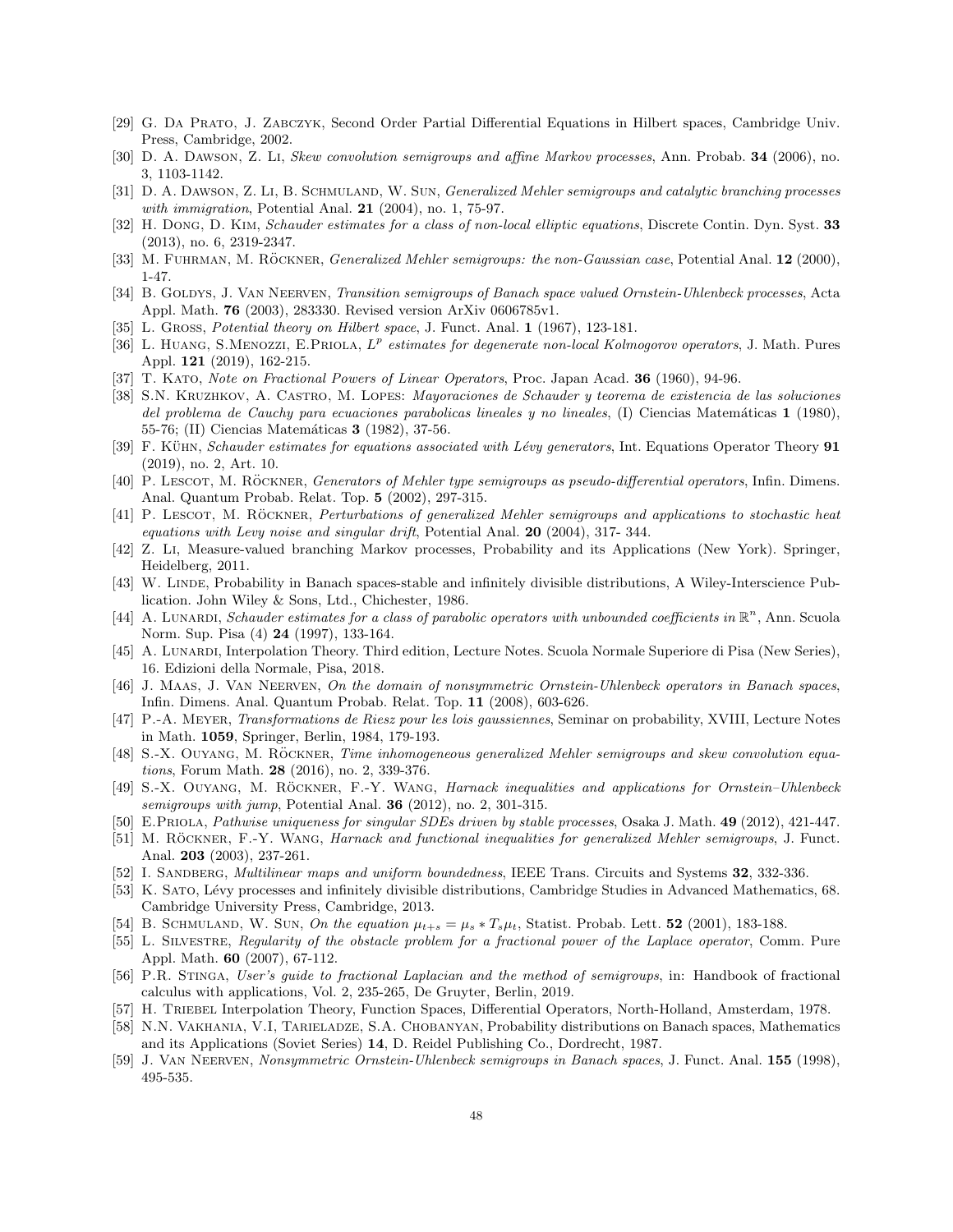[29] G. Da Prato, J. Zabczyk, Second Order Partial Differential Equations in Hilbert spaces, Cambridge Univ. Press, Cambridge, 2002.

[30] D. A. Dawson, Z. Li, *Skew convolution semigroups and affine Markov processes*, Ann. Probab. **34** (2006), no. 3, 1103-1142.

[31] D. A. Dawson, Z. Li, B. Schmuland, W. Sun, *Generalized Mehler semigroups and catalytic branching processes with immigration*, Potential Anal. **21** (2004), no. 1, 75-97.

[32] H. Dong, D. Kim, *Schauder estimates for a class of non-local elliptic equations*, Discrete Contin. Dyn. Syst. **33** (2013), no. 6, 2319-2347.

[33] M. Fuhrman, M. Röckner, *Generalized Mehler semigroups: the non-Gaussian case*, Potential Anal. **12** (2000), 1-47.

[34] B. Goldys, J. Van Neerven, *Transition semigroups of Banach space valued Ornstein-Uhlenbeck processes*, Acta Appl. Math. **76** (2003), 283330. Revised version ArXiv 0606785v1.

[35] L. Gross, *Potential theory on Hilbert space*, J. Funct. Anal. **1** (1967), 123-181.

[36] L. Huang, S.Menozzi, E.Priola, *$L^p$ estimates for degenerate non-local Kolmogorov operators*, J. Math. Pures Appl. **121** (2019), 162-215.

[37] T. Kato, *Note on Fractional Powers of Linear Operators*, Proc. Japan Acad. **36** (1960), 94-96.

[38] S.N. Kruzhkov, A. Castro, M. Lopes: *Mayoraciones de Schauder y teorema de existencia de las soluciones del problema de Cauchy para ecuaciones parabolicas lineales y no lineales*, (I) Ciencias Matemáticas **1** (1980), 55-76; (II) Ciencias Matemáticas **3** (1982), 37-56.

[39] F. Kühn, *Schauder estimates for equations associated with Lévy generators*, Int. Equations Operator Theory **91** (2019), no. 2, Art. 10.

[40] P. Lescot, M. Röckner, *Generators of Mehler type semigroups as pseudo-differential operators*, Infin. Dimens. Anal. Quantum Probab. Relat. Top. **5** (2002), 297-315.

[41] P. Lescot, M. Röckner, *Perturbations of generalized Mehler semigroups and applications to stochastic heat equations with Levy noise and singular drift*, Potential Anal. **20** (2004), 317- 344.

[42] Z. Li, Measure-valued branching Markov processes, Probability and its Applications (New York). Springer, Heidelberg, 2011.

[43] W. Linde, Probability in Banach spaces-stable and infinitely divisible distributions, A Wiley-Interscience Publication. John Wiley & Sons, Ltd., Chichester, 1986.

[44] A. Lunardi, *Schauder estimates for a class of parabolic operators with unbounded coefficients in $\mathbb{R}^n$*, Ann. Scuola Norm. Sup. Pisa (4) **24** (1997), 133-164.

[45] A. Lunardi, Interpolation Theory. Third edition, Lecture Notes. Scuola Normale Superiore di Pisa (New Series), 16. Edizioni della Normale, Pisa, 2018.

[46] J. Maas, J. Van Neerven, *On the domain of nonsymmetric Ornstein-Uhlenbeck operators in Banach spaces*, Infin. Dimens. Anal. Quantum Probab. Relat. Top. **11** (2008), 603-626.

[47] P.-A. Meyer, *Transformations de Riesz pour les lois gaussiennes*, Seminar on probability, XVIII, Lecture Notes in Math. **1059**, Springer, Berlin, 1984, 179-193.

[48] S.-X. Ouyang, M. Röckner, *Time inhomogeneous generalized Mehler semigroups and skew convolution equations*, Forum Math. **28** (2016), no. 2, 339-376.

[49] S.-X. Ouyang, M. Röckner, F.-Y. Wang, *Harnack inequalities and applications for Ornstein–Uhlenbeck semigroups with jump*, Potential Anal. **36** (2012), no. 2, 301-315.

[50] E.Priola, *Pathwise uniqueness for singular SDEs driven by stable processes*, Osaka J. Math. **49** (2012), 421-447.

[51] M. Röckner, F.-Y. Wang, *Harnack and functional inequalities for generalized Mehler semigroups*, J. Funct. Anal. **203** (2003), 237-261.

[52] I. Sandberg, *Multilinear maps and uniform boundedness*, IEEE Trans. Circuits and Systems **32**, 332-336.

[53] K. Sato, Lévy processes and infinitely divisible distributions, Cambridge Studies in Advanced Mathematics, 68. Cambridge University Press, Cambridge, 2013.

[54] B. Schmuland, W. Sun, *On the equation $\mu_{t+s} = \mu_s * T_s\mu_t$*, Statist. Probab. Lett. **52** (2001), 183-188.

[55] L. Silvestre, *Regularity of the obstacle problem for a fractional power of the Laplace operator*, Comm. Pure Appl. Math. **60** (2007), 67-112.

[56] P.R. Stinga, *User's guide to fractional Laplacian and the method of semigroups*, in: Handbook of fractional calculus with applications, Vol. 2, 235-265, De Gruyter, Berlin, 2019.

[57] H. Triebel Interpolation Theory, Function Spaces, Differential Operators, North-Holland, Amsterdam, 1978.

[58] N.N. Vakhania, V.I, Tarieladze, S.A. Chobanyan, Probability distributions on Banach spaces, Mathematics and its Applications (Soviet Series) **14**, D. Reidel Publishing Co., Dordrecht, 1987.

[59] J. Van Neerven, *Nonsymmetric Ornstein-Uhlenbeck semigroups in Banach spaces*, J. Funct. Anal. **155** (1998), 495-535.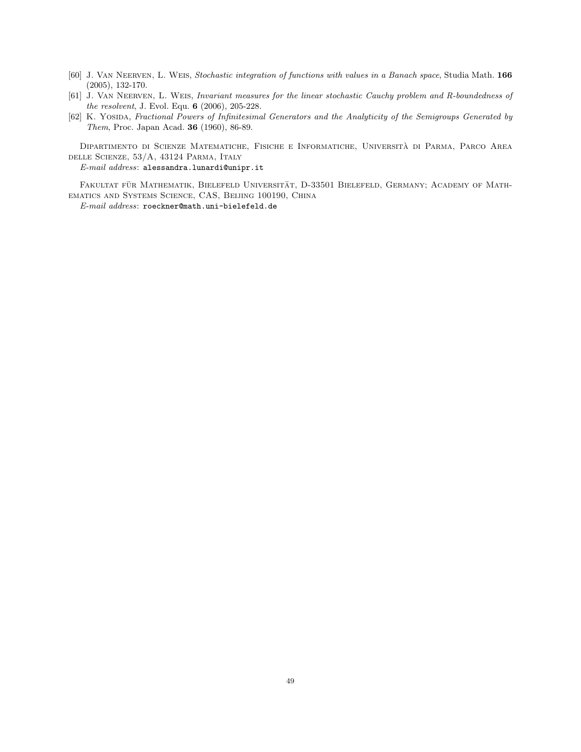[60] J. Van Neerven, L. Weis, *Stochastic integration of functions with values in a Banach space*, Studia Math. **166** (2005), 132-170.

[61] J. Van Neerven, L. Weis, *Invariant measures for the linear stochastic Cauchy problem and R-boundedness of the resolvent*, J. Evol. Equ. **6** (2006), 205-228.

[62] K. Yosida, *Fractional Powers of Infinitesimal Generators and the Analyticity of the Semigroups Generated by Them*, Proc. Japan Acad. **36** (1960), 86-89.

Dipartimento di Scienze Matematiche, Fisiche e Informatiche, Università di Parma, Parco Area delle Scienze, 53/A, 43124 Parma, Italy

*E-mail address*: `alessandra.lunardi@unipr.it`

Fakultat für Mathematik, Bielefeld Universität, D-33501 Bielefeld, Germany; Academy of Mathematics and Systems Science, CAS, Beijing 100190, China

*E-mail address*: `roeckner@math.uni-bielefeld.de`